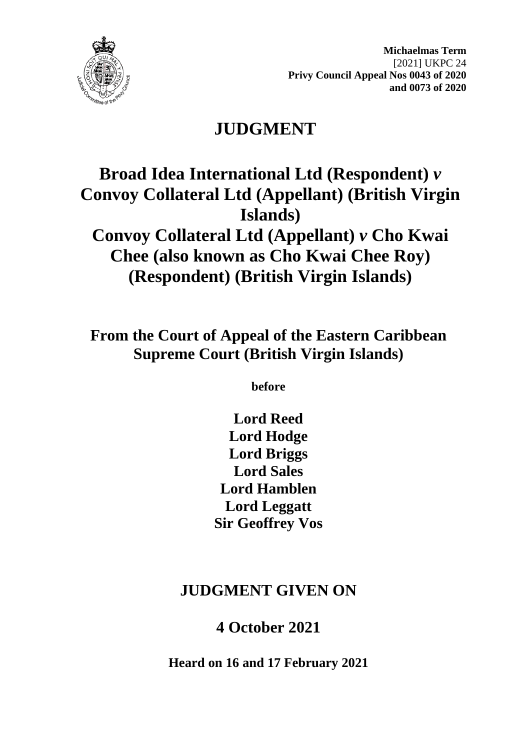**Michaelmas Term**
[2021] UKPC 24
**Privy Council Appeal Nos 0043 of 2020**
**and 0073 of 2020**

# JUDGMENT

# Broad Idea International Ltd (Respondent) *v* Convoy Collateral Ltd (Appellant) (British Virgin Islands)
# Convoy Collateral Ltd (Appellant) *v* Cho Kwai Chee (also known as Cho Kwai Chee Roy) (Respondent) (British Virgin Islands)

## From the Court of Appeal of the Eastern Caribbean Supreme Court (British Virgin Islands)

**before**

**Lord Reed**
**Lord Hodge**
**Lord Briggs**
**Lord Sales**
**Lord Hamblen**
**Lord Leggatt**
**Sir Geoffrey Vos**

## JUDGMENT GIVEN ON

## 4 October 2021

**Heard on 16 and 17 February 2021**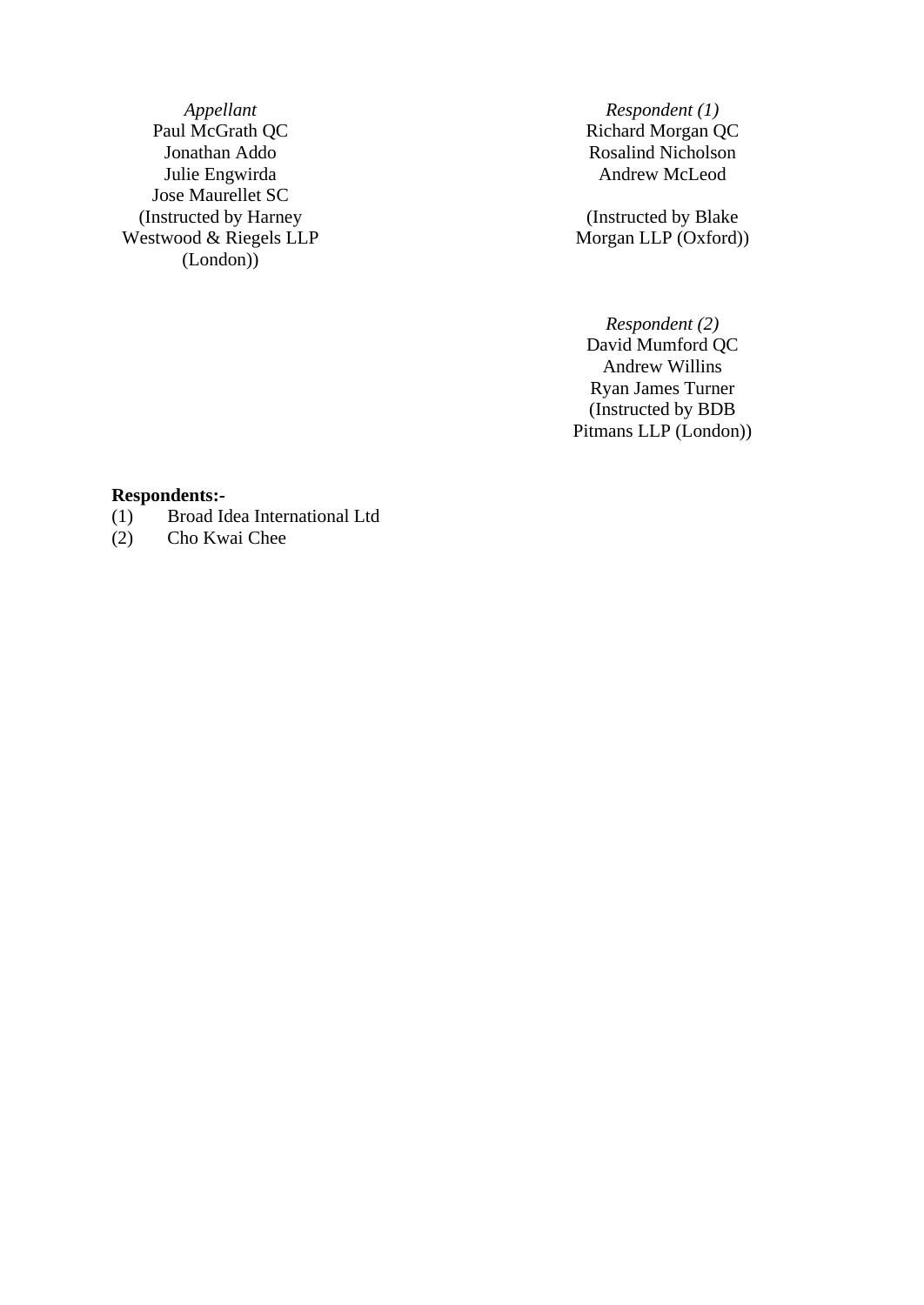| *Appellant* | *Respondent (1)* |
| --- | --- |
| Paul McGrath QC | Richard Morgan QC |
| Jonathan Addo | Rosalind Nicholson |
| Julie Engwirda | Andrew McLeod |
| Jose Maurellet SC | |
| (Instructed by Harney Westwood & Riegels LLP (London)) | (Instructed by Blake Morgan LLP (Oxford)) |

| | *Respondent (2)* |
| --- | --- |
| | David Mumford QC |
| | Andrew Willins |
| | Ryan James Turner |
| | (Instructed by BDB Pitmans LLP (London)) |

**Respondents:-**

(1) Broad Idea International Ltd

(2) Cho Kwai Chee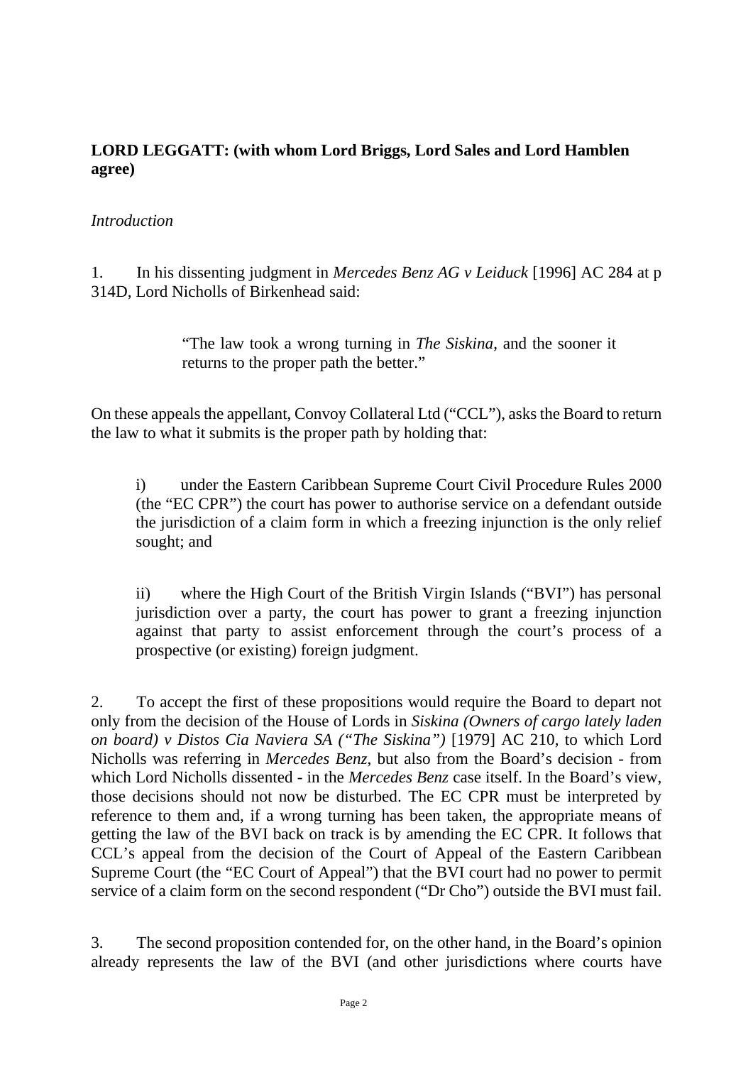**LORD LEGGATT: (with whom Lord Briggs, Lord Sales and Lord Hamblen agree)**

*Introduction*

1. In his dissenting judgment in *Mercedes Benz AG v Leiduck* [1996] AC 284 at p 314D, Lord Nicholls of Birkenhead said:

> "The law took a wrong turning in *The Siskina*, and the sooner it returns to the proper path the better."

On these appeals the appellant, Convoy Collateral Ltd ("CCL"), asks the Board to return the law to what it submits is the proper path by holding that:

> i) under the Eastern Caribbean Supreme Court Civil Procedure Rules 2000 (the "EC CPR") the court has power to authorise service on a defendant outside the jurisdiction of a claim form in which a freezing injunction is the only relief sought; and
>
> ii) where the High Court of the British Virgin Islands ("BVI") has personal jurisdiction over a party, the court has power to grant a freezing injunction against that party to assist enforcement through the court's process of a prospective (or existing) foreign judgment.

2. To accept the first of these propositions would require the Board to depart not only from the decision of the House of Lords in *Siskina (Owners of cargo lately laden on board) v Distos Cia Naviera SA ("The Siskina")* [1979] AC 210, to which Lord Nicholls was referring in *Mercedes Benz*, but also from the Board's decision - from which Lord Nicholls dissented - in the *Mercedes Benz* case itself. In the Board's view, those decisions should not now be disturbed. The EC CPR must be interpreted by reference to them and, if a wrong turning has been taken, the appropriate means of getting the law of the BVI back on track is by amending the EC CPR. It follows that CCL's appeal from the decision of the Court of Appeal of the Eastern Caribbean Supreme Court (the "EC Court of Appeal") that the BVI court had no power to permit service of a claim form on the second respondent ("Dr Cho") outside the BVI must fail.

3. The second proposition contended for, on the other hand, in the Board's opinion already represents the law of the BVI (and other jurisdictions where courts have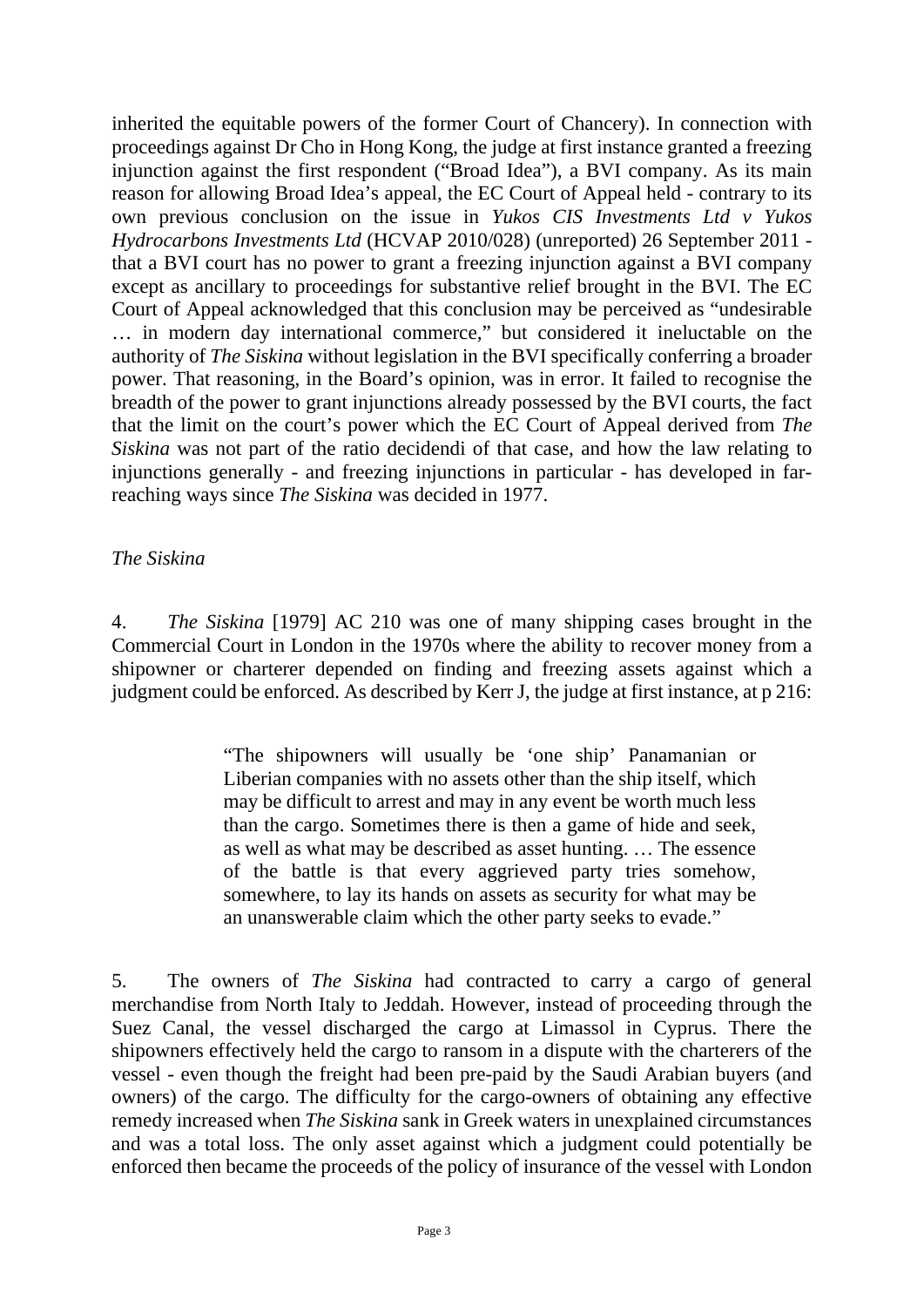inherited the equitable powers of the former Court of Chancery). In connection with proceedings against Dr Cho in Hong Kong, the judge at first instance granted a freezing injunction against the first respondent ("Broad Idea"), a BVI company. As its main reason for allowing Broad Idea's appeal, the EC Court of Appeal held - contrary to its own previous conclusion on the issue in *Yukos CIS Investments Ltd v Yukos Hydrocarbons Investments Ltd* (HCVAP 2010/028) (unreported) 26 September 2011 - that a BVI court has no power to grant a freezing injunction against a BVI company except as ancillary to proceedings for substantive relief brought in the BVI. The EC Court of Appeal acknowledged that this conclusion may be perceived as "undesirable … in modern day international commerce," but considered it ineluctable on the authority of *The Siskina* without legislation in the BVI specifically conferring a broader power. That reasoning, in the Board's opinion, was in error. It failed to recognise the breadth of the power to grant injunctions already possessed by the BVI courts, the fact that the limit on the court's power which the EC Court of Appeal derived from *The Siskina* was not part of the ratio decidendi of that case, and how the law relating to injunctions generally - and freezing injunctions in particular - has developed in far-reaching ways since *The Siskina* was decided in 1977.

*The Siskina*

4. *The Siskina* [1979] AC 210 was one of many shipping cases brought in the Commercial Court in London in the 1970s where the ability to recover money from a shipowner or charterer depended on finding and freezing assets against which a judgment could be enforced. As described by Kerr J, the judge at first instance, at p 216:

> "The shipowners will usually be 'one ship' Panamanian or Liberian companies with no assets other than the ship itself, which may be difficult to arrest and may in any event be worth much less than the cargo. Sometimes there is then a game of hide and seek, as well as what may be described as asset hunting. … The essence of the battle is that every aggrieved party tries somehow, somewhere, to lay its hands on assets as security for what may be an unanswerable claim which the other party seeks to evade."

5. The owners of *The Siskina* had contracted to carry a cargo of general merchandise from North Italy to Jeddah. However, instead of proceeding through the Suez Canal, the vessel discharged the cargo at Limassol in Cyprus. There the shipowners effectively held the cargo to ransom in a dispute with the charterers of the vessel - even though the freight had been pre-paid by the Saudi Arabian buyers (and owners) of the cargo. The difficulty for the cargo-owners of obtaining any effective remedy increased when *The Siskina* sank in Greek waters in unexplained circumstances and was a total loss. The only asset against which a judgment could potentially be enforced then became the proceeds of the policy of insurance of the vessel with London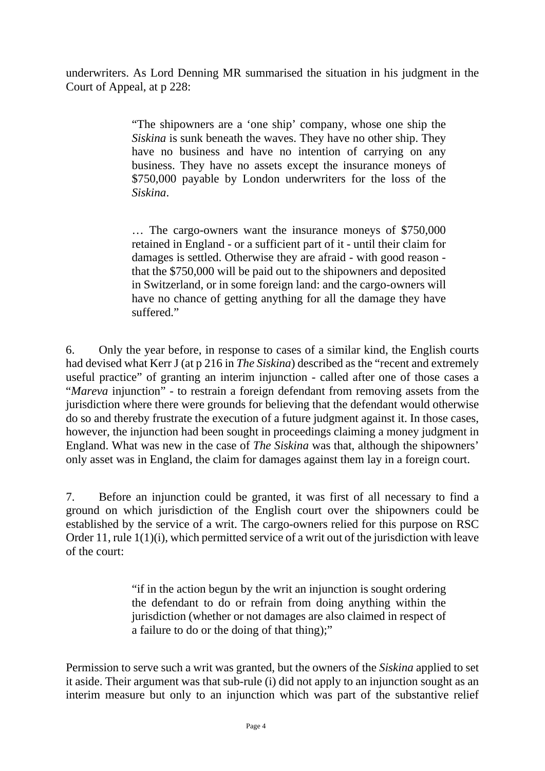underwriters. As Lord Denning MR summarised the situation in his judgment in the Court of Appeal, at p 228:

> "The shipowners are a 'one ship' company, whose one ship the *Siskina* is sunk beneath the waves. They have no other ship. They have no business and have no intention of carrying on any business. They have no assets except the insurance moneys of \$750,000 payable by London underwriters for the loss of the *Siskina*.
>
> … The cargo-owners want the insurance moneys of \$750,000 retained in England - or a sufficient part of it - until their claim for damages is settled. Otherwise they are afraid - with good reason - that the \$750,000 will be paid out to the shipowners and deposited in Switzerland, or in some foreign land: and the cargo-owners will have no chance of getting anything for all the damage they have suffered."

6. Only the year before, in response to cases of a similar kind, the English courts had devised what Kerr J (at p 216 in *The Siskina*) described as the "recent and extremely useful practice" of granting an interim injunction - called after one of those cases a "*Mareva* injunction" - to restrain a foreign defendant from removing assets from the jurisdiction where there were grounds for believing that the defendant would otherwise do so and thereby frustrate the execution of a future judgment against it. In those cases, however, the injunction had been sought in proceedings claiming a money judgment in England. What was new in the case of *The Siskina* was that, although the shipowners' only asset was in England, the claim for damages against them lay in a foreign court.

7. Before an injunction could be granted, it was first of all necessary to find a ground on which jurisdiction of the English court over the shipowners could be established by the service of a writ. The cargo-owners relied for this purpose on RSC Order 11, rule 1(1)(i), which permitted service of a writ out of the jurisdiction with leave of the court:

> "if in the action begun by the writ an injunction is sought ordering the defendant to do or refrain from doing anything within the jurisdiction (whether or not damages are also claimed in respect of a failure to do or the doing of that thing);"

Permission to serve such a writ was granted, but the owners of the *Siskina* applied to set it aside. Their argument was that sub-rule (i) did not apply to an injunction sought as an interim measure but only to an injunction which was part of the substantive relief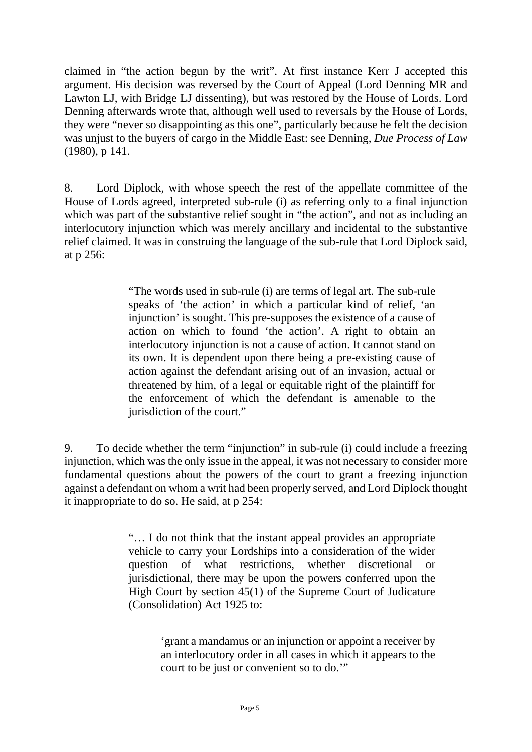claimed in "the action begun by the writ". At first instance Kerr J accepted this argument. His decision was reversed by the Court of Appeal (Lord Denning MR and Lawton LJ, with Bridge LJ dissenting), but was restored by the House of Lords. Lord Denning afterwards wrote that, although well used to reversals by the House of Lords, they were "never so disappointing as this one", particularly because he felt the decision was unjust to the buyers of cargo in the Middle East: see Denning, *Due Process of Law* (1980), p 141.

8. Lord Diplock, with whose speech the rest of the appellate committee of the House of Lords agreed, interpreted sub-rule (i) as referring only to a final injunction which was part of the substantive relief sought in "the action", and not as including an interlocutory injunction which was merely ancillary and incidental to the substantive relief claimed. It was in construing the language of the sub-rule that Lord Diplock said, at p 256:

> "The words used in sub-rule (i) are terms of legal art. The sub-rule speaks of 'the action' in which a particular kind of relief, 'an injunction' is sought. This pre-supposes the existence of a cause of action on which to found 'the action'. A right to obtain an interlocutory injunction is not a cause of action. It cannot stand on its own. It is dependent upon there being a pre-existing cause of action against the defendant arising out of an invasion, actual or threatened by him, of a legal or equitable right of the plaintiff for the enforcement of which the defendant is amenable to the jurisdiction of the court."

9. To decide whether the term "injunction" in sub-rule (i) could include a freezing injunction, which was the only issue in the appeal, it was not necessary to consider more fundamental questions about the powers of the court to grant a freezing injunction against a defendant on whom a writ had been properly served, and Lord Diplock thought it inappropriate to do so. He said, at p 254:

> "… I do not think that the instant appeal provides an appropriate vehicle to carry your Lordships into a consideration of the wider question of what restrictions, whether discretional or jurisdictional, there may be upon the powers conferred upon the High Court by section 45(1) of the Supreme Court of Judicature (Consolidation) Act 1925 to:
>
> > 'grant a mandamus or an injunction or appoint a receiver by an interlocutory order in all cases in which it appears to the court to be just or convenient so to do.'"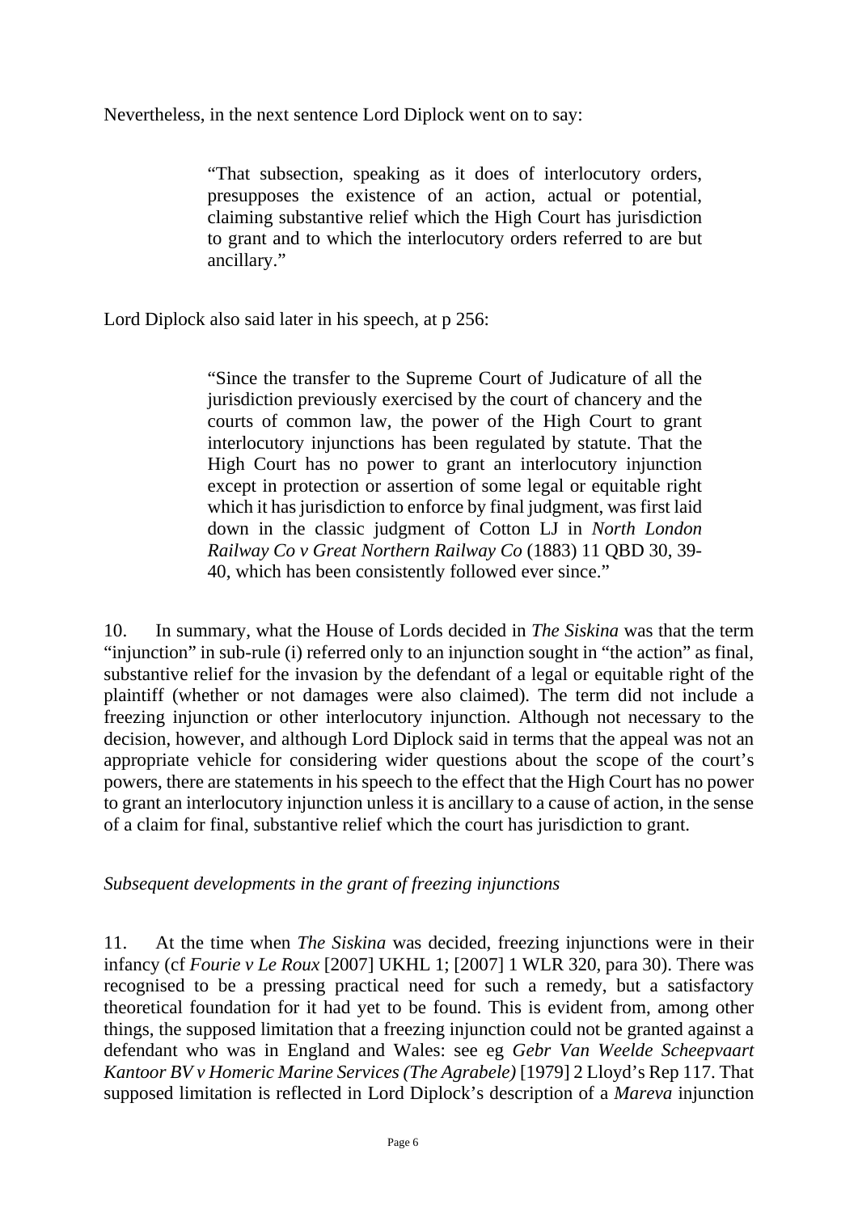Nevertheless, in the next sentence Lord Diplock went on to say:

> "That subsection, speaking as it does of interlocutory orders, presupposes the existence of an action, actual or potential, claiming substantive relief which the High Court has jurisdiction to grant and to which the interlocutory orders referred to are but ancillary."

Lord Diplock also said later in his speech, at p 256:

> "Since the transfer to the Supreme Court of Judicature of all the jurisdiction previously exercised by the court of chancery and the courts of common law, the power of the High Court to grant interlocutory injunctions has been regulated by statute. That the High Court has no power to grant an interlocutory injunction except in protection or assertion of some legal or equitable right which it has jurisdiction to enforce by final judgment, was first laid down in the classic judgment of Cotton LJ in *North London Railway Co v Great Northern Railway Co* (1883) 11 QBD 30, 39-40, which has been consistently followed ever since."

10. In summary, what the House of Lords decided in *The Siskina* was that the term "injunction" in sub-rule (i) referred only to an injunction sought in "the action" as final, substantive relief for the invasion by the defendant of a legal or equitable right of the plaintiff (whether or not damages were also claimed). The term did not include a freezing injunction or other interlocutory injunction. Although not necessary to the decision, however, and although Lord Diplock said in terms that the appeal was not an appropriate vehicle for considering wider questions about the scope of the court's powers, there are statements in his speech to the effect that the High Court has no power to grant an interlocutory injunction unless it is ancillary to a cause of action, in the sense of a claim for final, substantive relief which the court has jurisdiction to grant.

*Subsequent developments in the grant of freezing injunctions*

11. At the time when *The Siskina* was decided, freezing injunctions were in their infancy (cf *Fourie v Le Roux* [2007] UKHL 1; [2007] 1 WLR 320, para 30). There was recognised to be a pressing practical need for such a remedy, but a satisfactory theoretical foundation for it had yet to be found. This is evident from, among other things, the supposed limitation that a freezing injunction could not be granted against a defendant who was in England and Wales: see eg *Gebr Van Weelde Scheepvaart Kantoor BV v Homeric Marine Services (The Agrabele)* [1979] 2 Lloyd's Rep 117. That supposed limitation is reflected in Lord Diplock's description of a *Mareva* injunction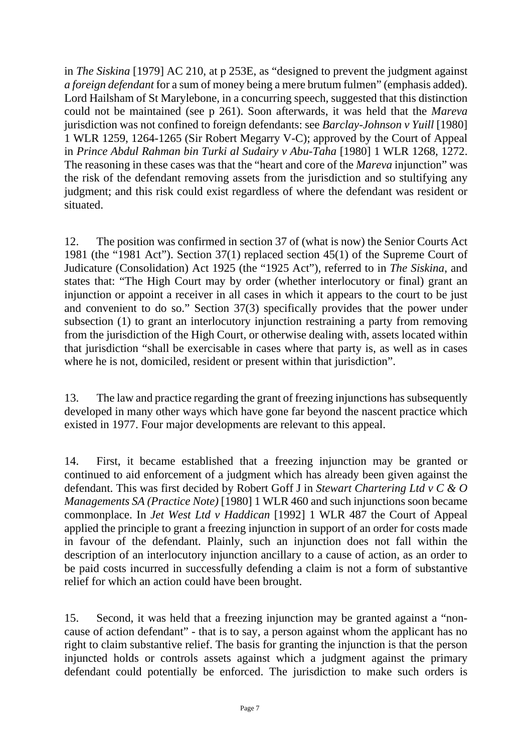in *The Siskina* [1979] AC 210, at p 253E, as "designed to prevent the judgment against *a foreign defendant* for a sum of money being a mere brutum fulmen" (emphasis added). Lord Hailsham of St Marylebone, in a concurring speech, suggested that this distinction could not be maintained (see p 261). Soon afterwards, it was held that the *Mareva* jurisdiction was not confined to foreign defendants: see *Barclay-Johnson v Yuill* [1980] 1 WLR 1259, 1264-1265 (Sir Robert Megarry V-C); approved by the Court of Appeal in *Prince Abdul Rahman bin Turki al Sudairy v Abu-Taha* [1980] 1 WLR 1268, 1272. The reasoning in these cases was that the "heart and core of the *Mareva* injunction" was the risk of the defendant removing assets from the jurisdiction and so stultifying any judgment; and this risk could exist regardless of where the defendant was resident or situated.

12. The position was confirmed in section 37 of (what is now) the Senior Courts Act 1981 (the "1981 Act"). Section 37(1) replaced section 45(1) of the Supreme Court of Judicature (Consolidation) Act 1925 (the "1925 Act"), referred to in *The Siskina*, and states that: "The High Court may by order (whether interlocutory or final) grant an injunction or appoint a receiver in all cases in which it appears to the court to be just and convenient to do so." Section 37(3) specifically provides that the power under subsection (1) to grant an interlocutory injunction restraining a party from removing from the jurisdiction of the High Court, or otherwise dealing with, assets located within that jurisdiction "shall be exercisable in cases where that party is, as well as in cases where he is not, domiciled, resident or present within that jurisdiction".

13. The law and practice regarding the grant of freezing injunctions has subsequently developed in many other ways which have gone far beyond the nascent practice which existed in 1977. Four major developments are relevant to this appeal.

14. First, it became established that a freezing injunction may be granted or continued to aid enforcement of a judgment which has already been given against the defendant. This was first decided by Robert Goff J in *Stewart Chartering Ltd v C & O Managements SA (Practice Note)* [1980] 1 WLR 460 and such injunctions soon became commonplace. In *Jet West Ltd v Haddican* [1992] 1 WLR 487 the Court of Appeal applied the principle to grant a freezing injunction in support of an order for costs made in favour of the defendant. Plainly, such an injunction does not fall within the description of an interlocutory injunction ancillary to a cause of action, as an order to be paid costs incurred in successfully defending a claim is not a form of substantive relief for which an action could have been brought.

15. Second, it was held that a freezing injunction may be granted against a "non-cause of action defendant" - that is to say, a person against whom the applicant has no right to claim substantive relief. The basis for granting the injunction is that the person injuncted holds or controls assets against which a judgment against the primary defendant could potentially be enforced. The jurisdiction to make such orders is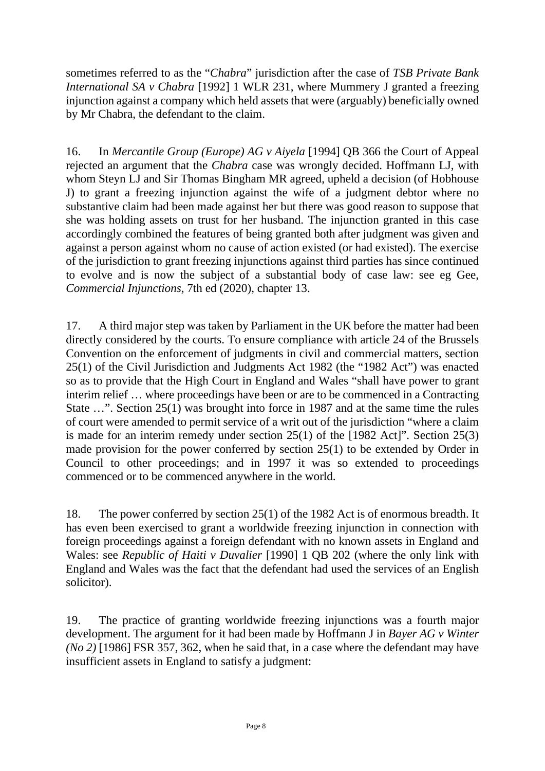sometimes referred to as the "*Chabra*" jurisdiction after the case of *TSB Private Bank International SA v Chabra* [1992] 1 WLR 231, where Mummery J granted a freezing injunction against a company which held assets that were (arguably) beneficially owned by Mr Chabra, the defendant to the claim.

16. In *Mercantile Group (Europe) AG v Aiyela* [1994] QB 366 the Court of Appeal rejected an argument that the *Chabra* case was wrongly decided. Hoffmann LJ, with whom Steyn LJ and Sir Thomas Bingham MR agreed, upheld a decision (of Hobhouse J) to grant a freezing injunction against the wife of a judgment debtor where no substantive claim had been made against her but there was good reason to suppose that she was holding assets on trust for her husband. The injunction granted in this case accordingly combined the features of being granted both after judgment was given and against a person against whom no cause of action existed (or had existed). The exercise of the jurisdiction to grant freezing injunctions against third parties has since continued to evolve and is now the subject of a substantial body of case law: see eg Gee, *Commercial Injunctions*, 7th ed (2020), chapter 13.

17. A third major step was taken by Parliament in the UK before the matter had been directly considered by the courts. To ensure compliance with article 24 of the Brussels Convention on the enforcement of judgments in civil and commercial matters, section 25(1) of the Civil Jurisdiction and Judgments Act 1982 (the "1982 Act") was enacted so as to provide that the High Court in England and Wales "shall have power to grant interim relief … where proceedings have been or are to be commenced in a Contracting State …". Section 25(1) was brought into force in 1987 and at the same time the rules of court were amended to permit service of a writ out of the jurisdiction "where a claim is made for an interim remedy under section 25(1) of the [1982 Act]". Section 25(3) made provision for the power conferred by section 25(1) to be extended by Order in Council to other proceedings; and in 1997 it was so extended to proceedings commenced or to be commenced anywhere in the world.

18. The power conferred by section 25(1) of the 1982 Act is of enormous breadth. It has even been exercised to grant a worldwide freezing injunction in connection with foreign proceedings against a foreign defendant with no known assets in England and Wales: see *Republic of Haiti v Duvalier* [1990] 1 QB 202 (where the only link with England and Wales was the fact that the defendant had used the services of an English solicitor).

19. The practice of granting worldwide freezing injunctions was a fourth major development. The argument for it had been made by Hoffmann J in *Bayer AG v Winter (No 2)* [1986] FSR 357, 362, when he said that, in a case where the defendant may have insufficient assets in England to satisfy a judgment: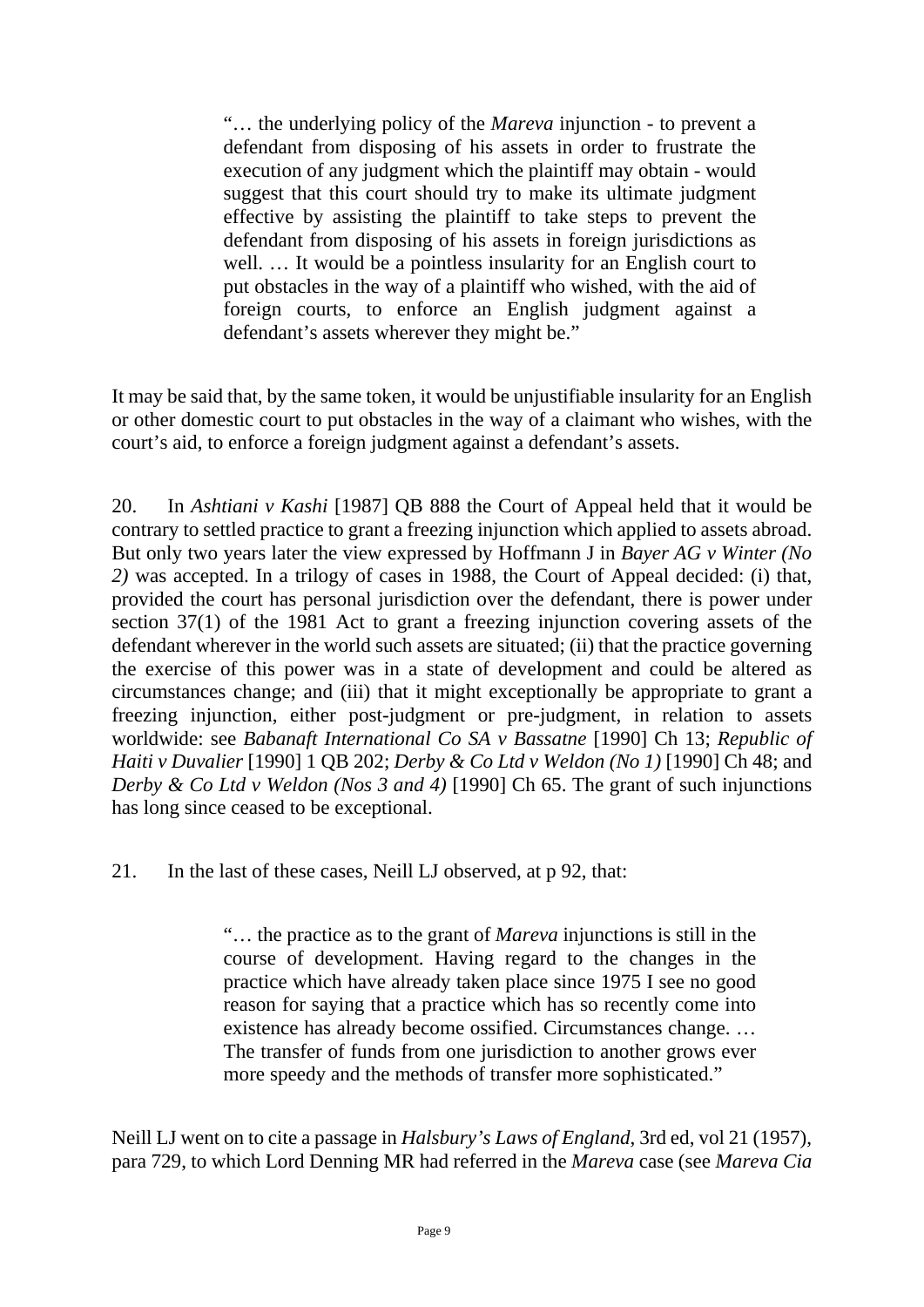> "… the underlying policy of the *Mareva* injunction - to prevent a defendant from disposing of his assets in order to frustrate the execution of any judgment which the plaintiff may obtain - would suggest that this court should try to make its ultimate judgment effective by assisting the plaintiff to take steps to prevent the defendant from disposing of his assets in foreign jurisdictions as well. … It would be a pointless insularity for an English court to put obstacles in the way of a plaintiff who wished, with the aid of foreign courts, to enforce an English judgment against a defendant's assets wherever they might be."

It may be said that, by the same token, it would be unjustifiable insularity for an English or other domestic court to put obstacles in the way of a claimant who wishes, with the court's aid, to enforce a foreign judgment against a defendant's assets.

20. In *Ashtiani v Kashi* [1987] QB 888 the Court of Appeal held that it would be contrary to settled practice to grant a freezing injunction which applied to assets abroad. But only two years later the view expressed by Hoffmann J in *Bayer AG v Winter (No 2)* was accepted. In a trilogy of cases in 1988, the Court of Appeal decided: (i) that, provided the court has personal jurisdiction over the defendant, there is power under section 37(1) of the 1981 Act to grant a freezing injunction covering assets of the defendant wherever in the world such assets are situated; (ii) that the practice governing the exercise of this power was in a state of development and could be altered as circumstances change; and (iii) that it might exceptionally be appropriate to grant a freezing injunction, either post-judgment or pre-judgment, in relation to assets worldwide: see *Babanaft International Co SA v Bassatne* [1990] Ch 13; *Republic of Haiti v Duvalier* [1990] 1 QB 202; *Derby & Co Ltd v Weldon (No 1)* [1990] Ch 48; and *Derby & Co Ltd v Weldon (Nos 3 and 4)* [1990] Ch 65. The grant of such injunctions has long since ceased to be exceptional.

21. In the last of these cases, Neill LJ observed, at p 92, that:

> "… the practice as to the grant of *Mareva* injunctions is still in the course of development. Having regard to the changes in the practice which have already taken place since 1975 I see no good reason for saying that a practice which has so recently come into existence has already become ossified. Circumstances change. … The transfer of funds from one jurisdiction to another grows ever more speedy and the methods of transfer more sophisticated."

Neill LJ went on to cite a passage in *Halsbury's Laws of England*, 3rd ed, vol 21 (1957), para 729, to which Lord Denning MR had referred in the *Mareva* case (see *Mareva Cia*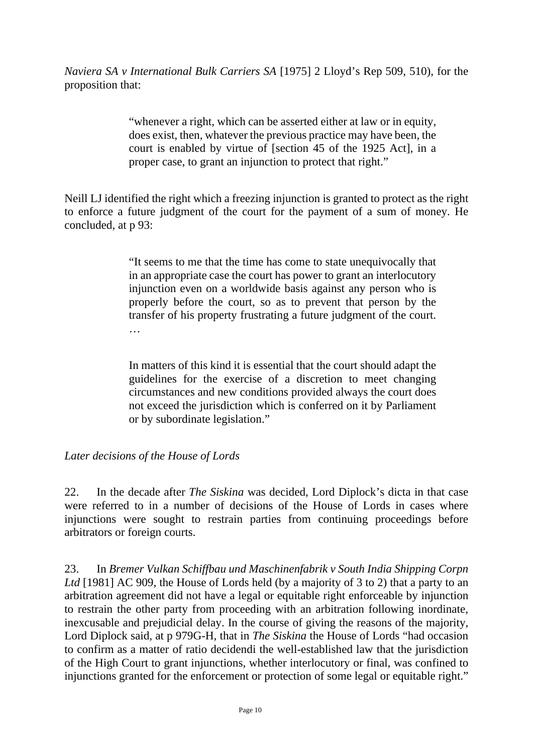*Naviera SA v International Bulk Carriers SA* [1975] 2 Lloyd's Rep 509, 510), for the proposition that:

> "whenever a right, which can be asserted either at law or in equity, does exist, then, whatever the previous practice may have been, the court is enabled by virtue of [section 45 of the 1925 Act], in a proper case, to grant an injunction to protect that right."

Neill LJ identified the right which a freezing injunction is granted to protect as the right to enforce a future judgment of the court for the payment of a sum of money. He concluded, at p 93:

> "It seems to me that the time has come to state unequivocally that in an appropriate case the court has power to grant an interlocutory injunction even on a worldwide basis against any person who is properly before the court, so as to prevent that person by the transfer of his property frustrating a future judgment of the court. …
>
> In matters of this kind it is essential that the court should adapt the guidelines for the exercise of a discretion to meet changing circumstances and new conditions provided always the court does not exceed the jurisdiction which is conferred on it by Parliament or by subordinate legislation."

*Later decisions of the House of Lords*

22. In the decade after *The Siskina* was decided, Lord Diplock's dicta in that case were referred to in a number of decisions of the House of Lords in cases where injunctions were sought to restrain parties from continuing proceedings before arbitrators or foreign courts.

23. In *Bremer Vulkan Schiffbau und Maschinenfabrik v South India Shipping Corpn Ltd* [1981] AC 909, the House of Lords held (by a majority of 3 to 2) that a party to an arbitration agreement did not have a legal or equitable right enforceable by injunction to restrain the other party from proceeding with an arbitration following inordinate, inexcusable and prejudicial delay. In the course of giving the reasons of the majority, Lord Diplock said, at p 979G-H, that in *The Siskina* the House of Lords "had occasion to confirm as a matter of ratio decidendi the well-established law that the jurisdiction of the High Court to grant injunctions, whether interlocutory or final, was confined to injunctions granted for the enforcement or protection of some legal or equitable right."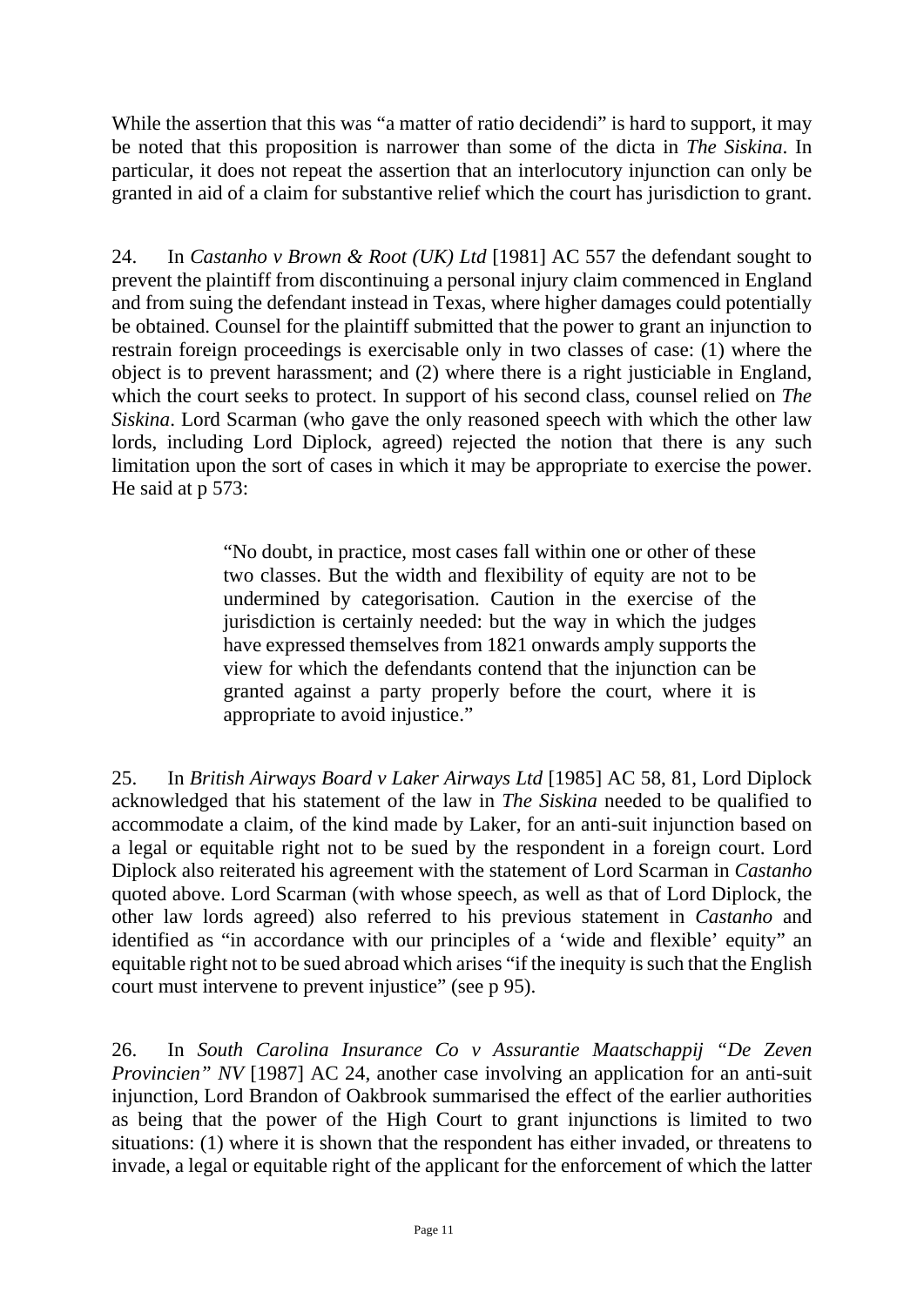While the assertion that this was "a matter of ratio decidendi" is hard to support, it may be noted that this proposition is narrower than some of the dicta in *The Siskina*. In particular, it does not repeat the assertion that an interlocutory injunction can only be granted in aid of a claim for substantive relief which the court has jurisdiction to grant.

24. In *Castanho v Brown & Root (UK) Ltd* [1981] AC 557 the defendant sought to prevent the plaintiff from discontinuing a personal injury claim commenced in England and from suing the defendant instead in Texas, where higher damages could potentially be obtained. Counsel for the plaintiff submitted that the power to grant an injunction to restrain foreign proceedings is exercisable only in two classes of case: (1) where the object is to prevent harassment; and (2) where there is a right justiciable in England, which the court seeks to protect. In support of his second class, counsel relied on *The Siskina*. Lord Scarman (who gave the only reasoned speech with which the other law lords, including Lord Diplock, agreed) rejected the notion that there is any such limitation upon the sort of cases in which it may be appropriate to exercise the power. He said at p 573:

> "No doubt, in practice, most cases fall within one or other of these two classes. But the width and flexibility of equity are not to be undermined by categorisation. Caution in the exercise of the jurisdiction is certainly needed: but the way in which the judges have expressed themselves from 1821 onwards amply supports the view for which the defendants contend that the injunction can be granted against a party properly before the court, where it is appropriate to avoid injustice."

25. In *British Airways Board v Laker Airways Ltd* [1985] AC 58, 81, Lord Diplock acknowledged that his statement of the law in *The Siskina* needed to be qualified to accommodate a claim, of the kind made by Laker, for an anti-suit injunction based on a legal or equitable right not to be sued by the respondent in a foreign court. Lord Diplock also reiterated his agreement with the statement of Lord Scarman in *Castanho* quoted above. Lord Scarman (with whose speech, as well as that of Lord Diplock, the other law lords agreed) also referred to his previous statement in *Castanho* and identified as "in accordance with our principles of a 'wide and flexible' equity" an equitable right not to be sued abroad which arises "if the inequity is such that the English court must intervene to prevent injustice" (see p 95).

26. In *South Carolina Insurance Co v Assurantie Maatschappij "De Zeven Provincien" NV* [1987] AC 24, another case involving an application for an anti-suit injunction, Lord Brandon of Oakbrook summarised the effect of the earlier authorities as being that the power of the High Court to grant injunctions is limited to two situations: (1) where it is shown that the respondent has either invaded, or threatens to invade, a legal or equitable right of the applicant for the enforcement of which the latter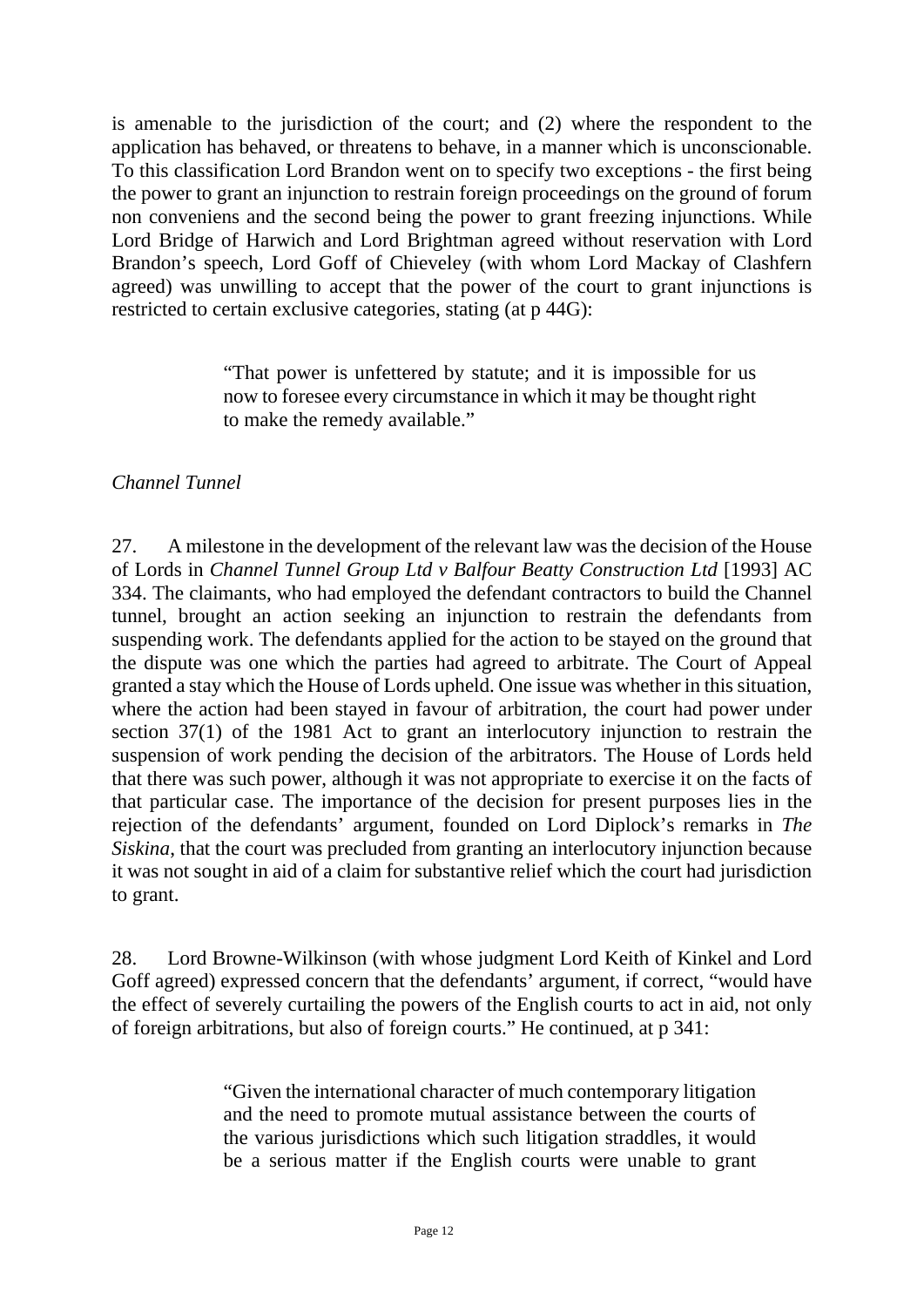is amenable to the jurisdiction of the court; and (2) where the respondent to the application has behaved, or threatens to behave, in a manner which is unconscionable. To this classification Lord Brandon went on to specify two exceptions - the first being the power to grant an injunction to restrain foreign proceedings on the ground of forum non conveniens and the second being the power to grant freezing injunctions. While Lord Bridge of Harwich and Lord Brightman agreed without reservation with Lord Brandon's speech, Lord Goff of Chieveley (with whom Lord Mackay of Clashfern agreed) was unwilling to accept that the power of the court to grant injunctions is restricted to certain exclusive categories, stating (at p 44G):

> "That power is unfettered by statute; and it is impossible for us now to foresee every circumstance in which it may be thought right to make the remedy available."

*Channel Tunnel*

27. A milestone in the development of the relevant law was the decision of the House of Lords in *Channel Tunnel Group Ltd v Balfour Beatty Construction Ltd* [1993] AC 334. The claimants, who had employed the defendant contractors to build the Channel tunnel, brought an action seeking an injunction to restrain the defendants from suspending work. The defendants applied for the action to be stayed on the ground that the dispute was one which the parties had agreed to arbitrate. The Court of Appeal granted a stay which the House of Lords upheld. One issue was whether in this situation, where the action had been stayed in favour of arbitration, the court had power under section 37(1) of the 1981 Act to grant an interlocutory injunction to restrain the suspension of work pending the decision of the arbitrators. The House of Lords held that there was such power, although it was not appropriate to exercise it on the facts of that particular case. The importance of the decision for present purposes lies in the rejection of the defendants' argument, founded on Lord Diplock's remarks in *The Siskina*, that the court was precluded from granting an interlocutory injunction because it was not sought in aid of a claim for substantive relief which the court had jurisdiction to grant.

28. Lord Browne-Wilkinson (with whose judgment Lord Keith of Kinkel and Lord Goff agreed) expressed concern that the defendants' argument, if correct, "would have the effect of severely curtailing the powers of the English courts to act in aid, not only of foreign arbitrations, but also of foreign courts." He continued, at p 341:

> "Given the international character of much contemporary litigation and the need to promote mutual assistance between the courts of the various jurisdictions which such litigation straddles, it would be a serious matter if the English courts were unable to grant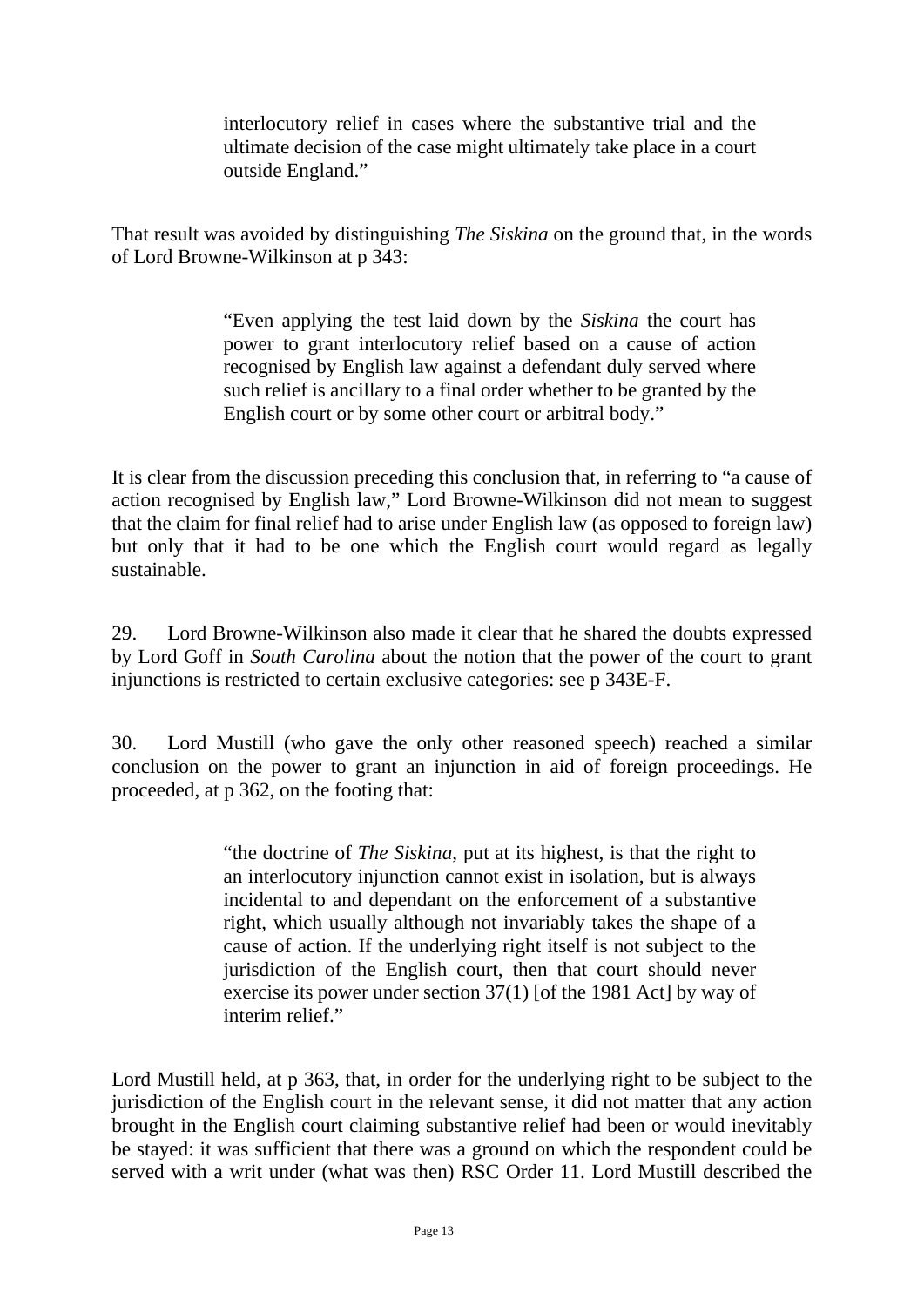> interlocutory relief in cases where the substantive trial and the ultimate decision of the case might ultimately take place in a court outside England."

That result was avoided by distinguishing *The Siskina* on the ground that, in the words of Lord Browne-Wilkinson at p 343:

> "Even applying the test laid down by the *Siskina* the court has power to grant interlocutory relief based on a cause of action recognised by English law against a defendant duly served where such relief is ancillary to a final order whether to be granted by the English court or by some other court or arbitral body."

It is clear from the discussion preceding this conclusion that, in referring to "a cause of action recognised by English law," Lord Browne-Wilkinson did not mean to suggest that the claim for final relief had to arise under English law (as opposed to foreign law) but only that it had to be one which the English court would regard as legally sustainable.

29. Lord Browne-Wilkinson also made it clear that he shared the doubts expressed by Lord Goff in *South Carolina* about the notion that the power of the court to grant injunctions is restricted to certain exclusive categories: see p 343E-F.

30. Lord Mustill (who gave the only other reasoned speech) reached a similar conclusion on the power to grant an injunction in aid of foreign proceedings. He proceeded, at p 362, on the footing that:

> "the doctrine of *The Siskina*, put at its highest, is that the right to an interlocutory injunction cannot exist in isolation, but is always incidental to and dependant on the enforcement of a substantive right, which usually although not invariably takes the shape of a cause of action. If the underlying right itself is not subject to the jurisdiction of the English court, then that court should never exercise its power under section 37(1) [of the 1981 Act] by way of interim relief."

Lord Mustill held, at p 363, that, in order for the underlying right to be subject to the jurisdiction of the English court in the relevant sense, it did not matter that any action brought in the English court claiming substantive relief had been or would inevitably be stayed: it was sufficient that there was a ground on which the respondent could be served with a writ under (what was then) RSC Order 11. Lord Mustill described the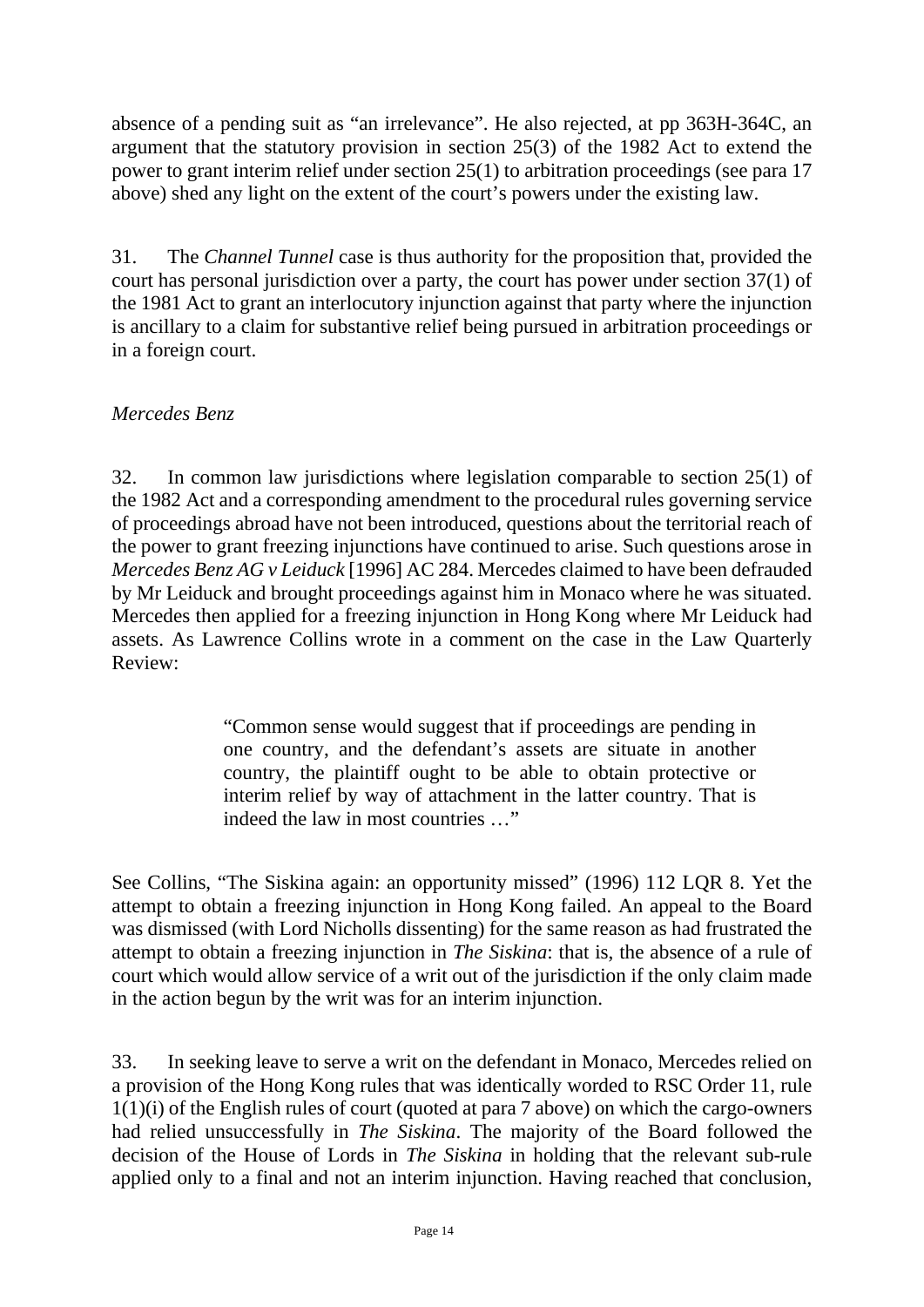absence of a pending suit as "an irrelevance". He also rejected, at pp 363H-364C, an argument that the statutory provision in section 25(3) of the 1982 Act to extend the power to grant interim relief under section 25(1) to arbitration proceedings (see para 17 above) shed any light on the extent of the court's powers under the existing law.

31. The *Channel Tunnel* case is thus authority for the proposition that, provided the court has personal jurisdiction over a party, the court has power under section 37(1) of the 1981 Act to grant an interlocutory injunction against that party where the injunction is ancillary to a claim for substantive relief being pursued in arbitration proceedings or in a foreign court.

*Mercedes Benz*

32. In common law jurisdictions where legislation comparable to section 25(1) of the 1982 Act and a corresponding amendment to the procedural rules governing service of proceedings abroad have not been introduced, questions about the territorial reach of the power to grant freezing injunctions have continued to arise. Such questions arose in *Mercedes Benz AG v Leiduck* [1996] AC 284. Mercedes claimed to have been defrauded by Mr Leiduck and brought proceedings against him in Monaco where he was situated. Mercedes then applied for a freezing injunction in Hong Kong where Mr Leiduck had assets. As Lawrence Collins wrote in a comment on the case in the Law Quarterly Review:

> "Common sense would suggest that if proceedings are pending in one country, and the defendant's assets are situate in another country, the plaintiff ought to be able to obtain protective or interim relief by way of attachment in the latter country. That is indeed the law in most countries …"

See Collins, "The Siskina again: an opportunity missed" (1996) 112 LQR 8. Yet the attempt to obtain a freezing injunction in Hong Kong failed. An appeal to the Board was dismissed (with Lord Nicholls dissenting) for the same reason as had frustrated the attempt to obtain a freezing injunction in *The Siskina*: that is, the absence of a rule of court which would allow service of a writ out of the jurisdiction if the only claim made in the action begun by the writ was for an interim injunction.

33. In seeking leave to serve a writ on the defendant in Monaco, Mercedes relied on a provision of the Hong Kong rules that was identically worded to RSC Order 11, rule 1(1)(i) of the English rules of court (quoted at para 7 above) on which the cargo-owners had relied unsuccessfully in *The Siskina*. The majority of the Board followed the decision of the House of Lords in *The Siskina* in holding that the relevant sub-rule applied only to a final and not an interim injunction. Having reached that conclusion,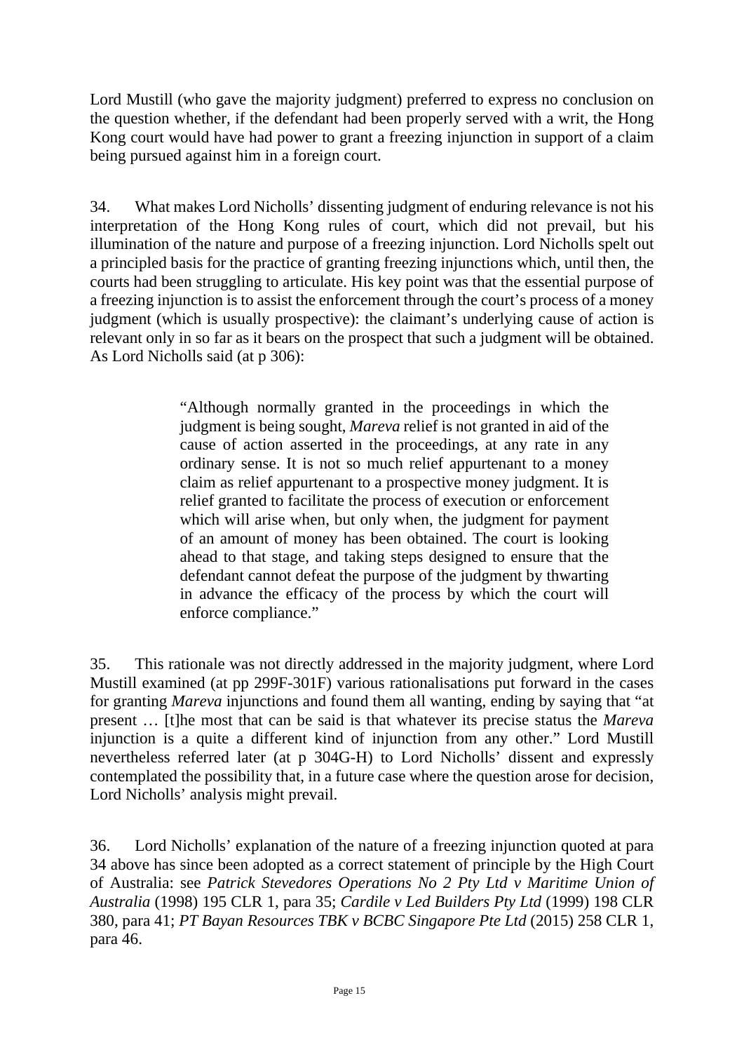Lord Mustill (who gave the majority judgment) preferred to express no conclusion on the question whether, if the defendant had been properly served with a writ, the Hong Kong court would have had power to grant a freezing injunction in support of a claim being pursued against him in a foreign court.

34. What makes Lord Nicholls' dissenting judgment of enduring relevance is not his interpretation of the Hong Kong rules of court, which did not prevail, but his illumination of the nature and purpose of a freezing injunction. Lord Nicholls spelt out a principled basis for the practice of granting freezing injunctions which, until then, the courts had been struggling to articulate. His key point was that the essential purpose of a freezing injunction is to assist the enforcement through the court's process of a money judgment (which is usually prospective): the claimant's underlying cause of action is relevant only in so far as it bears on the prospect that such a judgment will be obtained. As Lord Nicholls said (at p 306):

> "Although normally granted in the proceedings in which the judgment is being sought, *Mareva* relief is not granted in aid of the cause of action asserted in the proceedings, at any rate in any ordinary sense. It is not so much relief appurtenant to a money claim as relief appurtenant to a prospective money judgment. It is relief granted to facilitate the process of execution or enforcement which will arise when, but only when, the judgment for payment of an amount of money has been obtained. The court is looking ahead to that stage, and taking steps designed to ensure that the defendant cannot defeat the purpose of the judgment by thwarting in advance the efficacy of the process by which the court will enforce compliance."

35. This rationale was not directly addressed in the majority judgment, where Lord Mustill examined (at pp 299F-301F) various rationalisations put forward in the cases for granting *Mareva* injunctions and found them all wanting, ending by saying that "at present … [t]he most that can be said is that whatever its precise status the *Mareva* injunction is a quite a different kind of injunction from any other." Lord Mustill nevertheless referred later (at p 304G-H) to Lord Nicholls' dissent and expressly contemplated the possibility that, in a future case where the question arose for decision, Lord Nicholls' analysis might prevail.

36. Lord Nicholls' explanation of the nature of a freezing injunction quoted at para 34 above has since been adopted as a correct statement of principle by the High Court of Australia: see *Patrick Stevedores Operations No 2 Pty Ltd v Maritime Union of Australia* (1998) 195 CLR 1, para 35; *Cardile v Led Builders Pty Ltd* (1999) 198 CLR 380, para 41; *PT Bayan Resources TBK v BCBC Singapore Pte Ltd* (2015) 258 CLR 1, para 46.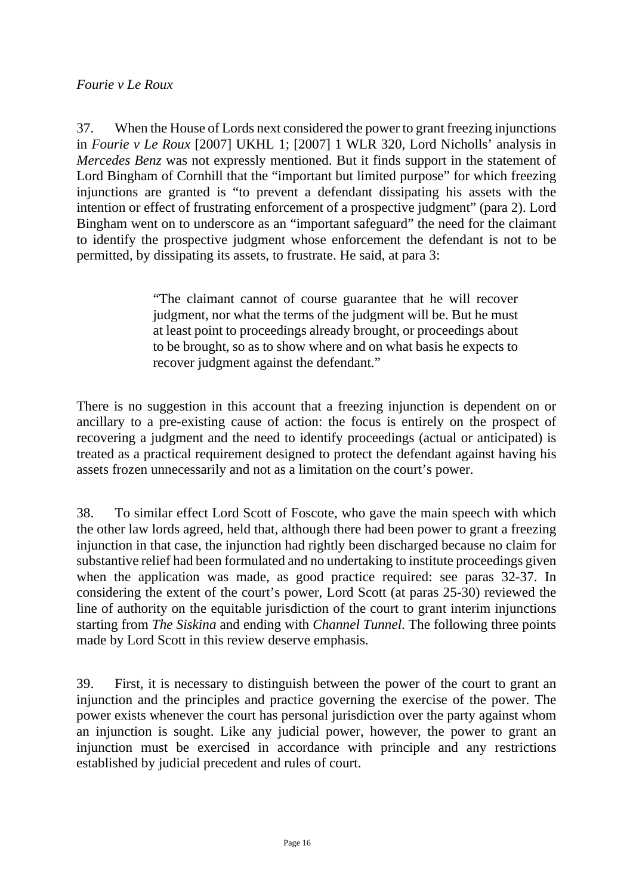*Fourie v Le Roux*

37. When the House of Lords next considered the power to grant freezing injunctions in *Fourie v Le Roux* [2007] UKHL 1; [2007] 1 WLR 320, Lord Nicholls' analysis in *Mercedes Benz* was not expressly mentioned. But it finds support in the statement of Lord Bingham of Cornhill that the "important but limited purpose" for which freezing injunctions are granted is "to prevent a defendant dissipating his assets with the intention or effect of frustrating enforcement of a prospective judgment" (para 2). Lord Bingham went on to underscore as an "important safeguard" the need for the claimant to identify the prospective judgment whose enforcement the defendant is not to be permitted, by dissipating its assets, to frustrate. He said, at para 3:

> "The claimant cannot of course guarantee that he will recover judgment, nor what the terms of the judgment will be. But he must at least point to proceedings already brought, or proceedings about to be brought, so as to show where and on what basis he expects to recover judgment against the defendant."

There is no suggestion in this account that a freezing injunction is dependent on or ancillary to a pre-existing cause of action: the focus is entirely on the prospect of recovering a judgment and the need to identify proceedings (actual or anticipated) is treated as a practical requirement designed to protect the defendant against having his assets frozen unnecessarily and not as a limitation on the court's power.

38. To similar effect Lord Scott of Foscote, who gave the main speech with which the other law lords agreed, held that, although there had been power to grant a freezing injunction in that case, the injunction had rightly been discharged because no claim for substantive relief had been formulated and no undertaking to institute proceedings given when the application was made, as good practice required: see paras 32-37. In considering the extent of the court's power, Lord Scott (at paras 25-30) reviewed the line of authority on the equitable jurisdiction of the court to grant interim injunctions starting from *The Siskina* and ending with *Channel Tunnel*. The following three points made by Lord Scott in this review deserve emphasis.

39. First, it is necessary to distinguish between the power of the court to grant an injunction and the principles and practice governing the exercise of the power. The power exists whenever the court has personal jurisdiction over the party against whom an injunction is sought. Like any judicial power, however, the power to grant an injunction must be exercised in accordance with principle and any restrictions established by judicial precedent and rules of court.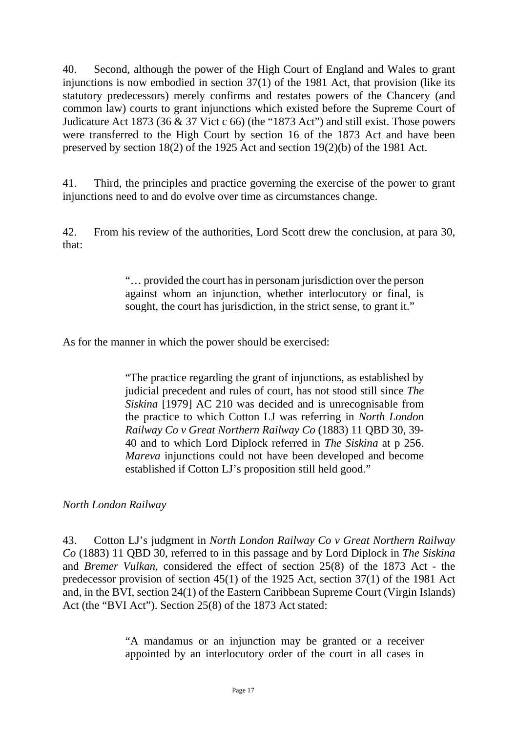40. Second, although the power of the High Court of England and Wales to grant injunctions is now embodied in section 37(1) of the 1981 Act, that provision (like its statutory predecessors) merely confirms and restates powers of the Chancery (and common law) courts to grant injunctions which existed before the Supreme Court of Judicature Act 1873 (36 & 37 Vict c 66) (the "1873 Act") and still exist. Those powers were transferred to the High Court by section 16 of the 1873 Act and have been preserved by section 18(2) of the 1925 Act and section 19(2)(b) of the 1981 Act.

41. Third, the principles and practice governing the exercise of the power to grant injunctions need to and do evolve over time as circumstances change.

42. From his review of the authorities, Lord Scott drew the conclusion, at para 30, that:

> "… provided the court has in personam jurisdiction over the person against whom an injunction, whether interlocutory or final, is sought, the court has jurisdiction, in the strict sense, to grant it."

As for the manner in which the power should be exercised:

> "The practice regarding the grant of injunctions, as established by judicial precedent and rules of court, has not stood still since *The Siskina* [1979] AC 210 was decided and is unrecognisable from the practice to which Cotton LJ was referring in *North London Railway Co v Great Northern Railway Co* (1883) 11 QBD 30, 39-40 and to which Lord Diplock referred in *The Siskina* at p 256. *Mareva* injunctions could not have been developed and become established if Cotton LJ's proposition still held good."

*North London Railway*

43. Cotton LJ's judgment in *North London Railway Co v Great Northern Railway Co* (1883) 11 QBD 30, referred to in this passage and by Lord Diplock in *The Siskina* and *Bremer Vulkan*, considered the effect of section 25(8) of the 1873 Act - the predecessor provision of section 45(1) of the 1925 Act, section 37(1) of the 1981 Act and, in the BVI, section 24(1) of the Eastern Caribbean Supreme Court (Virgin Islands) Act (the "BVI Act"). Section 25(8) of the 1873 Act stated:

> "A mandamus or an injunction may be granted or a receiver appointed by an interlocutory order of the court in all cases in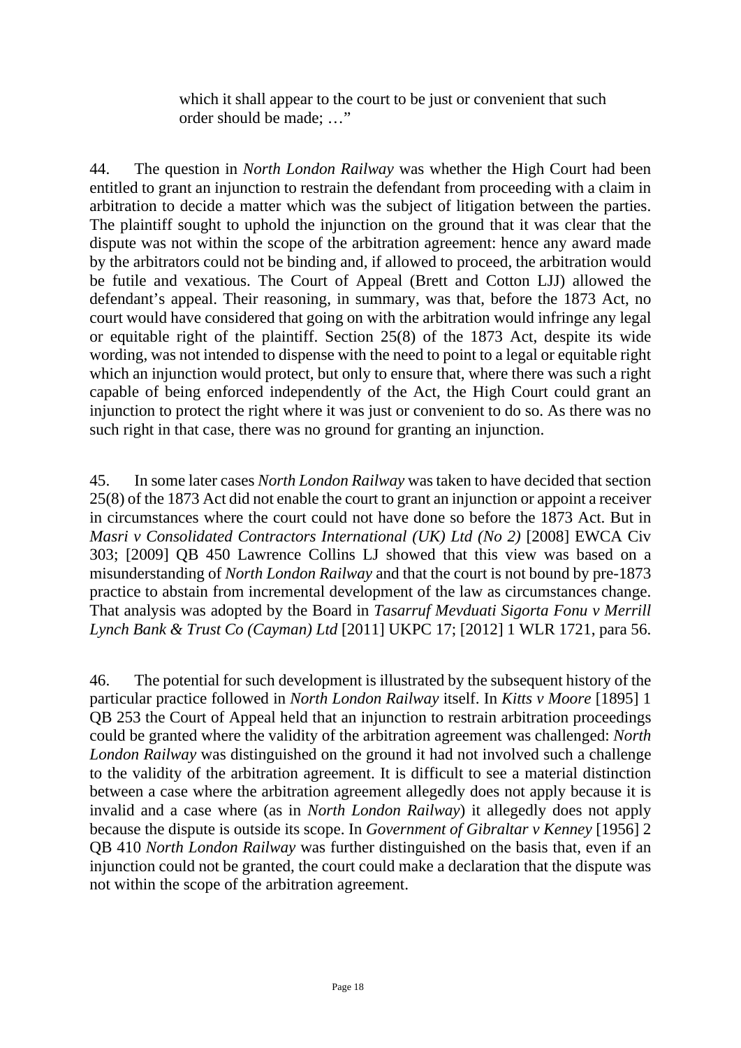> which it shall appear to the court to be just or convenient that such order should be made; …"

44. The question in *North London Railway* was whether the High Court had been entitled to grant an injunction to restrain the defendant from proceeding with a claim in arbitration to decide a matter which was the subject of litigation between the parties. The plaintiff sought to uphold the injunction on the ground that it was clear that the dispute was not within the scope of the arbitration agreement: hence any award made by the arbitrators could not be binding and, if allowed to proceed, the arbitration would be futile and vexatious. The Court of Appeal (Brett and Cotton LJJ) allowed the defendant's appeal. Their reasoning, in summary, was that, before the 1873 Act, no court would have considered that going on with the arbitration would infringe any legal or equitable right of the plaintiff. Section 25(8) of the 1873 Act, despite its wide wording, was not intended to dispense with the need to point to a legal or equitable right which an injunction would protect, but only to ensure that, where there was such a right capable of being enforced independently of the Act, the High Court could grant an injunction to protect the right where it was just or convenient to do so. As there was no such right in that case, there was no ground for granting an injunction.

45. In some later cases *North London Railway* was taken to have decided that section 25(8) of the 1873 Act did not enable the court to grant an injunction or appoint a receiver in circumstances where the court could not have done so before the 1873 Act. But in *Masri v Consolidated Contractors International (UK) Ltd (No 2)* [2008] EWCA Civ 303; [2009] QB 450 Lawrence Collins LJ showed that this view was based on a misunderstanding of *North London Railway* and that the court is not bound by pre-1873 practice to abstain from incremental development of the law as circumstances change. That analysis was adopted by the Board in *Tasarruf Mevduati Sigorta Fonu v Merrill Lynch Bank & Trust Co (Cayman) Ltd* [2011] UKPC 17; [2012] 1 WLR 1721, para 56.

46. The potential for such development is illustrated by the subsequent history of the particular practice followed in *North London Railway* itself. In *Kitts v Moore* [1895] 1 QB 253 the Court of Appeal held that an injunction to restrain arbitration proceedings could be granted where the validity of the arbitration agreement was challenged: *North London Railway* was distinguished on the ground it had not involved such a challenge to the validity of the arbitration agreement. It is difficult to see a material distinction between a case where the arbitration agreement allegedly does not apply because it is invalid and a case where (as in *North London Railway*) it allegedly does not apply because the dispute is outside its scope. In *Government of Gibraltar v Kenney* [1956] 2 QB 410 *North London Railway* was further distinguished on the basis that, even if an injunction could not be granted, the court could make a declaration that the dispute was not within the scope of the arbitration agreement.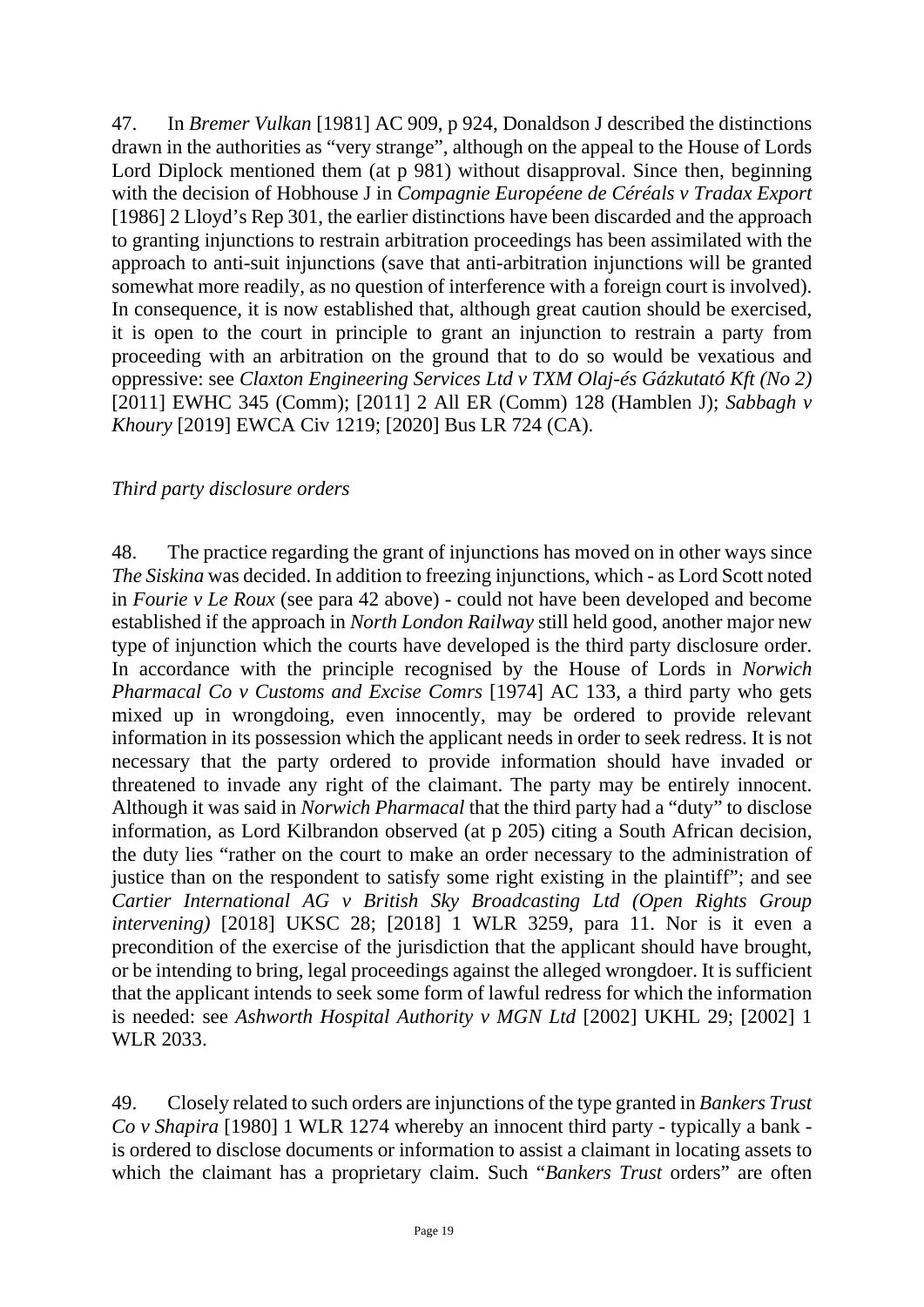47. In *Bremer Vulkan* [1981] AC 909, p 924, Donaldson J described the distinctions drawn in the authorities as "very strange", although on the appeal to the House of Lords Lord Diplock mentioned them (at p 981) without disapproval. Since then, beginning with the decision of Hobhouse J in *Compagnie Européene de Céréals v Tradax Export* [1986] 2 Lloyd's Rep 301, the earlier distinctions have been discarded and the approach to granting injunctions to restrain arbitration proceedings has been assimilated with the approach to anti-suit injunctions (save that anti-arbitration injunctions will be granted somewhat more readily, as no question of interference with a foreign court is involved). In consequence, it is now established that, although great caution should be exercised, it is open to the court in principle to grant an injunction to restrain a party from proceeding with an arbitration on the ground that to do so would be vexatious and oppressive: see *Claxton Engineering Services Ltd v TXM Olaj-és Gázkutató Kft (No 2)* [2011] EWHC 345 (Comm); [2011] 2 All ER (Comm) 128 (Hamblen J); *Sabbagh v Khoury* [2019] EWCA Civ 1219; [2020] Bus LR 724 (CA).

*Third party disclosure orders*

48. The practice regarding the grant of injunctions has moved on in other ways since *The Siskina* was decided. In addition to freezing injunctions, which - as Lord Scott noted in *Fourie v Le Roux* (see para 42 above) - could not have been developed and become established if the approach in *North London Railway* still held good, another major new type of injunction which the courts have developed is the third party disclosure order. In accordance with the principle recognised by the House of Lords in *Norwich Pharmacal Co v Customs and Excise Comrs* [1974] AC 133, a third party who gets mixed up in wrongdoing, even innocently, may be ordered to provide relevant information in its possession which the applicant needs in order to seek redress. It is not necessary that the party ordered to provide information should have invaded or threatened to invade any right of the claimant. The party may be entirely innocent. Although it was said in *Norwich Pharmacal* that the third party had a "duty" to disclose information, as Lord Kilbrandon observed (at p 205) citing a South African decision, the duty lies "rather on the court to make an order necessary to the administration of justice than on the respondent to satisfy some right existing in the plaintiff"; and see *Cartier International AG v British Sky Broadcasting Ltd (Open Rights Group intervening)* [2018] UKSC 28; [2018] 1 WLR 3259, para 11. Nor is it even a precondition of the exercise of the jurisdiction that the applicant should have brought, or be intending to bring, legal proceedings against the alleged wrongdoer. It is sufficient that the applicant intends to seek some form of lawful redress for which the information is needed: see *Ashworth Hospital Authority v MGN Ltd* [2002] UKHL 29; [2002] 1 WLR 2033.

49. Closely related to such orders are injunctions of the type granted in *Bankers Trust Co v Shapira* [1980] 1 WLR 1274 whereby an innocent third party - typically a bank - is ordered to disclose documents or information to assist a claimant in locating assets to which the claimant has a proprietary claim. Such "*Bankers Trust* orders" are often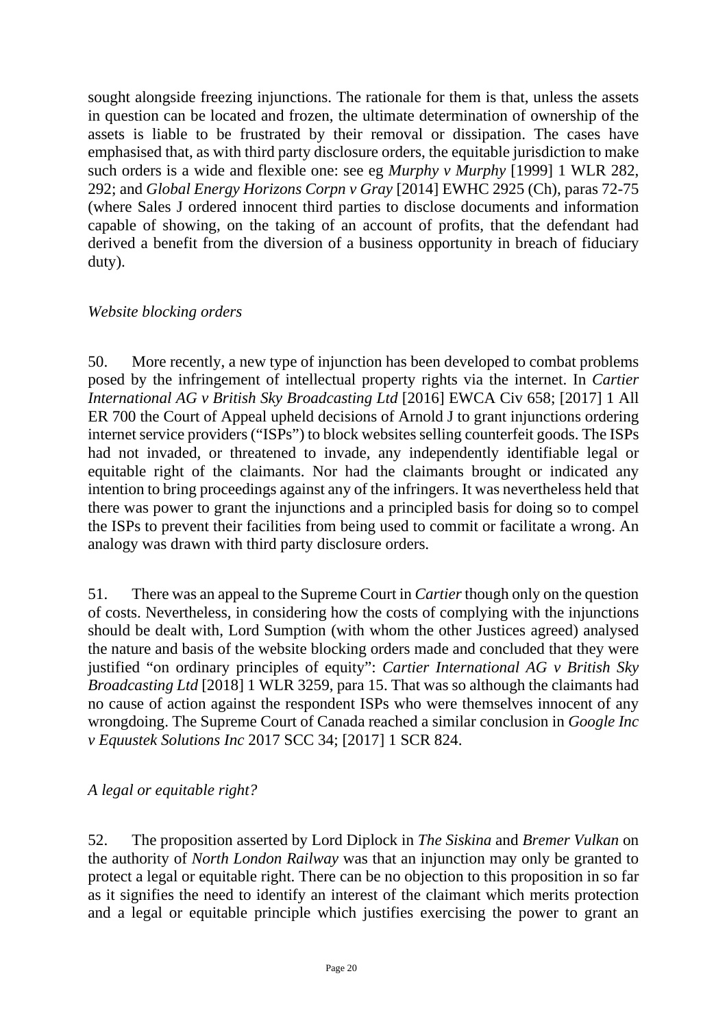sought alongside freezing injunctions. The rationale for them is that, unless the assets in question can be located and frozen, the ultimate determination of ownership of the assets is liable to be frustrated by their removal or dissipation. The cases have emphasised that, as with third party disclosure orders, the equitable jurisdiction to make such orders is a wide and flexible one: see eg *Murphy v Murphy* [1999] 1 WLR 282, 292; and *Global Energy Horizons Corpn v Gray* [2014] EWHC 2925 (Ch), paras 72-75 (where Sales J ordered innocent third parties to disclose documents and information capable of showing, on the taking of an account of profits, that the defendant had derived a benefit from the diversion of a business opportunity in breach of fiduciary duty).

*Website blocking orders*

50. More recently, a new type of injunction has been developed to combat problems posed by the infringement of intellectual property rights via the internet. In *Cartier International AG v British Sky Broadcasting Ltd* [2016] EWCA Civ 658; [2017] 1 All ER 700 the Court of Appeal upheld decisions of Arnold J to grant injunctions ordering internet service providers ("ISPs") to block websites selling counterfeit goods. The ISPs had not invaded, or threatened to invade, any independently identifiable legal or equitable right of the claimants. Nor had the claimants brought or indicated any intention to bring proceedings against any of the infringers. It was nevertheless held that there was power to grant the injunctions and a principled basis for doing so to compel the ISPs to prevent their facilities from being used to commit or facilitate a wrong. An analogy was drawn with third party disclosure orders.

51. There was an appeal to the Supreme Court in *Cartier* though only on the question of costs. Nevertheless, in considering how the costs of complying with the injunctions should be dealt with, Lord Sumption (with whom the other Justices agreed) analysed the nature and basis of the website blocking orders made and concluded that they were justified "on ordinary principles of equity": *Cartier International AG v British Sky Broadcasting Ltd* [2018] 1 WLR 3259, para 15. That was so although the claimants had no cause of action against the respondent ISPs who were themselves innocent of any wrongdoing. The Supreme Court of Canada reached a similar conclusion in *Google Inc v Equustek Solutions Inc* 2017 SCC 34; [2017] 1 SCR 824.

*A legal or equitable right?*

52. The proposition asserted by Lord Diplock in *The Siskina* and *Bremer Vulkan* on the authority of *North London Railway* was that an injunction may only be granted to protect a legal or equitable right. There can be no objection to this proposition in so far as it signifies the need to identify an interest of the claimant which merits protection and a legal or equitable principle which justifies exercising the power to grant an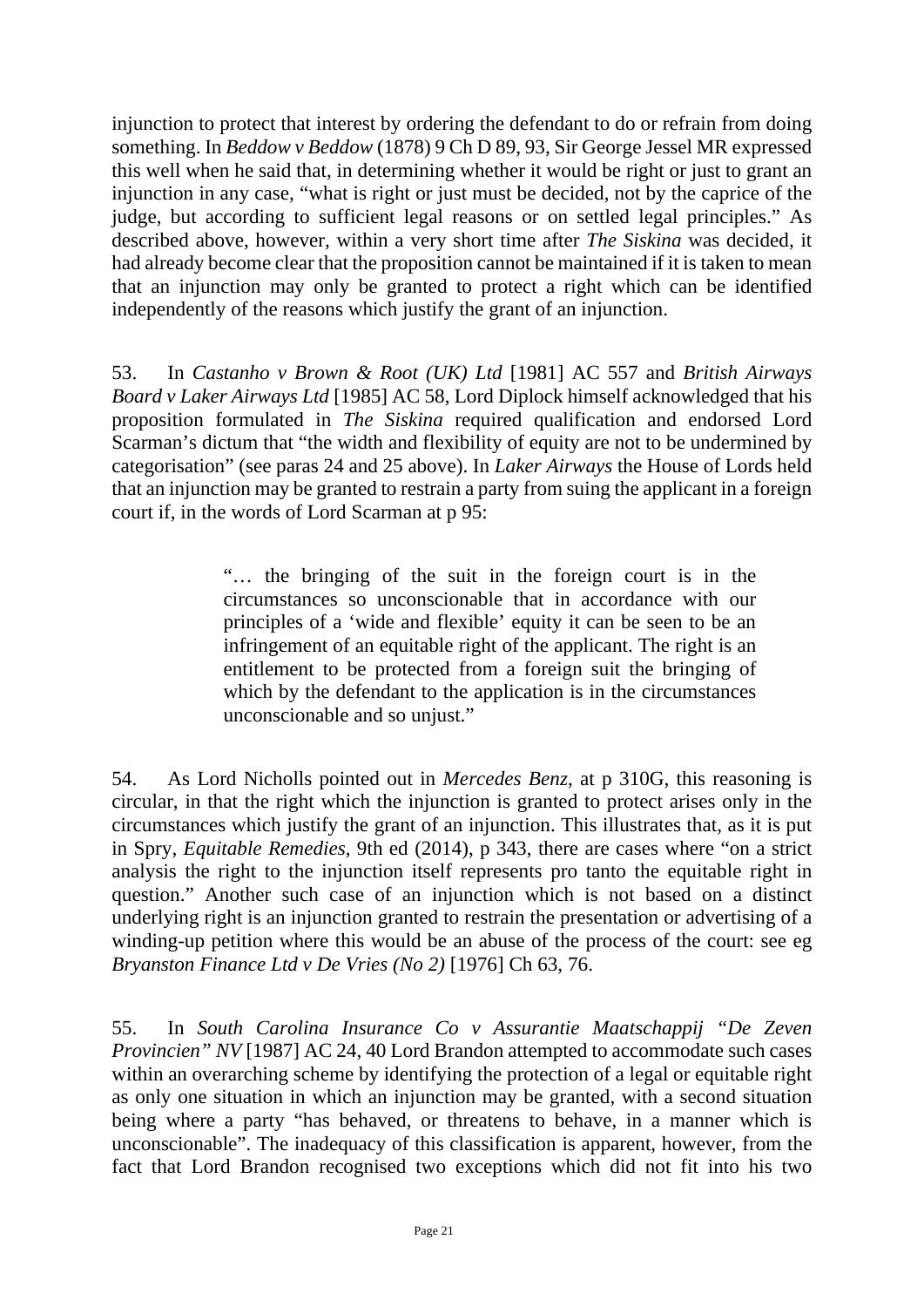injunction to protect that interest by ordering the defendant to do or refrain from doing something. In *Beddow v Beddow* (1878) 9 Ch D 89, 93, Sir George Jessel MR expressed this well when he said that, in determining whether it would be right or just to grant an injunction in any case, "what is right or just must be decided, not by the caprice of the judge, but according to sufficient legal reasons or on settled legal principles." As described above, however, within a very short time after *The Siskina* was decided, it had already become clear that the proposition cannot be maintained if it is taken to mean that an injunction may only be granted to protect a right which can be identified independently of the reasons which justify the grant of an injunction.

53. In *Castanho v Brown & Root (UK) Ltd* [1981] AC 557 and *British Airways Board v Laker Airways Ltd* [1985] AC 58, Lord Diplock himself acknowledged that his proposition formulated in *The Siskina* required qualification and endorsed Lord Scarman's dictum that "the width and flexibility of equity are not to be undermined by categorisation" (see paras 24 and 25 above). In *Laker Airways* the House of Lords held that an injunction may be granted to restrain a party from suing the applicant in a foreign court if, in the words of Lord Scarman at p 95:

> "… the bringing of the suit in the foreign court is in the circumstances so unconscionable that in accordance with our principles of a 'wide and flexible' equity it can be seen to be an infringement of an equitable right of the applicant. The right is an entitlement to be protected from a foreign suit the bringing of which by the defendant to the application is in the circumstances unconscionable and so unjust."

54. As Lord Nicholls pointed out in *Mercedes Benz*, at p 310G, this reasoning is circular, in that the right which the injunction is granted to protect arises only in the circumstances which justify the grant of an injunction. This illustrates that, as it is put in Spry, *Equitable Remedies*, 9th ed (2014), p 343, there are cases where "on a strict analysis the right to the injunction itself represents pro tanto the equitable right in question." Another such case of an injunction which is not based on a distinct underlying right is an injunction granted to restrain the presentation or advertising of a winding-up petition where this would be an abuse of the process of the court: see eg *Bryanston Finance Ltd v De Vries (No 2)* [1976] Ch 63, 76.

55. In *South Carolina Insurance Co v Assurantie Maatschappij "De Zeven Provincien" NV* [1987] AC 24, 40 Lord Brandon attempted to accommodate such cases within an overarching scheme by identifying the protection of a legal or equitable right as only one situation in which an injunction may be granted, with a second situation being where a party "has behaved, or threatens to behave, in a manner which is unconscionable". The inadequacy of this classification is apparent, however, from the fact that Lord Brandon recognised two exceptions which did not fit into his two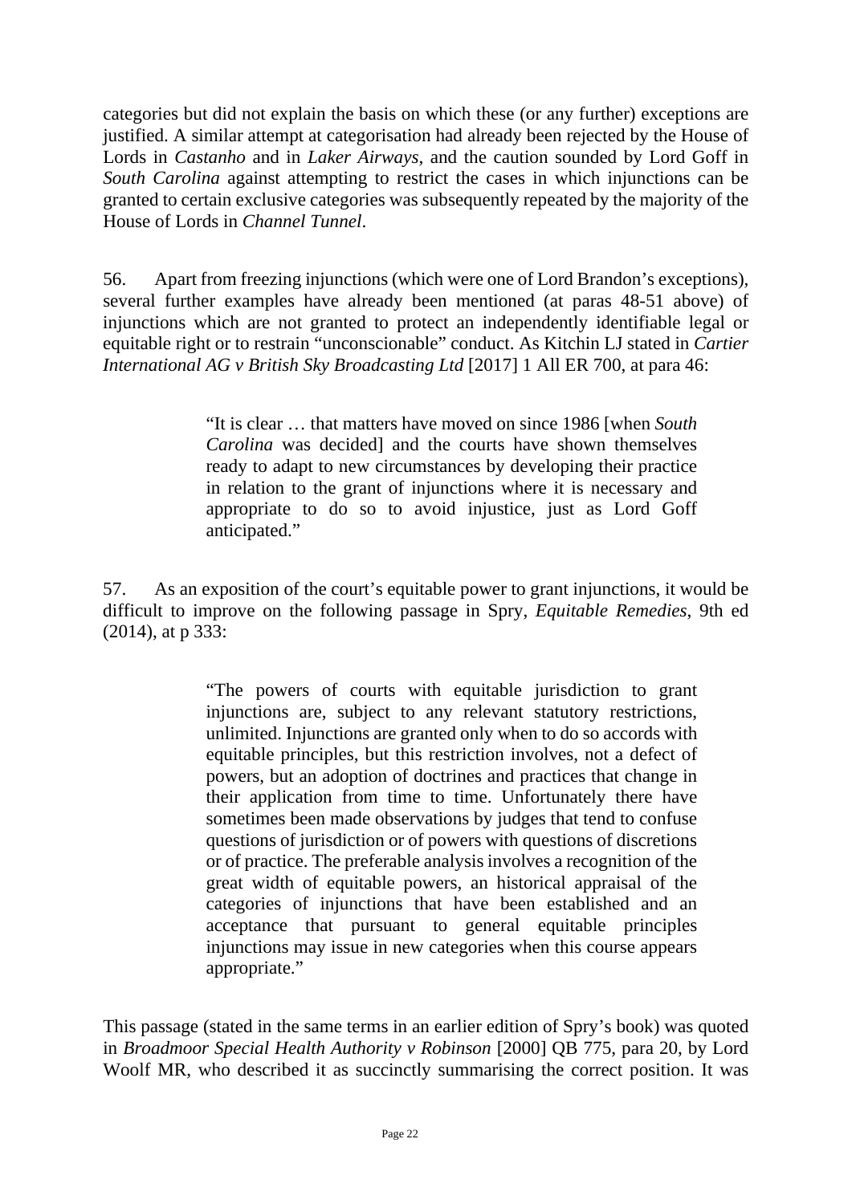categories but did not explain the basis on which these (or any further) exceptions are justified. A similar attempt at categorisation had already been rejected by the House of Lords in *Castanho* and in *Laker Airways*, and the caution sounded by Lord Goff in *South Carolina* against attempting to restrict the cases in which injunctions can be granted to certain exclusive categories was subsequently repeated by the majority of the House of Lords in *Channel Tunnel*.

56. Apart from freezing injunctions (which were one of Lord Brandon's exceptions), several further examples have already been mentioned (at paras 48-51 above) of injunctions which are not granted to protect an independently identifiable legal or equitable right or to restrain "unconscionable" conduct. As Kitchin LJ stated in *Cartier International AG v British Sky Broadcasting Ltd* [2017] 1 All ER 700, at para 46:

> "It is clear … that matters have moved on since 1986 [when *South Carolina* was decided] and the courts have shown themselves ready to adapt to new circumstances by developing their practice in relation to the grant of injunctions where it is necessary and appropriate to do so to avoid injustice, just as Lord Goff anticipated."

57. As an exposition of the court's equitable power to grant injunctions, it would be difficult to improve on the following passage in Spry, *Equitable Remedies*, 9th ed (2014), at p 333:

> "The powers of courts with equitable jurisdiction to grant injunctions are, subject to any relevant statutory restrictions, unlimited. Injunctions are granted only when to do so accords with equitable principles, but this restriction involves, not a defect of powers, but an adoption of doctrines and practices that change in their application from time to time. Unfortunately there have sometimes been made observations by judges that tend to confuse questions of jurisdiction or of powers with questions of discretions or of practice. The preferable analysis involves a recognition of the great width of equitable powers, an historical appraisal of the categories of injunctions that have been established and an acceptance that pursuant to general equitable principles injunctions may issue in new categories when this course appears appropriate."

This passage (stated in the same terms in an earlier edition of Spry's book) was quoted in *Broadmoor Special Health Authority v Robinson* [2000] QB 775, para 20, by Lord Woolf MR, who described it as succinctly summarising the correct position. It was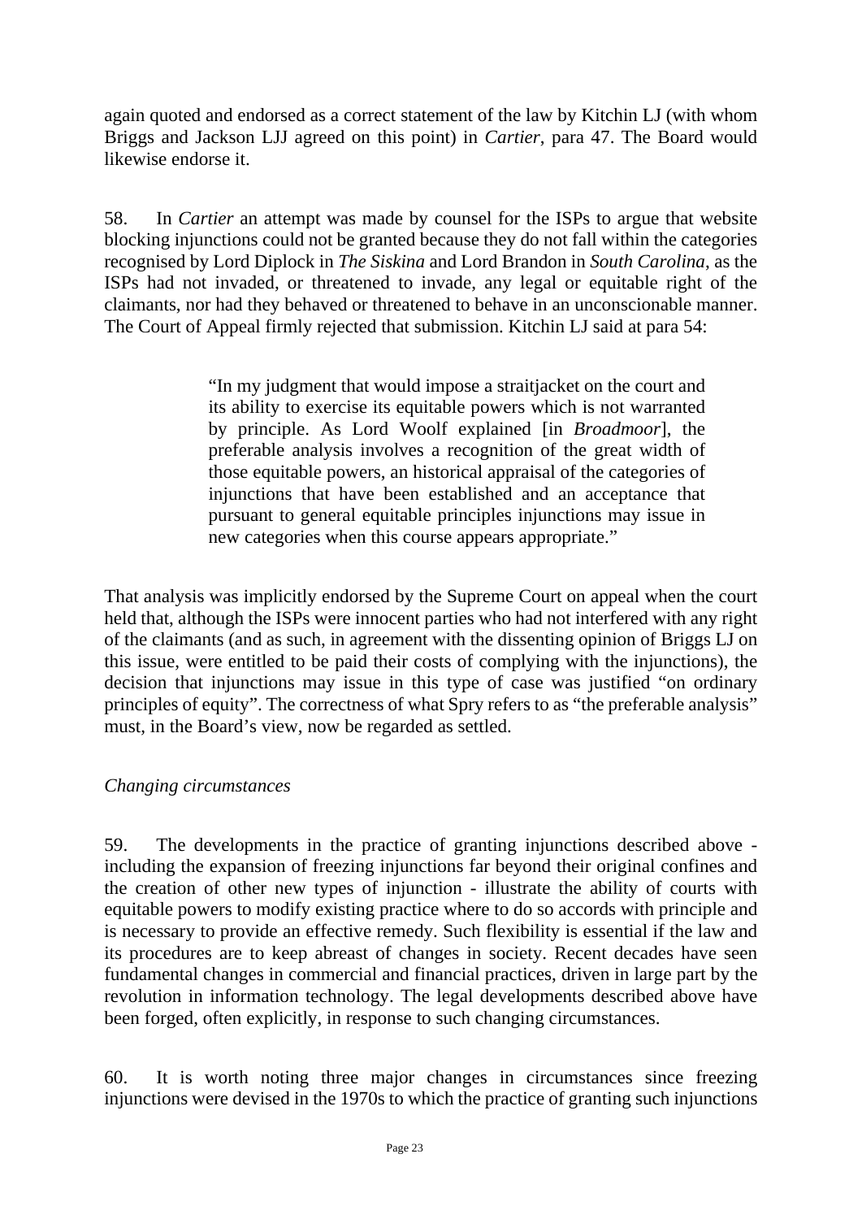again quoted and endorsed as a correct statement of the law by Kitchin LJ (with whom Briggs and Jackson LJJ agreed on this point) in *Cartier*, para 47. The Board would likewise endorse it.

58. In *Cartier* an attempt was made by counsel for the ISPs to argue that website blocking injunctions could not be granted because they do not fall within the categories recognised by Lord Diplock in *The Siskina* and Lord Brandon in *South Carolina*, as the ISPs had not invaded, or threatened to invade, any legal or equitable right of the claimants, nor had they behaved or threatened to behave in an unconscionable manner. The Court of Appeal firmly rejected that submission. Kitchin LJ said at para 54:

> "In my judgment that would impose a straitjacket on the court and its ability to exercise its equitable powers which is not warranted by principle. As Lord Woolf explained [in *Broadmoor*], the preferable analysis involves a recognition of the great width of those equitable powers, an historical appraisal of the categories of injunctions that have been established and an acceptance that pursuant to general equitable principles injunctions may issue in new categories when this course appears appropriate."

That analysis was implicitly endorsed by the Supreme Court on appeal when the court held that, although the ISPs were innocent parties who had not interfered with any right of the claimants (and as such, in agreement with the dissenting opinion of Briggs LJ on this issue, were entitled to be paid their costs of complying with the injunctions), the decision that injunctions may issue in this type of case was justified "on ordinary principles of equity". The correctness of what Spry refers to as "the preferable analysis" must, in the Board's view, now be regarded as settled.

*Changing circumstances*

59. The developments in the practice of granting injunctions described above - including the expansion of freezing injunctions far beyond their original confines and the creation of other new types of injunction - illustrate the ability of courts with equitable powers to modify existing practice where to do so accords with principle and is necessary to provide an effective remedy. Such flexibility is essential if the law and its procedures are to keep abreast of changes in society. Recent decades have seen fundamental changes in commercial and financial practices, driven in large part by the revolution in information technology. The legal developments described above have been forged, often explicitly, in response to such changing circumstances.

60. It is worth noting three major changes in circumstances since freezing injunctions were devised in the 1970s to which the practice of granting such injunctions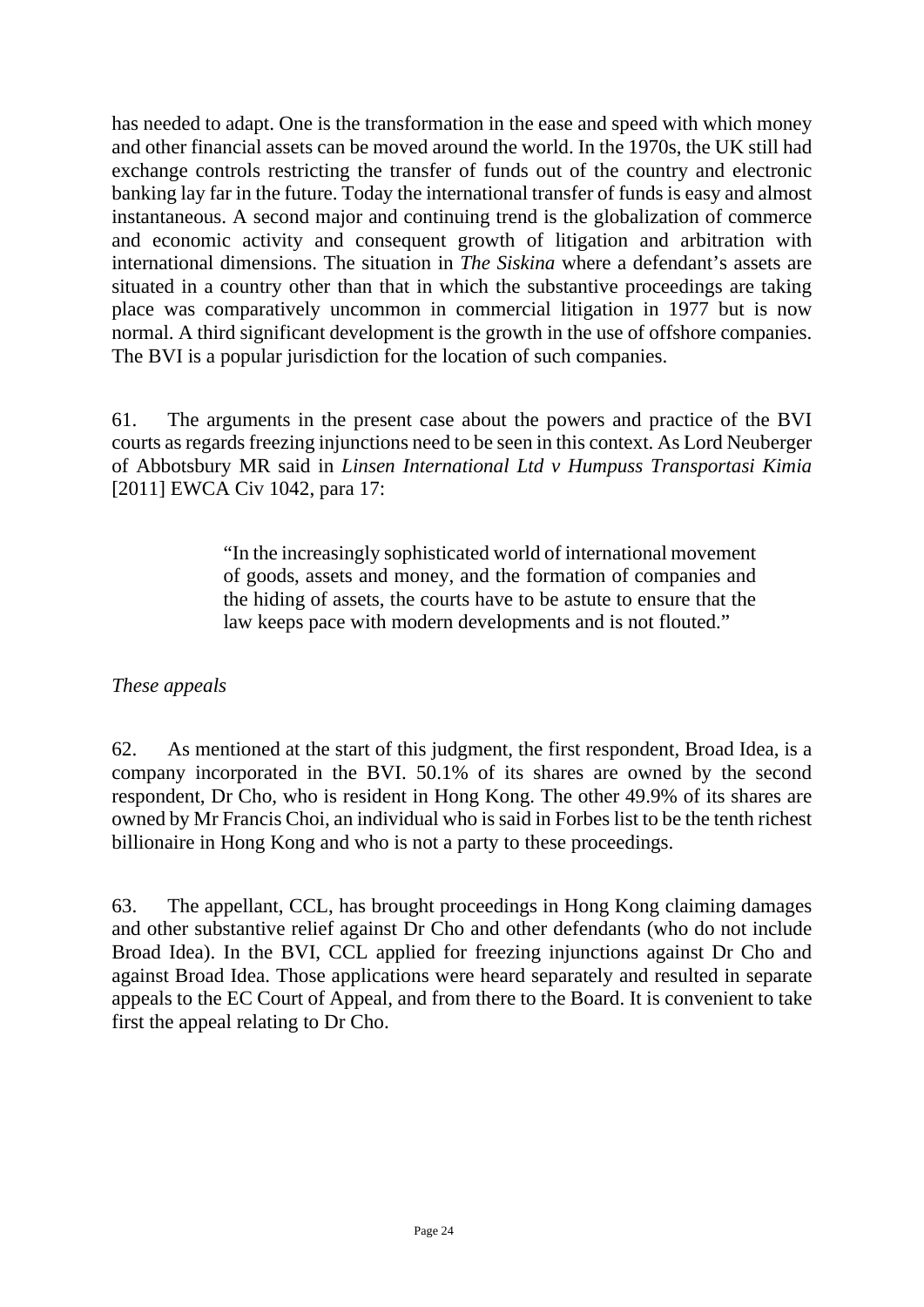has needed to adapt. One is the transformation in the ease and speed with which money and other financial assets can be moved around the world. In the 1970s, the UK still had exchange controls restricting the transfer of funds out of the country and electronic banking lay far in the future. Today the international transfer of funds is easy and almost instantaneous. A second major and continuing trend is the globalization of commerce and economic activity and consequent growth of litigation and arbitration with international dimensions. The situation in *The Siskina* where a defendant's assets are situated in a country other than that in which the substantive proceedings are taking place was comparatively uncommon in commercial litigation in 1977 but is now normal. A third significant development is the growth in the use of offshore companies. The BVI is a popular jurisdiction for the location of such companies.

61. The arguments in the present case about the powers and practice of the BVI courts as regards freezing injunctions need to be seen in this context. As Lord Neuberger of Abbotsbury MR said in *Linsen International Ltd v Humpuss Transportasi Kimia* [2011] EWCA Civ 1042, para 17:

> "In the increasingly sophisticated world of international movement of goods, assets and money, and the formation of companies and the hiding of assets, the courts have to be astute to ensure that the law keeps pace with modern developments and is not flouted."

*These appeals*

62. As mentioned at the start of this judgment, the first respondent, Broad Idea, is a company incorporated in the BVI. 50.1% of its shares are owned by the second respondent, Dr Cho, who is resident in Hong Kong. The other 49.9% of its shares are owned by Mr Francis Choi, an individual who is said in Forbes list to be the tenth richest billionaire in Hong Kong and who is not a party to these proceedings.

63. The appellant, CCL, has brought proceedings in Hong Kong claiming damages and other substantive relief against Dr Cho and other defendants (who do not include Broad Idea). In the BVI, CCL applied for freezing injunctions against Dr Cho and against Broad Idea. Those applications were heard separately and resulted in separate appeals to the EC Court of Appeal, and from there to the Board. It is convenient to take first the appeal relating to Dr Cho.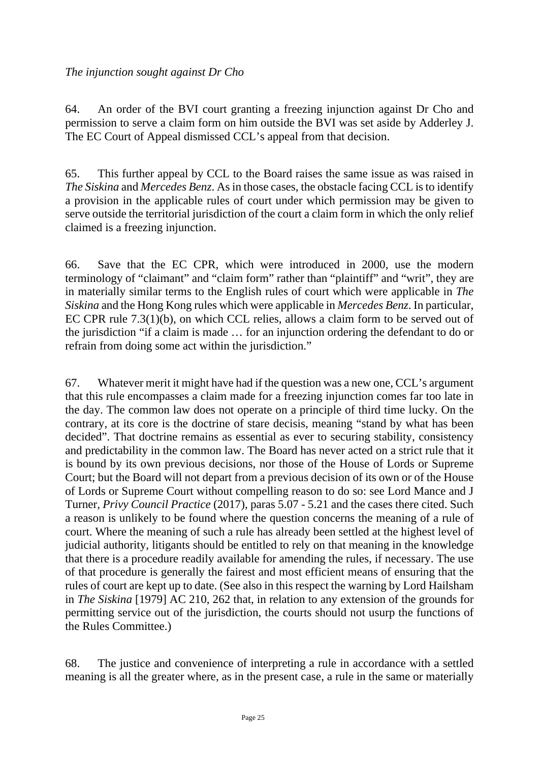*The injunction sought against Dr Cho*

64. An order of the BVI court granting a freezing injunction against Dr Cho and permission to serve a claim form on him outside the BVI was set aside by Adderley J. The EC Court of Appeal dismissed CCL's appeal from that decision.

65. This further appeal by CCL to the Board raises the same issue as was raised in *The Siskina* and *Mercedes Benz*. As in those cases, the obstacle facing CCL is to identify a provision in the applicable rules of court under which permission may be given to serve outside the territorial jurisdiction of the court a claim form in which the only relief claimed is a freezing injunction.

66. Save that the EC CPR, which were introduced in 2000, use the modern terminology of "claimant" and "claim form" rather than "plaintiff" and "writ", they are in materially similar terms to the English rules of court which were applicable in *The Siskina* and the Hong Kong rules which were applicable in *Mercedes Benz*. In particular, EC CPR rule 7.3(1)(b), on which CCL relies, allows a claim form to be served out of the jurisdiction "if a claim is made … for an injunction ordering the defendant to do or refrain from doing some act within the jurisdiction."

67. Whatever merit it might have had if the question was a new one, CCL's argument that this rule encompasses a claim made for a freezing injunction comes far too late in the day. The common law does not operate on a principle of third time lucky. On the contrary, at its core is the doctrine of stare decisis, meaning "stand by what has been decided". That doctrine remains as essential as ever to securing stability, consistency and predictability in the common law. The Board has never acted on a strict rule that it is bound by its own previous decisions, nor those of the House of Lords or Supreme Court; but the Board will not depart from a previous decision of its own or of the House of Lords or Supreme Court without compelling reason to do so: see Lord Mance and J Turner, *Privy Council Practice* (2017), paras 5.07 - 5.21 and the cases there cited. Such a reason is unlikely to be found where the question concerns the meaning of a rule of court. Where the meaning of such a rule has already been settled at the highest level of judicial authority, litigants should be entitled to rely on that meaning in the knowledge that there is a procedure readily available for amending the rules, if necessary. The use of that procedure is generally the fairest and most efficient means of ensuring that the rules of court are kept up to date. (See also in this respect the warning by Lord Hailsham in *The Siskina* [1979] AC 210, 262 that, in relation to any extension of the grounds for permitting service out of the jurisdiction, the courts should not usurp the functions of the Rules Committee.)

68. The justice and convenience of interpreting a rule in accordance with a settled meaning is all the greater where, as in the present case, a rule in the same or materially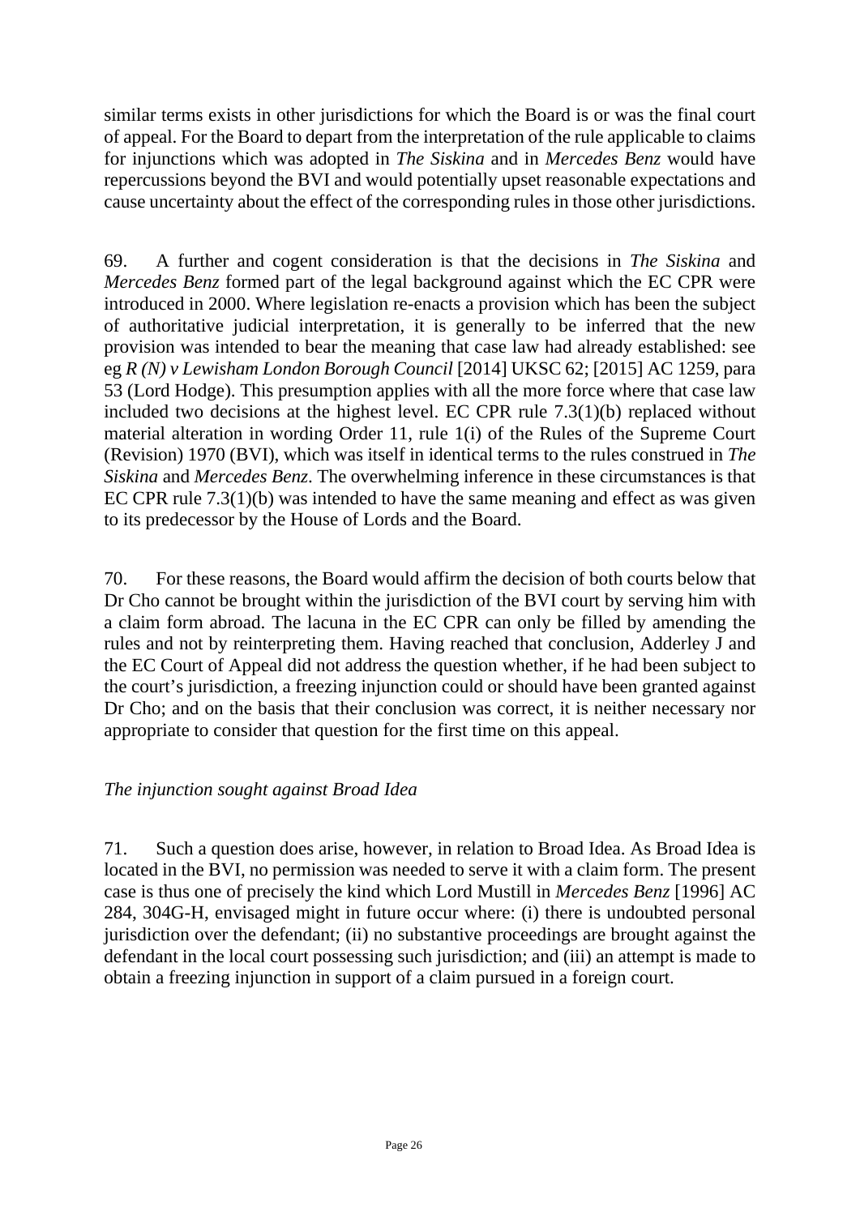similar terms exists in other jurisdictions for which the Board is or was the final court of appeal. For the Board to depart from the interpretation of the rule applicable to claims for injunctions which was adopted in *The Siskina* and in *Mercedes Benz* would have repercussions beyond the BVI and would potentially upset reasonable expectations and cause uncertainty about the effect of the corresponding rules in those other jurisdictions.

69. A further and cogent consideration is that the decisions in *The Siskina* and *Mercedes Benz* formed part of the legal background against which the EC CPR were introduced in 2000. Where legislation re-enacts a provision which has been the subject of authoritative judicial interpretation, it is generally to be inferred that the new provision was intended to bear the meaning that case law had already established: see eg *R (N) v Lewisham London Borough Council* [2014] UKSC 62; [2015] AC 1259, para 53 (Lord Hodge). This presumption applies with all the more force where that case law included two decisions at the highest level. EC CPR rule 7.3(1)(b) replaced without material alteration in wording Order 11, rule 1(i) of the Rules of the Supreme Court (Revision) 1970 (BVI), which was itself in identical terms to the rules construed in *The Siskina* and *Mercedes Benz*. The overwhelming inference in these circumstances is that EC CPR rule 7.3(1)(b) was intended to have the same meaning and effect as was given to its predecessor by the House of Lords and the Board.

70. For these reasons, the Board would affirm the decision of both courts below that Dr Cho cannot be brought within the jurisdiction of the BVI court by serving him with a claim form abroad. The lacuna in the EC CPR can only be filled by amending the rules and not by reinterpreting them. Having reached that conclusion, Adderley J and the EC Court of Appeal did not address the question whether, if he had been subject to the court's jurisdiction, a freezing injunction could or should have been granted against Dr Cho; and on the basis that their conclusion was correct, it is neither necessary nor appropriate to consider that question for the first time on this appeal.

### *The injunction sought against Broad Idea*

71. Such a question does arise, however, in relation to Broad Idea. As Broad Idea is located in the BVI, no permission was needed to serve it with a claim form. The present case is thus one of precisely the kind which Lord Mustill in *Mercedes Benz* [1996] AC 284, 304G-H, envisaged might in future occur where: (i) there is undoubted personal jurisdiction over the defendant; (ii) no substantive proceedings are brought against the defendant in the local court possessing such jurisdiction; and (iii) an attempt is made to obtain a freezing injunction in support of a claim pursued in a foreign court.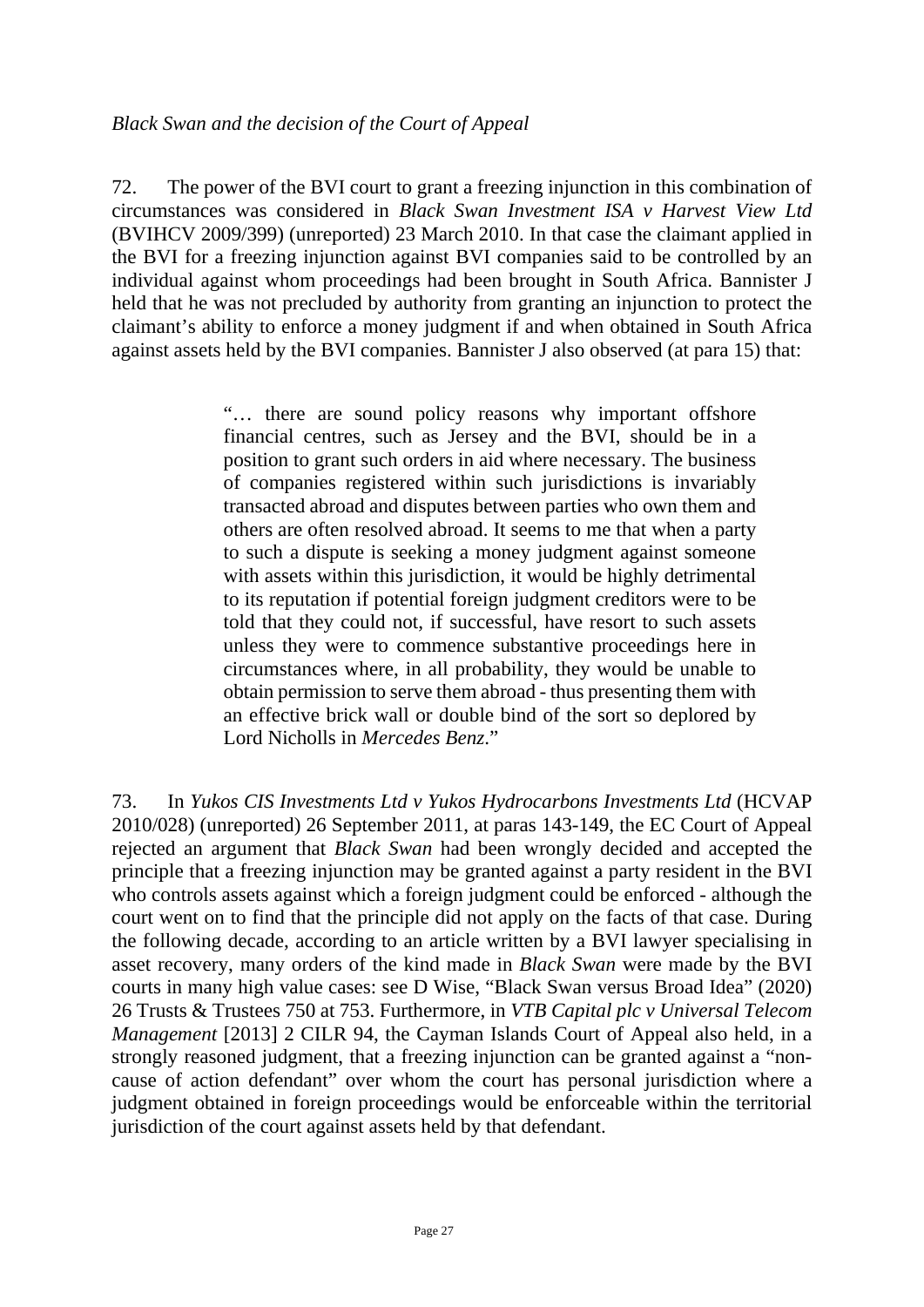*Black Swan and the decision of the Court of Appeal*

72. The power of the BVI court to grant a freezing injunction in this combination of circumstances was considered in *Black Swan Investment ISA v Harvest View Ltd* (BVIHCV 2009/399) (unreported) 23 March 2010. In that case the claimant applied in the BVI for a freezing injunction against BVI companies said to be controlled by an individual against whom proceedings had been brought in South Africa. Bannister J held that he was not precluded by authority from granting an injunction to protect the claimant's ability to enforce a money judgment if and when obtained in South Africa against assets held by the BVI companies. Bannister J also observed (at para 15) that:

> "… there are sound policy reasons why important offshore financial centres, such as Jersey and the BVI, should be in a position to grant such orders in aid where necessary. The business of companies registered within such jurisdictions is invariably transacted abroad and disputes between parties who own them and others are often resolved abroad. It seems to me that when a party to such a dispute is seeking a money judgment against someone with assets within this jurisdiction, it would be highly detrimental to its reputation if potential foreign judgment creditors were to be told that they could not, if successful, have resort to such assets unless they were to commence substantive proceedings here in circumstances where, in all probability, they would be unable to obtain permission to serve them abroad - thus presenting them with an effective brick wall or double bind of the sort so deplored by Lord Nicholls in *Mercedes Benz*."

73. In *Yukos CIS Investments Ltd v Yukos Hydrocarbons Investments Ltd* (HCVAP 2010/028) (unreported) 26 September 2011, at paras 143-149, the EC Court of Appeal rejected an argument that *Black Swan* had been wrongly decided and accepted the principle that a freezing injunction may be granted against a party resident in the BVI who controls assets against which a foreign judgment could be enforced - although the court went on to find that the principle did not apply on the facts of that case. During the following decade, according to an article written by a BVI lawyer specialising in asset recovery, many orders of the kind made in *Black Swan* were made by the BVI courts in many high value cases: see D Wise, "Black Swan versus Broad Idea" (2020) 26 Trusts & Trustees 750 at 753. Furthermore, in *VTB Capital plc v Universal Telecom Management* [2013] 2 CILR 94, the Cayman Islands Court of Appeal also held, in a strongly reasoned judgment, that a freezing injunction can be granted against a "non-cause of action defendant" over whom the court has personal jurisdiction where a judgment obtained in foreign proceedings would be enforceable within the territorial jurisdiction of the court against assets held by that defendant.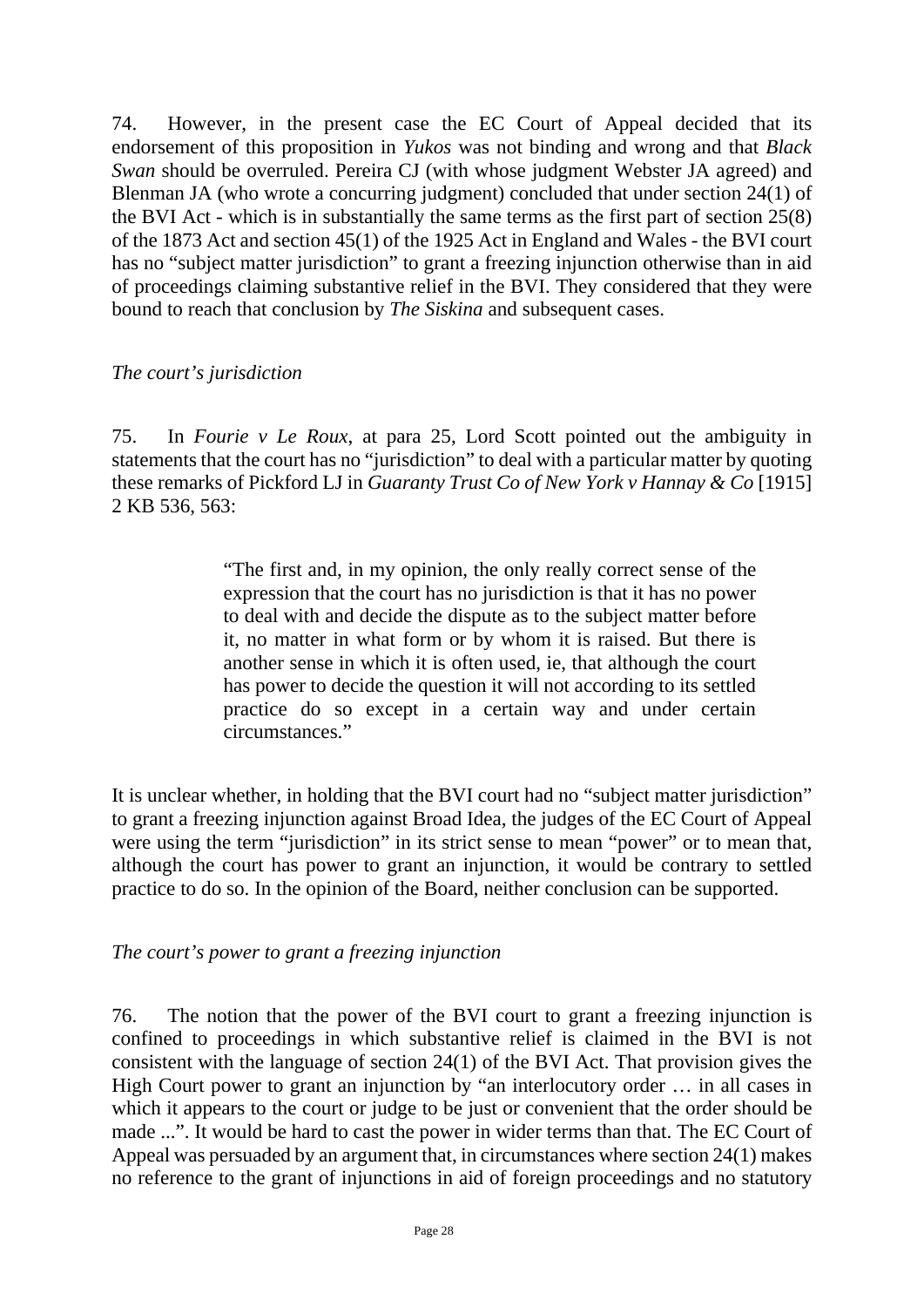74. However, in the present case the EC Court of Appeal decided that its endorsement of this proposition in *Yukos* was not binding and wrong and that *Black Swan* should be overruled. Pereira CJ (with whose judgment Webster JA agreed) and Blenman JA (who wrote a concurring judgment) concluded that under section 24(1) of the BVI Act - which is in substantially the same terms as the first part of section 25(8) of the 1873 Act and section 45(1) of the 1925 Act in England and Wales - the BVI court has no "subject matter jurisdiction" to grant a freezing injunction otherwise than in aid of proceedings claiming substantive relief in the BVI. They considered that they were bound to reach that conclusion by *The Siskina* and subsequent cases.

*The court's jurisdiction*

75. In *Fourie v Le Roux*, at para 25, Lord Scott pointed out the ambiguity in statements that the court has no "jurisdiction" to deal with a particular matter by quoting these remarks of Pickford LJ in *Guaranty Trust Co of New York v Hannay & Co* [1915] 2 KB 536, 563:

> "The first and, in my opinion, the only really correct sense of the expression that the court has no jurisdiction is that it has no power to deal with and decide the dispute as to the subject matter before it, no matter in what form or by whom it is raised. But there is another sense in which it is often used, ie, that although the court has power to decide the question it will not according to its settled practice do so except in a certain way and under certain circumstances."

It is unclear whether, in holding that the BVI court had no "subject matter jurisdiction" to grant a freezing injunction against Broad Idea, the judges of the EC Court of Appeal were using the term "jurisdiction" in its strict sense to mean "power" or to mean that, although the court has power to grant an injunction, it would be contrary to settled practice to do so. In the opinion of the Board, neither conclusion can be supported.

*The court's power to grant a freezing injunction*

76. The notion that the power of the BVI court to grant a freezing injunction is confined to proceedings in which substantive relief is claimed in the BVI is not consistent with the language of section 24(1) of the BVI Act. That provision gives the High Court power to grant an injunction by "an interlocutory order … in all cases in which it appears to the court or judge to be just or convenient that the order should be made ...". It would be hard to cast the power in wider terms than that. The EC Court of Appeal was persuaded by an argument that, in circumstances where section 24(1) makes no reference to the grant of injunctions in aid of foreign proceedings and no statutory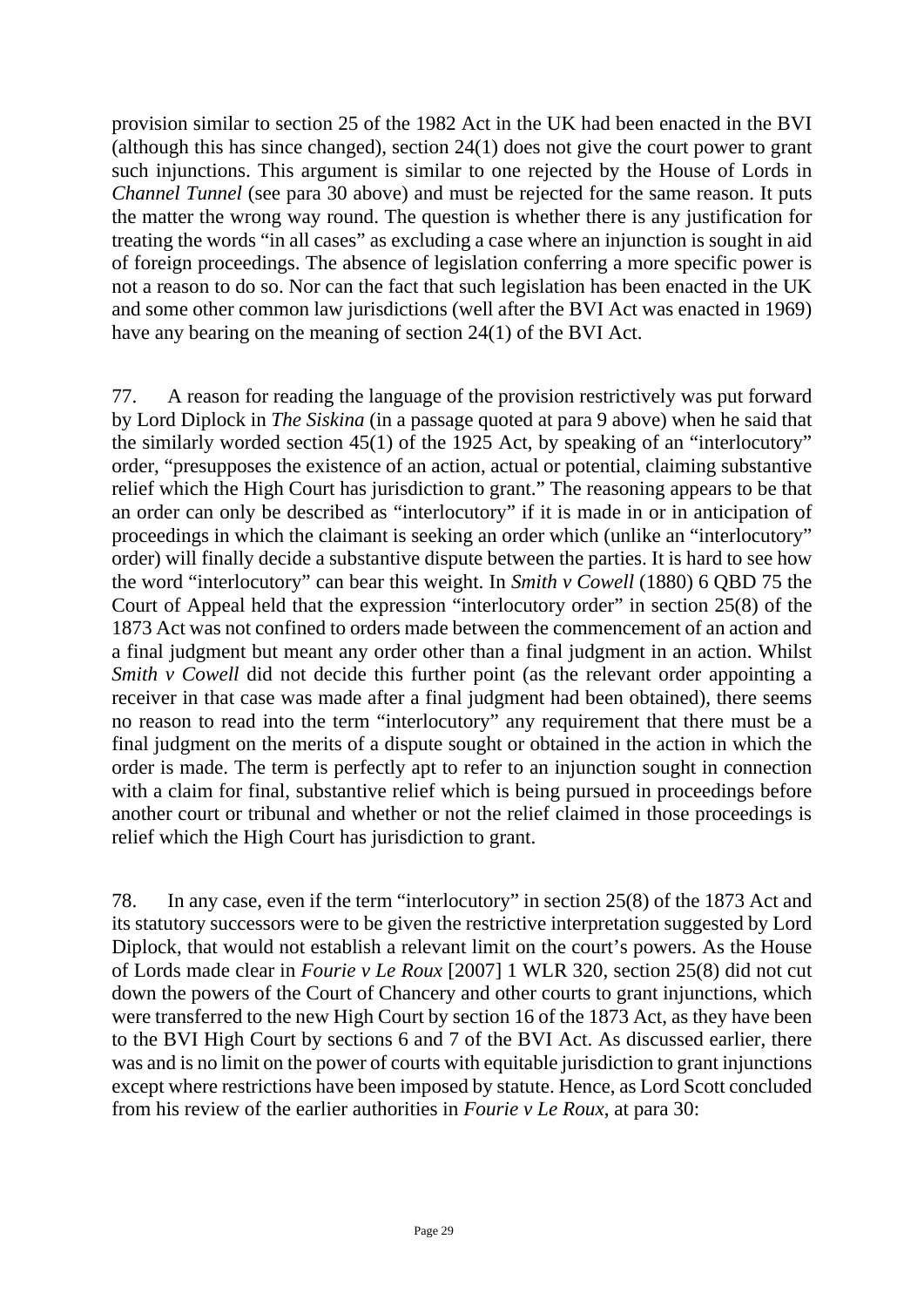provision similar to section 25 of the 1982 Act in the UK had been enacted in the BVI (although this has since changed), section 24(1) does not give the court power to grant such injunctions. This argument is similar to one rejected by the House of Lords in *Channel Tunnel* (see para 30 above) and must be rejected for the same reason. It puts the matter the wrong way round. The question is whether there is any justification for treating the words "in all cases" as excluding a case where an injunction is sought in aid of foreign proceedings. The absence of legislation conferring a more specific power is not a reason to do so. Nor can the fact that such legislation has been enacted in the UK and some other common law jurisdictions (well after the BVI Act was enacted in 1969) have any bearing on the meaning of section 24(1) of the BVI Act.

77. A reason for reading the language of the provision restrictively was put forward by Lord Diplock in *The Siskina* (in a passage quoted at para 9 above) when he said that the similarly worded section 45(1) of the 1925 Act, by speaking of an "interlocutory" order, "presupposes the existence of an action, actual or potential, claiming substantive relief which the High Court has jurisdiction to grant." The reasoning appears to be that an order can only be described as "interlocutory" if it is made in or in anticipation of proceedings in which the claimant is seeking an order which (unlike an "interlocutory" order) will finally decide a substantive dispute between the parties. It is hard to see how the word "interlocutory" can bear this weight. In *Smith v Cowell* (1880) 6 QBD 75 the Court of Appeal held that the expression "interlocutory order" in section 25(8) of the 1873 Act was not confined to orders made between the commencement of an action and a final judgment but meant any order other than a final judgment in an action. Whilst *Smith v Cowell* did not decide this further point (as the relevant order appointing a receiver in that case was made after a final judgment had been obtained), there seems no reason to read into the term "interlocutory" any requirement that there must be a final judgment on the merits of a dispute sought or obtained in the action in which the order is made. The term is perfectly apt to refer to an injunction sought in connection with a claim for final, substantive relief which is being pursued in proceedings before another court or tribunal and whether or not the relief claimed in those proceedings is relief which the High Court has jurisdiction to grant.

78. In any case, even if the term "interlocutory" in section 25(8) of the 1873 Act and its statutory successors were to be given the restrictive interpretation suggested by Lord Diplock, that would not establish a relevant limit on the court's powers. As the House of Lords made clear in *Fourie v Le Roux* [2007] 1 WLR 320, section 25(8) did not cut down the powers of the Court of Chancery and other courts to grant injunctions, which were transferred to the new High Court by section 16 of the 1873 Act, as they have been to the BVI High Court by sections 6 and 7 of the BVI Act. As discussed earlier, there was and is no limit on the power of courts with equitable jurisdiction to grant injunctions except where restrictions have been imposed by statute. Hence, as Lord Scott concluded from his review of the earlier authorities in *Fourie v Le Roux*, at para 30: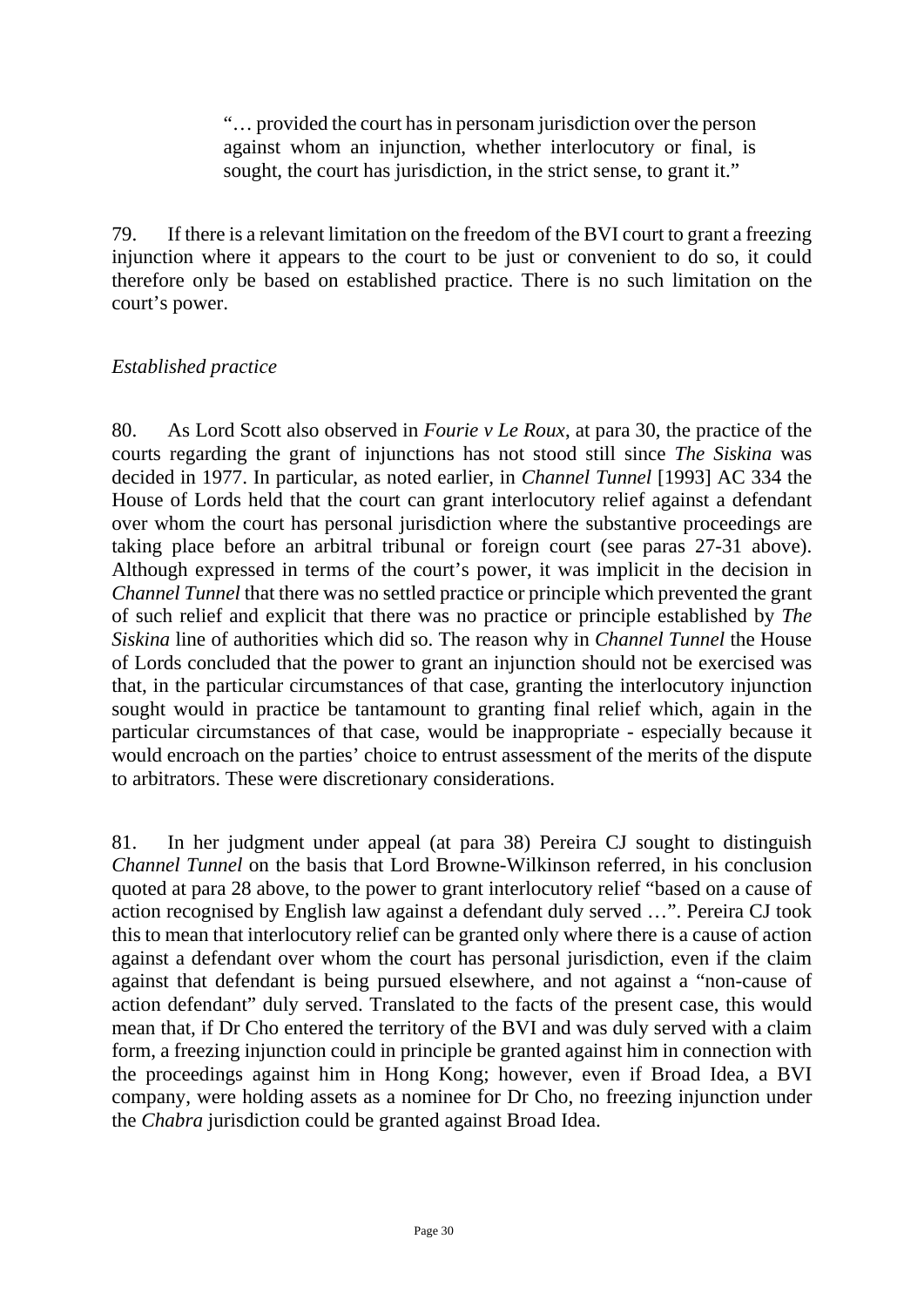> "… provided the court has in personam jurisdiction over the person against whom an injunction, whether interlocutory or final, is sought, the court has jurisdiction, in the strict sense, to grant it."

79. If there is a relevant limitation on the freedom of the BVI court to grant a freezing injunction where it appears to the court to be just or convenient to do so, it could therefore only be based on established practice. There is no such limitation on the court's power.

*Established practice*

80. As Lord Scott also observed in *Fourie v Le Roux*, at para 30, the practice of the courts regarding the grant of injunctions has not stood still since *The Siskina* was decided in 1977. In particular, as noted earlier, in *Channel Tunnel* [1993] AC 334 the House of Lords held that the court can grant interlocutory relief against a defendant over whom the court has personal jurisdiction where the substantive proceedings are taking place before an arbitral tribunal or foreign court (see paras 27-31 above). Although expressed in terms of the court's power, it was implicit in the decision in *Channel Tunnel* that there was no settled practice or principle which prevented the grant of such relief and explicit that there was no practice or principle established by *The Siskina* line of authorities which did so. The reason why in *Channel Tunnel* the House of Lords concluded that the power to grant an injunction should not be exercised was that, in the particular circumstances of that case, granting the interlocutory injunction sought would in practice be tantamount to granting final relief which, again in the particular circumstances of that case, would be inappropriate - especially because it would encroach on the parties' choice to entrust assessment of the merits of the dispute to arbitrators. These were discretionary considerations.

81. In her judgment under appeal (at para 38) Pereira CJ sought to distinguish *Channel Tunnel* on the basis that Lord Browne-Wilkinson referred, in his conclusion quoted at para 28 above, to the power to grant interlocutory relief "based on a cause of action recognised by English law against a defendant duly served …". Pereira CJ took this to mean that interlocutory relief can be granted only where there is a cause of action against a defendant over whom the court has personal jurisdiction, even if the claim against that defendant is being pursued elsewhere, and not against a "non-cause of action defendant" duly served. Translated to the facts of the present case, this would mean that, if Dr Cho entered the territory of the BVI and was duly served with a claim form, a freezing injunction could in principle be granted against him in connection with the proceedings against him in Hong Kong; however, even if Broad Idea, a BVI company, were holding assets as a nominee for Dr Cho, no freezing injunction under the *Chabra* jurisdiction could be granted against Broad Idea.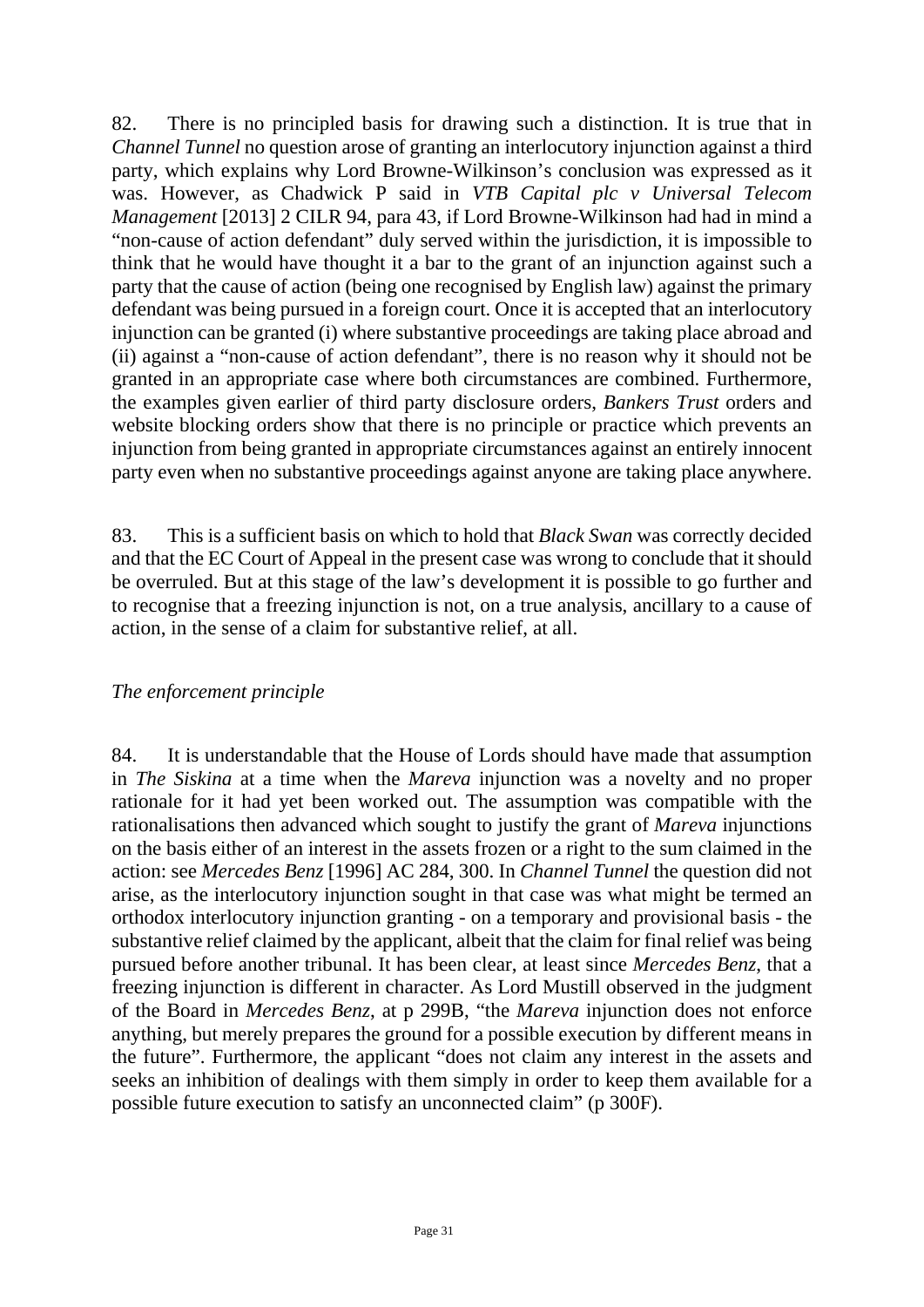82. There is no principled basis for drawing such a distinction. It is true that in *Channel Tunnel* no question arose of granting an interlocutory injunction against a third party, which explains why Lord Browne-Wilkinson's conclusion was expressed as it was. However, as Chadwick P said in *VTB Capital plc v Universal Telecom Management* [2013] 2 CILR 94, para 43, if Lord Browne-Wilkinson had had in mind a "non-cause of action defendant" duly served within the jurisdiction, it is impossible to think that he would have thought it a bar to the grant of an injunction against such a party that the cause of action (being one recognised by English law) against the primary defendant was being pursued in a foreign court. Once it is accepted that an interlocutory injunction can be granted (i) where substantive proceedings are taking place abroad and (ii) against a "non-cause of action defendant", there is no reason why it should not be granted in an appropriate case where both circumstances are combined. Furthermore, the examples given earlier of third party disclosure orders, *Bankers Trust* orders and website blocking orders show that there is no principle or practice which prevents an injunction from being granted in appropriate circumstances against an entirely innocent party even when no substantive proceedings against anyone are taking place anywhere.

83. This is a sufficient basis on which to hold that *Black Swan* was correctly decided and that the EC Court of Appeal in the present case was wrong to conclude that it should be overruled. But at this stage of the law's development it is possible to go further and to recognise that a freezing injunction is not, on a true analysis, ancillary to a cause of action, in the sense of a claim for substantive relief, at all.

*The enforcement principle*

84. It is understandable that the House of Lords should have made that assumption in *The Siskina* at a time when the *Mareva* injunction was a novelty and no proper rationale for it had yet been worked out. The assumption was compatible with the rationalisations then advanced which sought to justify the grant of *Mareva* injunctions on the basis either of an interest in the assets frozen or a right to the sum claimed in the action: see *Mercedes Benz* [1996] AC 284, 300. In *Channel Tunnel* the question did not arise, as the interlocutory injunction sought in that case was what might be termed an orthodox interlocutory injunction granting - on a temporary and provisional basis - the substantive relief claimed by the applicant, albeit that the claim for final relief was being pursued before another tribunal. It has been clear, at least since *Mercedes Benz*, that a freezing injunction is different in character. As Lord Mustill observed in the judgment of the Board in *Mercedes Benz*, at p 299B, "the *Mareva* injunction does not enforce anything, but merely prepares the ground for a possible execution by different means in the future". Furthermore, the applicant "does not claim any interest in the assets and seeks an inhibition of dealings with them simply in order to keep them available for a possible future execution to satisfy an unconnected claim" (p 300F).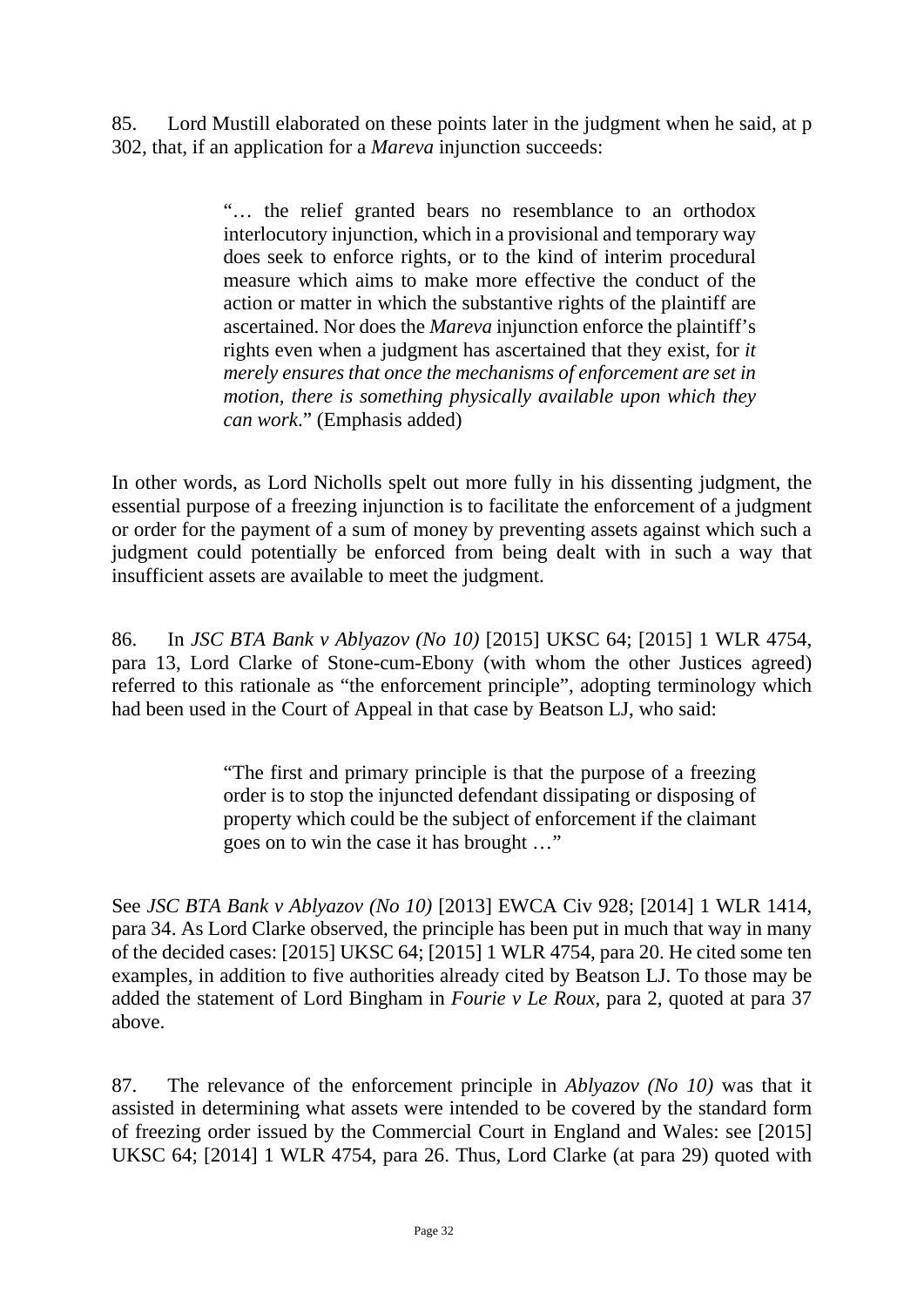85. Lord Mustill elaborated on these points later in the judgment when he said, at p 302, that, if an application for a *Mareva* injunction succeeds:

> "… the relief granted bears no resemblance to an orthodox interlocutory injunction, which in a provisional and temporary way does seek to enforce rights, or to the kind of interim procedural measure which aims to make more effective the conduct of the action or matter in which the substantive rights of the plaintiff are ascertained. Nor does the *Mareva* injunction enforce the plaintiff's rights even when a judgment has ascertained that they exist, for *it merely ensures that once the mechanisms of enforcement are set in motion, there is something physically available upon which they can work*." (Emphasis added)

In other words, as Lord Nicholls spelt out more fully in his dissenting judgment, the essential purpose of a freezing injunction is to facilitate the enforcement of a judgment or order for the payment of a sum of money by preventing assets against which such a judgment could potentially be enforced from being dealt with in such a way that insufficient assets are available to meet the judgment.

86. In *JSC BTA Bank v Ablyazov (No 10)* [2015] UKSC 64; [2015] 1 WLR 4754, para 13, Lord Clarke of Stone-cum-Ebony (with whom the other Justices agreed) referred to this rationale as "the enforcement principle", adopting terminology which had been used in the Court of Appeal in that case by Beatson LJ, who said:

> "The first and primary principle is that the purpose of a freezing order is to stop the injuncted defendant dissipating or disposing of property which could be the subject of enforcement if the claimant goes on to win the case it has brought …"

See *JSC BTA Bank v Ablyazov (No 10)* [2013] EWCA Civ 928; [2014] 1 WLR 1414, para 34. As Lord Clarke observed, the principle has been put in much that way in many of the decided cases: [2015] UKSC 64; [2015] 1 WLR 4754, para 20. He cited some ten examples, in addition to five authorities already cited by Beatson LJ. To those may be added the statement of Lord Bingham in *Fourie v Le Roux*, para 2, quoted at para 37 above.

87. The relevance of the enforcement principle in *Ablyazov (No 10)* was that it assisted in determining what assets were intended to be covered by the standard form of freezing order issued by the Commercial Court in England and Wales: see [2015] UKSC 64; [2014] 1 WLR 4754, para 26. Thus, Lord Clarke (at para 29) quoted with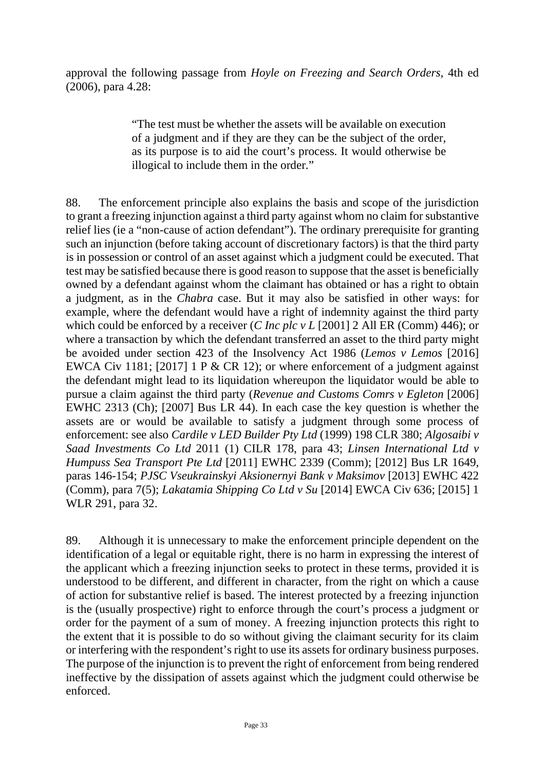approval the following passage from *Hoyle on Freezing and Search Orders*, 4th ed (2006), para 4.28:

> "The test must be whether the assets will be available on execution of a judgment and if they are they can be the subject of the order, as its purpose is to aid the court's process. It would otherwise be illogical to include them in the order."

88. The enforcement principle also explains the basis and scope of the jurisdiction to grant a freezing injunction against a third party against whom no claim for substantive relief lies (ie a "non-cause of action defendant"). The ordinary prerequisite for granting such an injunction (before taking account of discretionary factors) is that the third party is in possession or control of an asset against which a judgment could be executed. That test may be satisfied because there is good reason to suppose that the asset is beneficially owned by a defendant against whom the claimant has obtained or has a right to obtain a judgment, as in the *Chabra* case. But it may also be satisfied in other ways: for example, where the defendant would have a right of indemnity against the third party which could be enforced by a receiver (*C Inc plc v L* [2001] 2 All ER (Comm) 446); or where a transaction by which the defendant transferred an asset to the third party might be avoided under section 423 of the Insolvency Act 1986 (*Lemos v Lemos* [2016] EWCA Civ 1181; [2017] 1 P & CR 12); or where enforcement of a judgment against the defendant might lead to its liquidation whereupon the liquidator would be able to pursue a claim against the third party (*Revenue and Customs Comrs v Egleton* [2006] EWHC 2313 (Ch); [2007] Bus LR 44). In each case the key question is whether the assets are or would be available to satisfy a judgment through some process of enforcement: see also *Cardile v LED Builder Pty Ltd* (1999) 198 CLR 380; *Algosaibi v Saad Investments Co Ltd* 2011 (1) CILR 178, para 43; *Linsen International Ltd v Humpuss Sea Transport Pte Ltd* [2011] EWHC 2339 (Comm); [2012] Bus LR 1649, paras 146-154; *PJSC Vseukrainskyi Aksionernyi Bank v Maksimov* [2013] EWHC 422 (Comm), para 7(5); *Lakatamia Shipping Co Ltd v Su* [2014] EWCA Civ 636; [2015] 1 WLR 291, para 32.

89. Although it is unnecessary to make the enforcement principle dependent on the identification of a legal or equitable right, there is no harm in expressing the interest of the applicant which a freezing injunction seeks to protect in these terms, provided it is understood to be different, and different in character, from the right on which a cause of action for substantive relief is based. The interest protected by a freezing injunction is the (usually prospective) right to enforce through the court's process a judgment or order for the payment of a sum of money. A freezing injunction protects this right to the extent that it is possible to do so without giving the claimant security for its claim or interfering with the respondent's right to use its assets for ordinary business purposes. The purpose of the injunction is to prevent the right of enforcement from being rendered ineffective by the dissipation of assets against which the judgment could otherwise be enforced.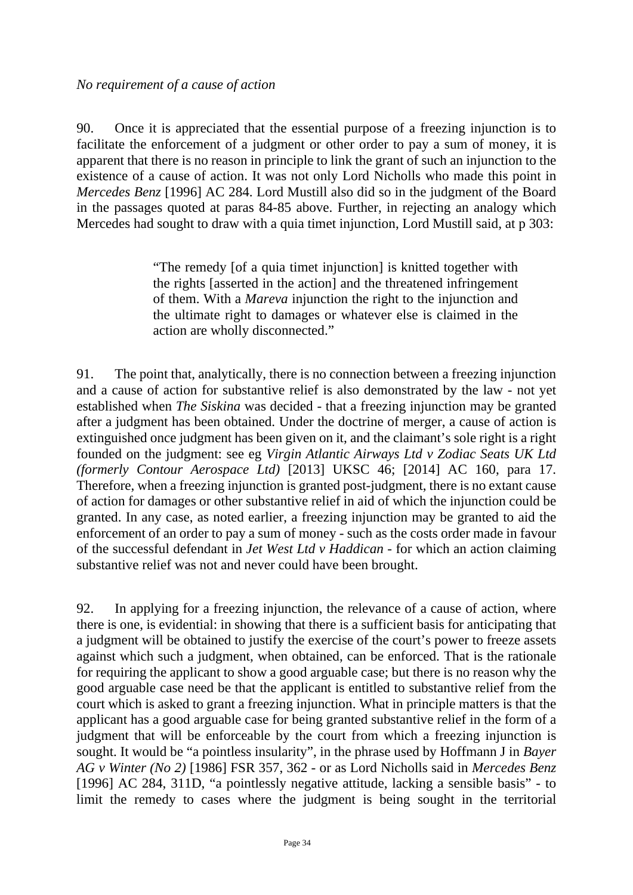*No requirement of a cause of action*

90. Once it is appreciated that the essential purpose of a freezing injunction is to facilitate the enforcement of a judgment or other order to pay a sum of money, it is apparent that there is no reason in principle to link the grant of such an injunction to the existence of a cause of action. It was not only Lord Nicholls who made this point in *Mercedes Benz* [1996] AC 284. Lord Mustill also did so in the judgment of the Board in the passages quoted at paras 84-85 above. Further, in rejecting an analogy which Mercedes had sought to draw with a quia timet injunction, Lord Mustill said, at p 303:

> "The remedy [of a quia timet injunction] is knitted together with the rights [asserted in the action] and the threatened infringement of them. With a *Mareva* injunction the right to the injunction and the ultimate right to damages or whatever else is claimed in the action are wholly disconnected."

91. The point that, analytically, there is no connection between a freezing injunction and a cause of action for substantive relief is also demonstrated by the law - not yet established when *The Siskina* was decided - that a freezing injunction may be granted after a judgment has been obtained. Under the doctrine of merger, a cause of action is extinguished once judgment has been given on it, and the claimant's sole right is a right founded on the judgment: see eg *Virgin Atlantic Airways Ltd v Zodiac Seats UK Ltd (formerly Contour Aerospace Ltd)* [2013] UKSC 46; [2014] AC 160, para 17. Therefore, when a freezing injunction is granted post-judgment, there is no extant cause of action for damages or other substantive relief in aid of which the injunction could be granted. In any case, as noted earlier, a freezing injunction may be granted to aid the enforcement of an order to pay a sum of money - such as the costs order made in favour of the successful defendant in *Jet West Ltd v Haddican* - for which an action claiming substantive relief was not and never could have been brought.

92. In applying for a freezing injunction, the relevance of a cause of action, where there is one, is evidential: in showing that there is a sufficient basis for anticipating that a judgment will be obtained to justify the exercise of the court's power to freeze assets against which such a judgment, when obtained, can be enforced. That is the rationale for requiring the applicant to show a good arguable case; but there is no reason why the good arguable case need be that the applicant is entitled to substantive relief from the court which is asked to grant a freezing injunction. What in principle matters is that the applicant has a good arguable case for being granted substantive relief in the form of a judgment that will be enforceable by the court from which a freezing injunction is sought. It would be "a pointless insularity", in the phrase used by Hoffmann J in *Bayer AG v Winter (No 2)* [1986] FSR 357, 362 - or as Lord Nicholls said in *Mercedes Benz* [1996] AC 284, 311D, "a pointlessly negative attitude, lacking a sensible basis" - to limit the remedy to cases where the judgment is being sought in the territorial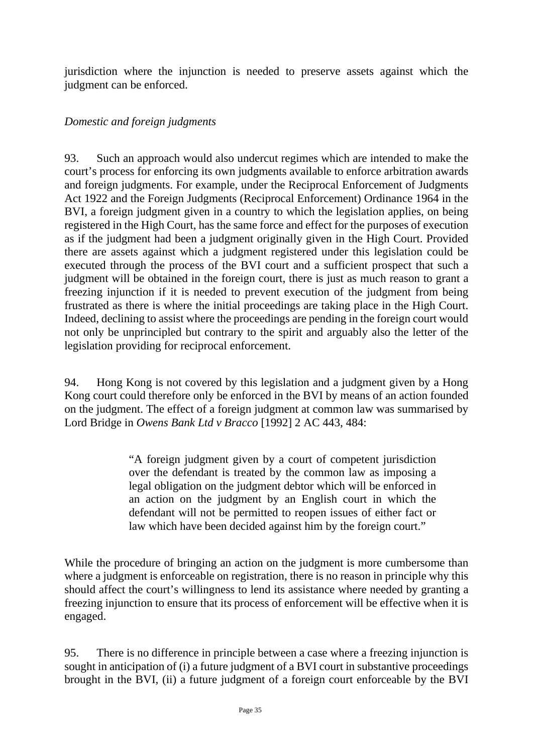jurisdiction where the injunction is needed to preserve assets against which the judgment can be enforced.

*Domestic and foreign judgments*

93. Such an approach would also undercut regimes which are intended to make the court's process for enforcing its own judgments available to enforce arbitration awards and foreign judgments. For example, under the Reciprocal Enforcement of Judgments Act 1922 and the Foreign Judgments (Reciprocal Enforcement) Ordinance 1964 in the BVI, a foreign judgment given in a country to which the legislation applies, on being registered in the High Court, has the same force and effect for the purposes of execution as if the judgment had been a judgment originally given in the High Court. Provided there are assets against which a judgment registered under this legislation could be executed through the process of the BVI court and a sufficient prospect that such a judgment will be obtained in the foreign court, there is just as much reason to grant a freezing injunction if it is needed to prevent execution of the judgment from being frustrated as there is where the initial proceedings are taking place in the High Court. Indeed, declining to assist where the proceedings are pending in the foreign court would not only be unprincipled but contrary to the spirit and arguably also the letter of the legislation providing for reciprocal enforcement.

94. Hong Kong is not covered by this legislation and a judgment given by a Hong Kong court could therefore only be enforced in the BVI by means of an action founded on the judgment. The effect of a foreign judgment at common law was summarised by Lord Bridge in *Owens Bank Ltd v Bracco* [1992] 2 AC 443, 484:

> "A foreign judgment given by a court of competent jurisdiction over the defendant is treated by the common law as imposing a legal obligation on the judgment debtor which will be enforced in an action on the judgment by an English court in which the defendant will not be permitted to reopen issues of either fact or law which have been decided against him by the foreign court."

While the procedure of bringing an action on the judgment is more cumbersome than where a judgment is enforceable on registration, there is no reason in principle why this should affect the court's willingness to lend its assistance where needed by granting a freezing injunction to ensure that its process of enforcement will be effective when it is engaged.

95. There is no difference in principle between a case where a freezing injunction is sought in anticipation of (i) a future judgment of a BVI court in substantive proceedings brought in the BVI, (ii) a future judgment of a foreign court enforceable by the BVI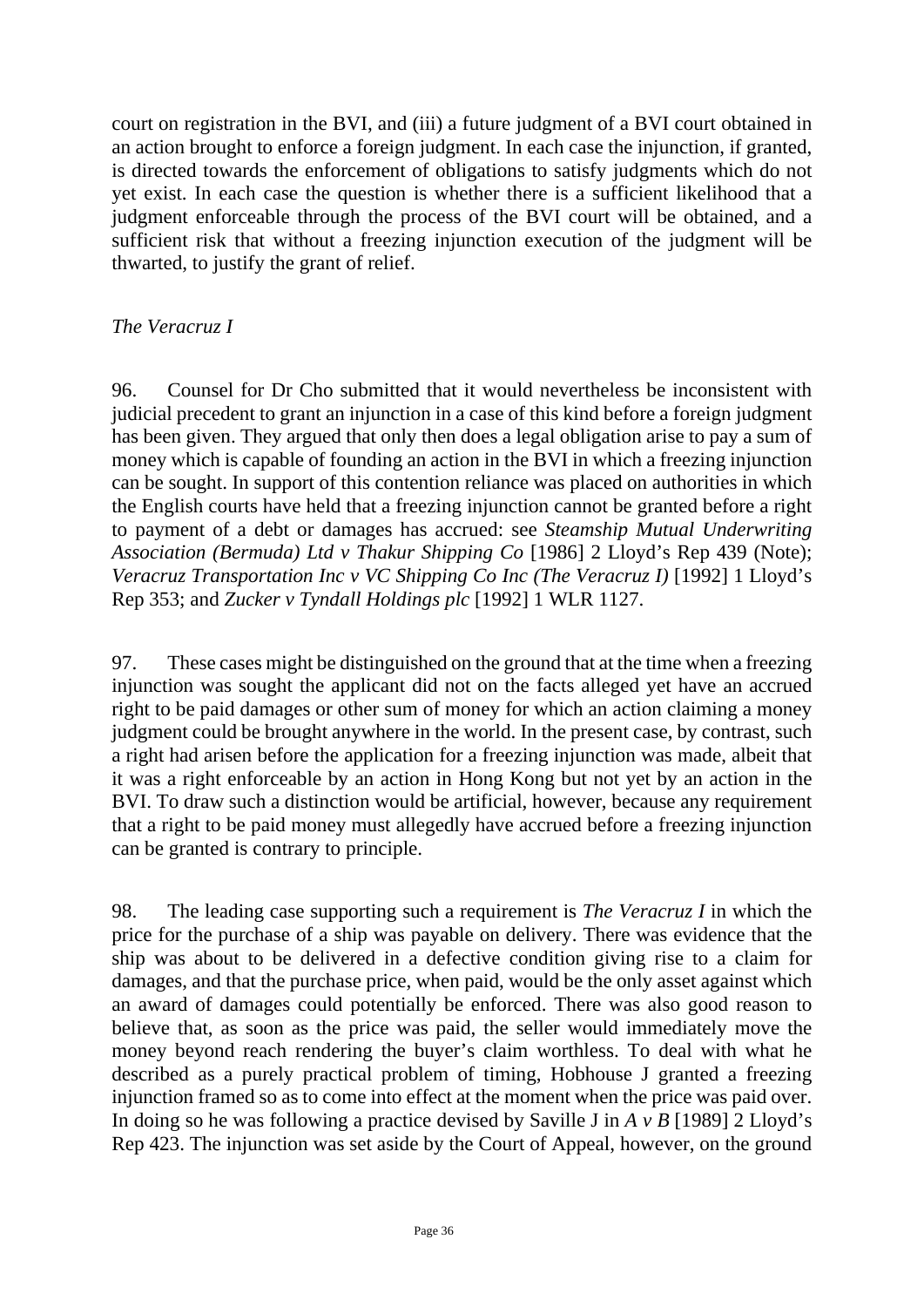court on registration in the BVI, and (iii) a future judgment of a BVI court obtained in an action brought to enforce a foreign judgment. In each case the injunction, if granted, is directed towards the enforcement of obligations to satisfy judgments which do not yet exist. In each case the question is whether there is a sufficient likelihood that a judgment enforceable through the process of the BVI court will be obtained, and a sufficient risk that without a freezing injunction execution of the judgment will be thwarted, to justify the grant of relief.

*The Veracruz I*

96. Counsel for Dr Cho submitted that it would nevertheless be inconsistent with judicial precedent to grant an injunction in a case of this kind before a foreign judgment has been given. They argued that only then does a legal obligation arise to pay a sum of money which is capable of founding an action in the BVI in which a freezing injunction can be sought. In support of this contention reliance was placed on authorities in which the English courts have held that a freezing injunction cannot be granted before a right to payment of a debt or damages has accrued: see *Steamship Mutual Underwriting Association (Bermuda) Ltd v Thakur Shipping Co* [1986] 2 Lloyd's Rep 439 (Note); *Veracruz Transportation Inc v VC Shipping Co Inc (The Veracruz I)* [1992] 1 Lloyd's Rep 353; and *Zucker v Tyndall Holdings plc* [1992] 1 WLR 1127.

97. These cases might be distinguished on the ground that at the time when a freezing injunction was sought the applicant did not on the facts alleged yet have an accrued right to be paid damages or other sum of money for which an action claiming a money judgment could be brought anywhere in the world. In the present case, by contrast, such a right had arisen before the application for a freezing injunction was made, albeit that it was a right enforceable by an action in Hong Kong but not yet by an action in the BVI. To draw such a distinction would be artificial, however, because any requirement that a right to be paid money must allegedly have accrued before a freezing injunction can be granted is contrary to principle.

98. The leading case supporting such a requirement is *The Veracruz I* in which the price for the purchase of a ship was payable on delivery. There was evidence that the ship was about to be delivered in a defective condition giving rise to a claim for damages, and that the purchase price, when paid, would be the only asset against which an award of damages could potentially be enforced. There was also good reason to believe that, as soon as the price was paid, the seller would immediately move the money beyond reach rendering the buyer's claim worthless. To deal with what he described as a purely practical problem of timing, Hobhouse J granted a freezing injunction framed so as to come into effect at the moment when the price was paid over. In doing so he was following a practice devised by Saville J in *A v B* [1989] 2 Lloyd's Rep 423. The injunction was set aside by the Court of Appeal, however, on the ground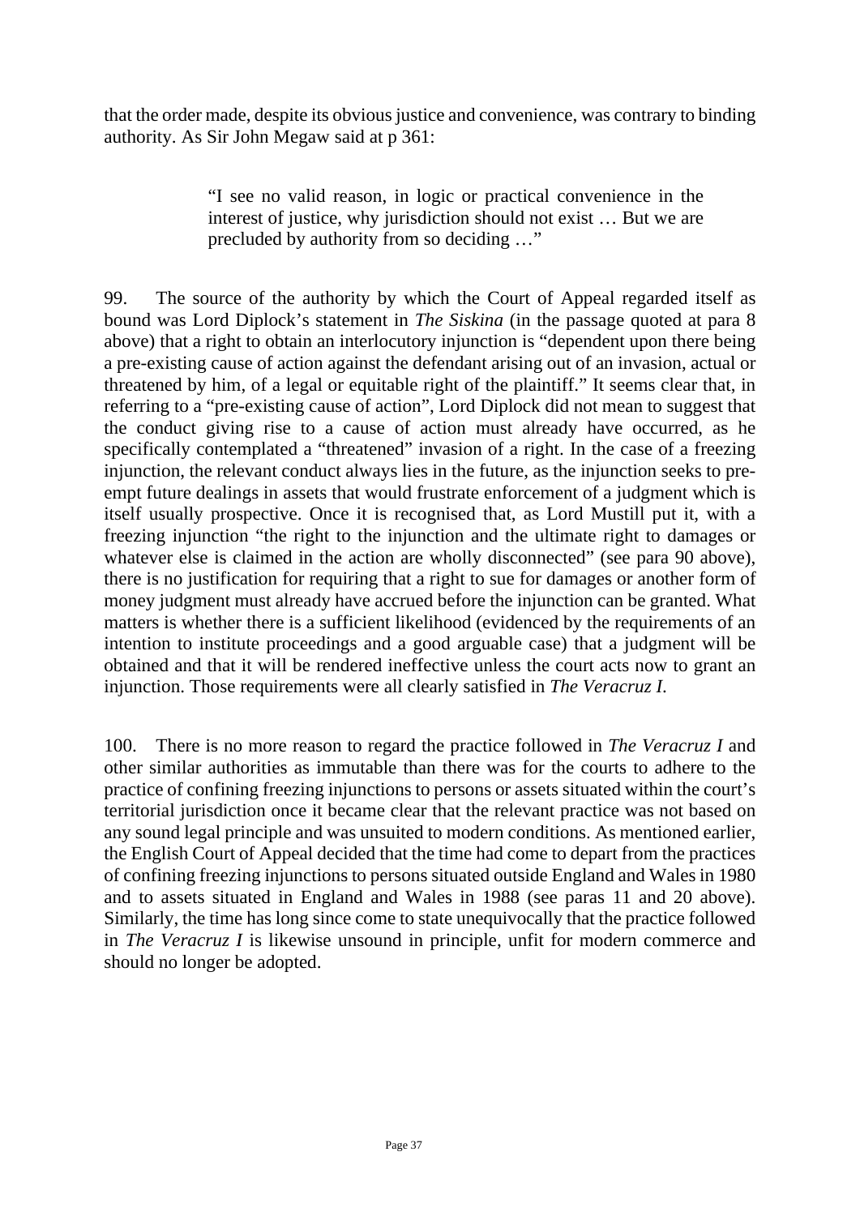that the order made, despite its obvious justice and convenience, was contrary to binding authority. As Sir John Megaw said at p 361:

> "I see no valid reason, in logic or practical convenience in the interest of justice, why jurisdiction should not exist … But we are precluded by authority from so deciding …"

99. The source of the authority by which the Court of Appeal regarded itself as bound was Lord Diplock's statement in *The Siskina* (in the passage quoted at para 8 above) that a right to obtain an interlocutory injunction is "dependent upon there being a pre-existing cause of action against the defendant arising out of an invasion, actual or threatened by him, of a legal or equitable right of the plaintiff." It seems clear that, in referring to a "pre-existing cause of action", Lord Diplock did not mean to suggest that the conduct giving rise to a cause of action must already have occurred, as he specifically contemplated a "threatened" invasion of a right. In the case of a freezing injunction, the relevant conduct always lies in the future, as the injunction seeks to pre-empt future dealings in assets that would frustrate enforcement of a judgment which is itself usually prospective. Once it is recognised that, as Lord Mustill put it, with a freezing injunction "the right to the injunction and the ultimate right to damages or whatever else is claimed in the action are wholly disconnected" (see para 90 above), there is no justification for requiring that a right to sue for damages or another form of money judgment must already have accrued before the injunction can be granted. What matters is whether there is a sufficient likelihood (evidenced by the requirements of an intention to institute proceedings and a good arguable case) that a judgment will be obtained and that it will be rendered ineffective unless the court acts now to grant an injunction. Those requirements were all clearly satisfied in *The Veracruz I*.

100. There is no more reason to regard the practice followed in *The Veracruz I* and other similar authorities as immutable than there was for the courts to adhere to the practice of confining freezing injunctions to persons or assets situated within the court's territorial jurisdiction once it became clear that the relevant practice was not based on any sound legal principle and was unsuited to modern conditions. As mentioned earlier, the English Court of Appeal decided that the time had come to depart from the practices of confining freezing injunctions to persons situated outside England and Wales in 1980 and to assets situated in England and Wales in 1988 (see paras 11 and 20 above). Similarly, the time has long since come to state unequivocally that the practice followed in *The Veracruz I* is likewise unsound in principle, unfit for modern commerce and should no longer be adopted.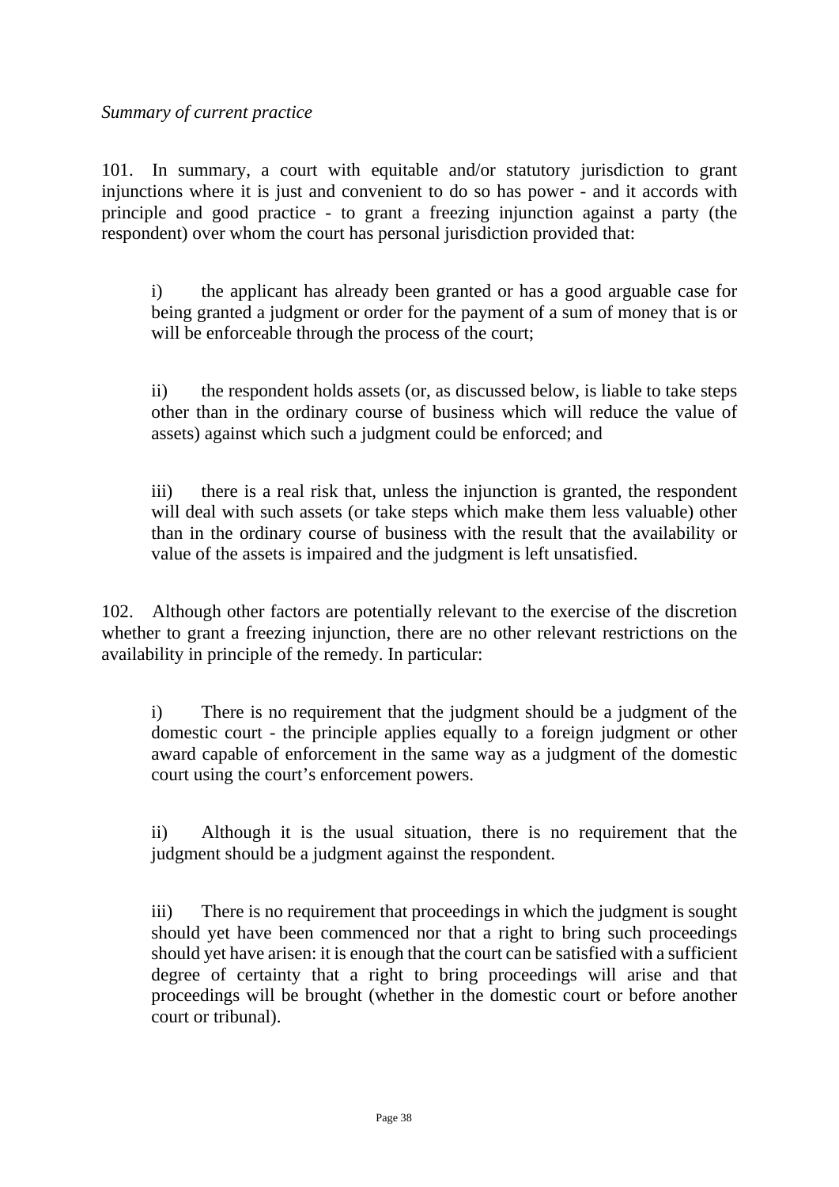*Summary of current practice*

101. In summary, a court with equitable and/or statutory jurisdiction to grant injunctions where it is just and convenient to do so has power - and it accords with principle and good practice - to grant a freezing injunction against a party (the respondent) over whom the court has personal jurisdiction provided that:

> i) the applicant has already been granted or has a good arguable case for being granted a judgment or order for the payment of a sum of money that is or will be enforceable through the process of the court;
>
> ii) the respondent holds assets (or, as discussed below, is liable to take steps other than in the ordinary course of business which will reduce the value of assets) against which such a judgment could be enforced; and
>
> iii) there is a real risk that, unless the injunction is granted, the respondent will deal with such assets (or take steps which make them less valuable) other than in the ordinary course of business with the result that the availability or value of the assets is impaired and the judgment is left unsatisfied.

102. Although other factors are potentially relevant to the exercise of the discretion whether to grant a freezing injunction, there are no other relevant restrictions on the availability in principle of the remedy. In particular:

> i) There is no requirement that the judgment should be a judgment of the domestic court - the principle applies equally to a foreign judgment or other award capable of enforcement in the same way as a judgment of the domestic court using the court's enforcement powers.
>
> ii) Although it is the usual situation, there is no requirement that the judgment should be a judgment against the respondent.
>
> iii) There is no requirement that proceedings in which the judgment is sought should yet have been commenced nor that a right to bring such proceedings should yet have arisen: it is enough that the court can be satisfied with a sufficient degree of certainty that a right to bring proceedings will arise and that proceedings will be brought (whether in the domestic court or before another court or tribunal).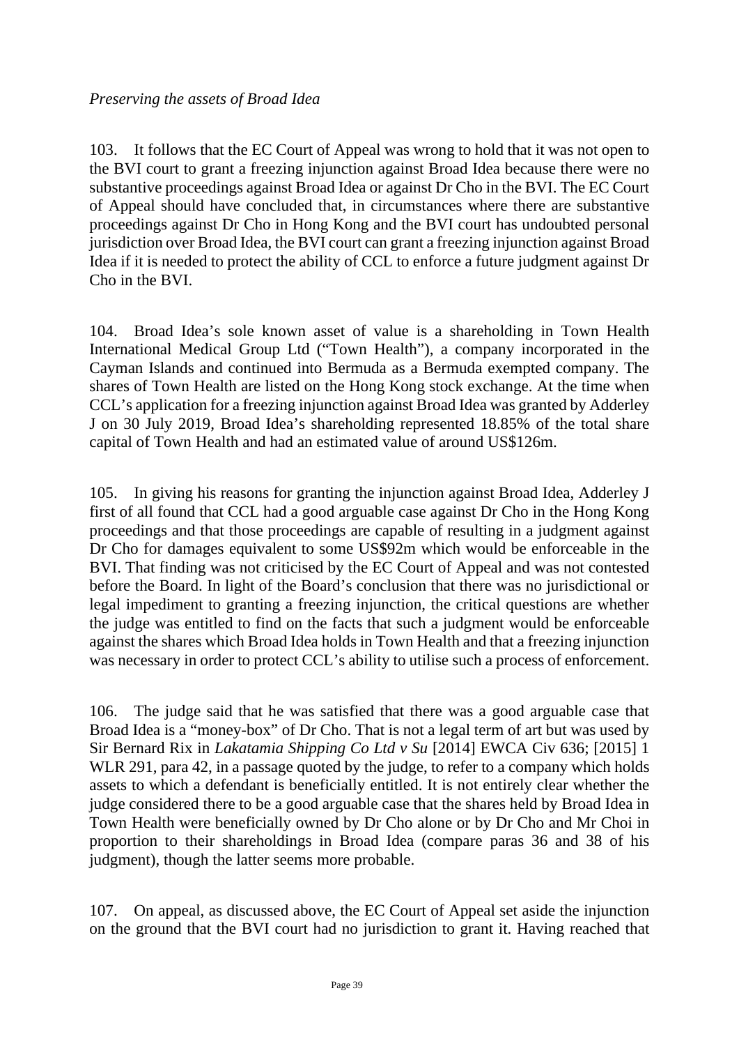*Preserving the assets of Broad Idea*

103. It follows that the EC Court of Appeal was wrong to hold that it was not open to the BVI court to grant a freezing injunction against Broad Idea because there were no substantive proceedings against Broad Idea or against Dr Cho in the BVI. The EC Court of Appeal should have concluded that, in circumstances where there are substantive proceedings against Dr Cho in Hong Kong and the BVI court has undoubted personal jurisdiction over Broad Idea, the BVI court can grant a freezing injunction against Broad Idea if it is needed to protect the ability of CCL to enforce a future judgment against Dr Cho in the BVI.

104. Broad Idea's sole known asset of value is a shareholding in Town Health International Medical Group Ltd ("Town Health"), a company incorporated in the Cayman Islands and continued into Bermuda as a Bermuda exempted company. The shares of Town Health are listed on the Hong Kong stock exchange. At the time when CCL's application for a freezing injunction against Broad Idea was granted by Adderley J on 30 July 2019, Broad Idea's shareholding represented 18.85% of the total share capital of Town Health and had an estimated value of around US$126m.

105. In giving his reasons for granting the injunction against Broad Idea, Adderley J first of all found that CCL had a good arguable case against Dr Cho in the Hong Kong proceedings and that those proceedings are capable of resulting in a judgment against Dr Cho for damages equivalent to some US$92m which would be enforceable in the BVI. That finding was not criticised by the EC Court of Appeal and was not contested before the Board. In light of the Board's conclusion that there was no jurisdictional or legal impediment to granting a freezing injunction, the critical questions are whether the judge was entitled to find on the facts that such a judgment would be enforceable against the shares which Broad Idea holds in Town Health and that a freezing injunction was necessary in order to protect CCL's ability to utilise such a process of enforcement.

106. The judge said that he was satisfied that there was a good arguable case that Broad Idea is a "money-box" of Dr Cho. That is not a legal term of art but was used by Sir Bernard Rix in *Lakatamia Shipping Co Ltd v Su* [2014] EWCA Civ 636; [2015] 1 WLR 291, para 42, in a passage quoted by the judge, to refer to a company which holds assets to which a defendant is beneficially entitled. It is not entirely clear whether the judge considered there to be a good arguable case that the shares held by Broad Idea in Town Health were beneficially owned by Dr Cho alone or by Dr Cho and Mr Choi in proportion to their shareholdings in Broad Idea (compare paras 36 and 38 of his judgment), though the latter seems more probable.

107. On appeal, as discussed above, the EC Court of Appeal set aside the injunction on the ground that the BVI court had no jurisdiction to grant it. Having reached that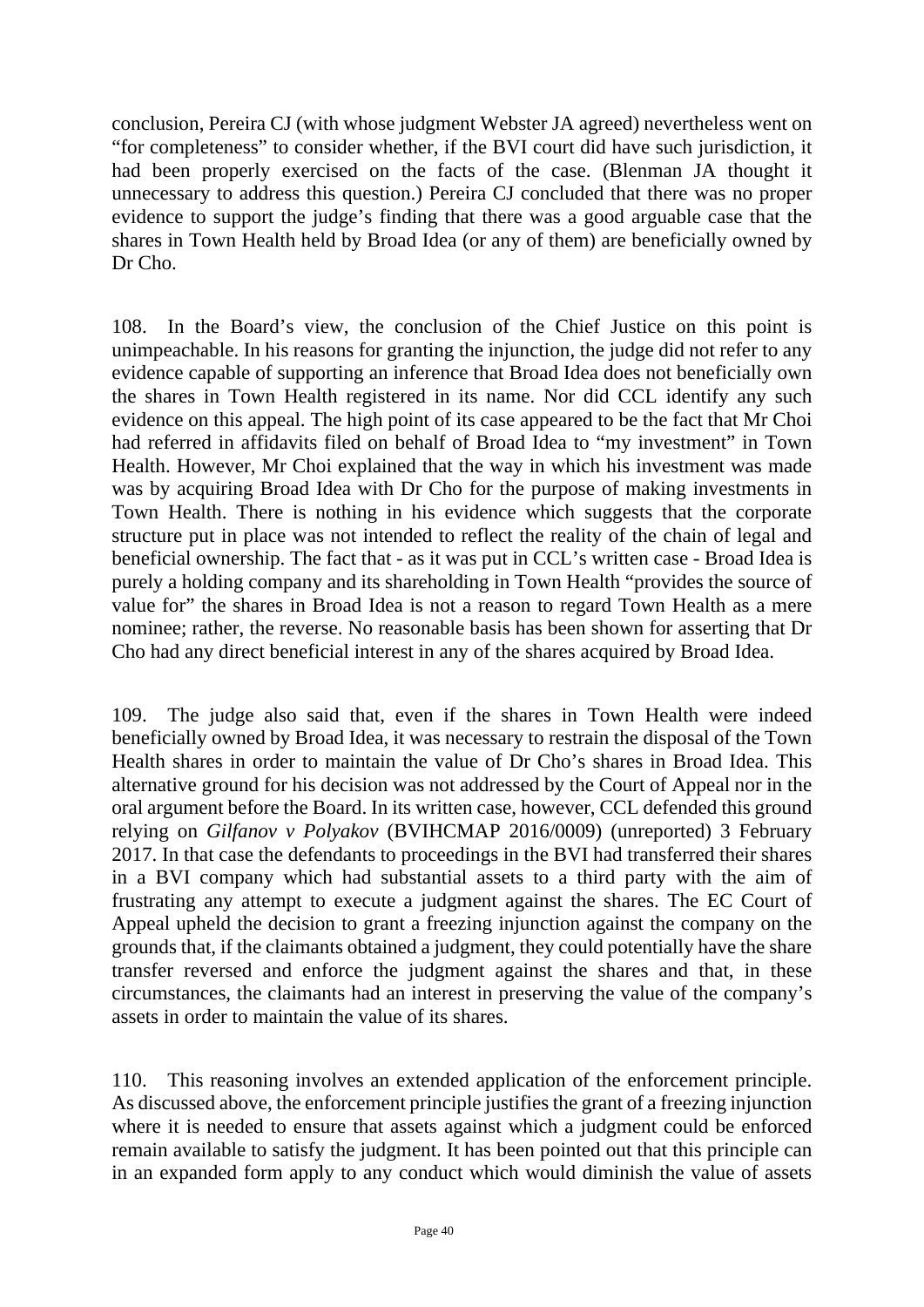conclusion, Pereira CJ (with whose judgment Webster JA agreed) nevertheless went on "for completeness" to consider whether, if the BVI court did have such jurisdiction, it had been properly exercised on the facts of the case. (Blenman JA thought it unnecessary to address this question.) Pereira CJ concluded that there was no proper evidence to support the judge's finding that there was a good arguable case that the shares in Town Health held by Broad Idea (or any of them) are beneficially owned by Dr Cho.

108. In the Board's view, the conclusion of the Chief Justice on this point is unimpeachable. In his reasons for granting the injunction, the judge did not refer to any evidence capable of supporting an inference that Broad Idea does not beneficially own the shares in Town Health registered in its name. Nor did CCL identify any such evidence on this appeal. The high point of its case appeared to be the fact that Mr Choi had referred in affidavits filed on behalf of Broad Idea to "my investment" in Town Health. However, Mr Choi explained that the way in which his investment was made was by acquiring Broad Idea with Dr Cho for the purpose of making investments in Town Health. There is nothing in his evidence which suggests that the corporate structure put in place was not intended to reflect the reality of the chain of legal and beneficial ownership. The fact that - as it was put in CCL's written case - Broad Idea is purely a holding company and its shareholding in Town Health "provides the source of value for" the shares in Broad Idea is not a reason to regard Town Health as a mere nominee; rather, the reverse. No reasonable basis has been shown for asserting that Dr Cho had any direct beneficial interest in any of the shares acquired by Broad Idea.

109. The judge also said that, even if the shares in Town Health were indeed beneficially owned by Broad Idea, it was necessary to restrain the disposal of the Town Health shares in order to maintain the value of Dr Cho's shares in Broad Idea. This alternative ground for his decision was not addressed by the Court of Appeal nor in the oral argument before the Board. In its written case, however, CCL defended this ground relying on *Gilfanov v Polyakov* (BVIHCMAP 2016/0009) (unreported) 3 February 2017. In that case the defendants to proceedings in the BVI had transferred their shares in a BVI company which had substantial assets to a third party with the aim of frustrating any attempt to execute a judgment against the shares. The EC Court of Appeal upheld the decision to grant a freezing injunction against the company on the grounds that, if the claimants obtained a judgment, they could potentially have the share transfer reversed and enforce the judgment against the shares and that, in these circumstances, the claimants had an interest in preserving the value of the company's assets in order to maintain the value of its shares.

110. This reasoning involves an extended application of the enforcement principle. As discussed above, the enforcement principle justifies the grant of a freezing injunction where it is needed to ensure that assets against which a judgment could be enforced remain available to satisfy the judgment. It has been pointed out that this principle can in an expanded form apply to any conduct which would diminish the value of assets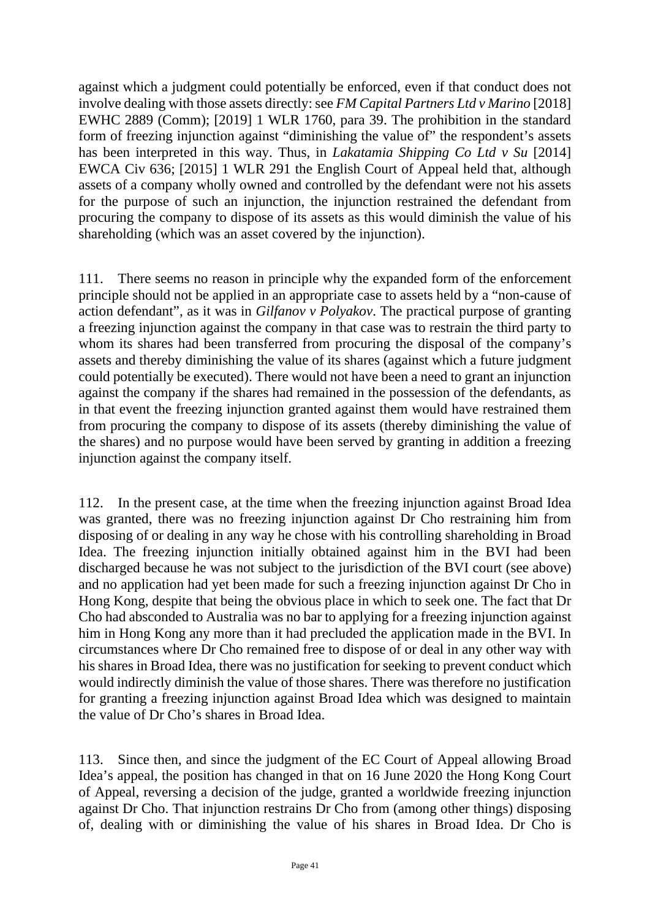against which a judgment could potentially be enforced, even if that conduct does not involve dealing with those assets directly: see *FM Capital Partners Ltd v Marino* [2018] EWHC 2889 (Comm); [2019] 1 WLR 1760, para 39. The prohibition in the standard form of freezing injunction against "diminishing the value of" the respondent's assets has been interpreted in this way. Thus, in *Lakatamia Shipping Co Ltd v Su* [2014] EWCA Civ 636; [2015] 1 WLR 291 the English Court of Appeal held that, although assets of a company wholly owned and controlled by the defendant were not his assets for the purpose of such an injunction, the injunction restrained the defendant from procuring the company to dispose of its assets as this would diminish the value of his shareholding (which was an asset covered by the injunction).

111. There seems no reason in principle why the expanded form of the enforcement principle should not be applied in an appropriate case to assets held by a "non-cause of action defendant", as it was in *Gilfanov v Polyakov*. The practical purpose of granting a freezing injunction against the company in that case was to restrain the third party to whom its shares had been transferred from procuring the disposal of the company's assets and thereby diminishing the value of its shares (against which a future judgment could potentially be executed). There would not have been a need to grant an injunction against the company if the shares had remained in the possession of the defendants, as in that event the freezing injunction granted against them would have restrained them from procuring the company to dispose of its assets (thereby diminishing the value of the shares) and no purpose would have been served by granting in addition a freezing injunction against the company itself.

112. In the present case, at the time when the freezing injunction against Broad Idea was granted, there was no freezing injunction against Dr Cho restraining him from disposing of or dealing in any way he chose with his controlling shareholding in Broad Idea. The freezing injunction initially obtained against him in the BVI had been discharged because he was not subject to the jurisdiction of the BVI court (see above) and no application had yet been made for such a freezing injunction against Dr Cho in Hong Kong, despite that being the obvious place in which to seek one. The fact that Dr Cho had absconded to Australia was no bar to applying for a freezing injunction against him in Hong Kong any more than it had precluded the application made in the BVI. In circumstances where Dr Cho remained free to dispose of or deal in any other way with his shares in Broad Idea, there was no justification for seeking to prevent conduct which would indirectly diminish the value of those shares. There was therefore no justification for granting a freezing injunction against Broad Idea which was designed to maintain the value of Dr Cho's shares in Broad Idea.

113. Since then, and since the judgment of the EC Court of Appeal allowing Broad Idea's appeal, the position has changed in that on 16 June 2020 the Hong Kong Court of Appeal, reversing a decision of the judge, granted a worldwide freezing injunction against Dr Cho. That injunction restrains Dr Cho from (among other things) disposing of, dealing with or diminishing the value of his shares in Broad Idea. Dr Cho is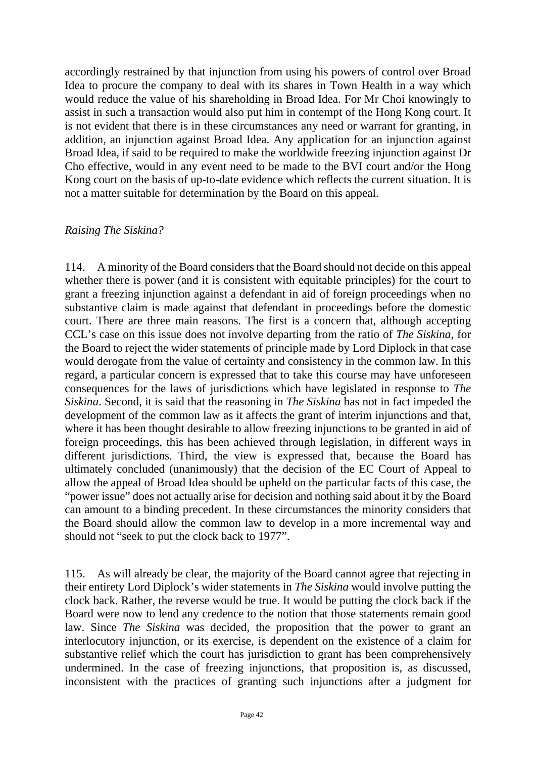accordingly restrained by that injunction from using his powers of control over Broad Idea to procure the company to deal with its shares in Town Health in a way which would reduce the value of his shareholding in Broad Idea. For Mr Choi knowingly to assist in such a transaction would also put him in contempt of the Hong Kong court. It is not evident that there is in these circumstances any need or warrant for granting, in addition, an injunction against Broad Idea. Any application for an injunction against Broad Idea, if said to be required to make the worldwide freezing injunction against Dr Cho effective, would in any event need to be made to the BVI court and/or the Hong Kong court on the basis of up-to-date evidence which reflects the current situation. It is not a matter suitable for determination by the Board on this appeal.

*Raising The Siskina?*

114. A minority of the Board considers that the Board should not decide on this appeal whether there is power (and it is consistent with equitable principles) for the court to grant a freezing injunction against a defendant in aid of foreign proceedings when no substantive claim is made against that defendant in proceedings before the domestic court. There are three main reasons. The first is a concern that, although accepting CCL's case on this issue does not involve departing from the ratio of *The Siskina*, for the Board to reject the wider statements of principle made by Lord Diplock in that case would derogate from the value of certainty and consistency in the common law. In this regard, a particular concern is expressed that to take this course may have unforeseen consequences for the laws of jurisdictions which have legislated in response to *The Siskina*. Second, it is said that the reasoning in *The Siskina* has not in fact impeded the development of the common law as it affects the grant of interim injunctions and that, where it has been thought desirable to allow freezing injunctions to be granted in aid of foreign proceedings, this has been achieved through legislation, in different ways in different jurisdictions. Third, the view is expressed that, because the Board has ultimately concluded (unanimously) that the decision of the EC Court of Appeal to allow the appeal of Broad Idea should be upheld on the particular facts of this case, the "power issue" does not actually arise for decision and nothing said about it by the Board can amount to a binding precedent. In these circumstances the minority considers that the Board should allow the common law to develop in a more incremental way and should not "seek to put the clock back to 1977".

115. As will already be clear, the majority of the Board cannot agree that rejecting in their entirety Lord Diplock's wider statements in *The Siskina* would involve putting the clock back. Rather, the reverse would be true. It would be putting the clock back if the Board were now to lend any credence to the notion that those statements remain good law. Since *The Siskina* was decided, the proposition that the power to grant an interlocutory injunction, or its exercise, is dependent on the existence of a claim for substantive relief which the court has jurisdiction to grant has been comprehensively undermined. In the case of freezing injunctions, that proposition is, as discussed, inconsistent with the practices of granting such injunctions after a judgment for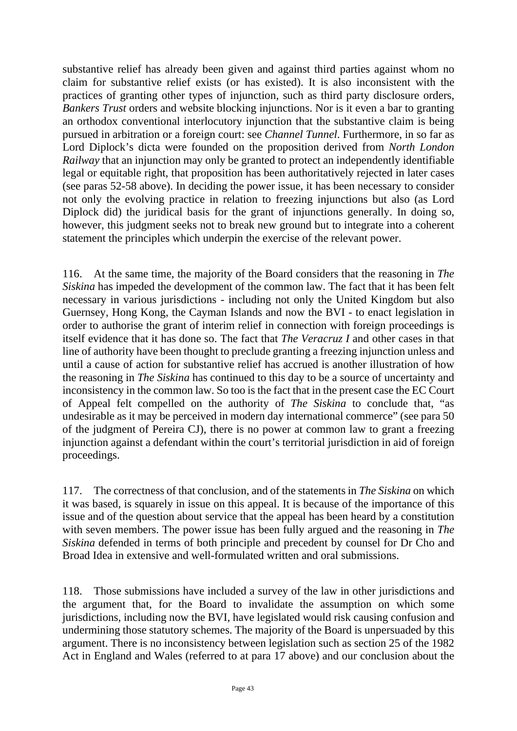substantive relief has already been given and against third parties against whom no claim for substantive relief exists (or has existed). It is also inconsistent with the practices of granting other types of injunction, such as third party disclosure orders, *Bankers Trust* orders and website blocking injunctions. Nor is it even a bar to granting an orthodox conventional interlocutory injunction that the substantive claim is being pursued in arbitration or a foreign court: see *Channel Tunnel*. Furthermore, in so far as Lord Diplock's dicta were founded on the proposition derived from *North London Railway* that an injunction may only be granted to protect an independently identifiable legal or equitable right, that proposition has been authoritatively rejected in later cases (see paras 52-58 above). In deciding the power issue, it has been necessary to consider not only the evolving practice in relation to freezing injunctions but also (as Lord Diplock did) the juridical basis for the grant of injunctions generally. In doing so, however, this judgment seeks not to break new ground but to integrate into a coherent statement the principles which underpin the exercise of the relevant power.

116. At the same time, the majority of the Board considers that the reasoning in *The Siskina* has impeded the development of the common law. The fact that it has been felt necessary in various jurisdictions - including not only the United Kingdom but also Guernsey, Hong Kong, the Cayman Islands and now the BVI - to enact legislation in order to authorise the grant of interim relief in connection with foreign proceedings is itself evidence that it has done so. The fact that *The Veracruz I* and other cases in that line of authority have been thought to preclude granting a freezing injunction unless and until a cause of action for substantive relief has accrued is another illustration of how the reasoning in *The Siskina* has continued to this day to be a source of uncertainty and inconsistency in the common law. So too is the fact that in the present case the EC Court of Appeal felt compelled on the authority of *The Siskina* to conclude that, "as undesirable as it may be perceived in modern day international commerce" (see para 50 of the judgment of Pereira CJ), there is no power at common law to grant a freezing injunction against a defendant within the court's territorial jurisdiction in aid of foreign proceedings.

117. The correctness of that conclusion, and of the statements in *The Siskina* on which it was based, is squarely in issue on this appeal. It is because of the importance of this issue and of the question about service that the appeal has been heard by a constitution with seven members. The power issue has been fully argued and the reasoning in *The Siskina* defended in terms of both principle and precedent by counsel for Dr Cho and Broad Idea in extensive and well-formulated written and oral submissions.

118. Those submissions have included a survey of the law in other jurisdictions and the argument that, for the Board to invalidate the assumption on which some jurisdictions, including now the BVI, have legislated would risk causing confusion and undermining those statutory schemes. The majority of the Board is unpersuaded by this argument. There is no inconsistency between legislation such as section 25 of the 1982 Act in England and Wales (referred to at para 17 above) and our conclusion about the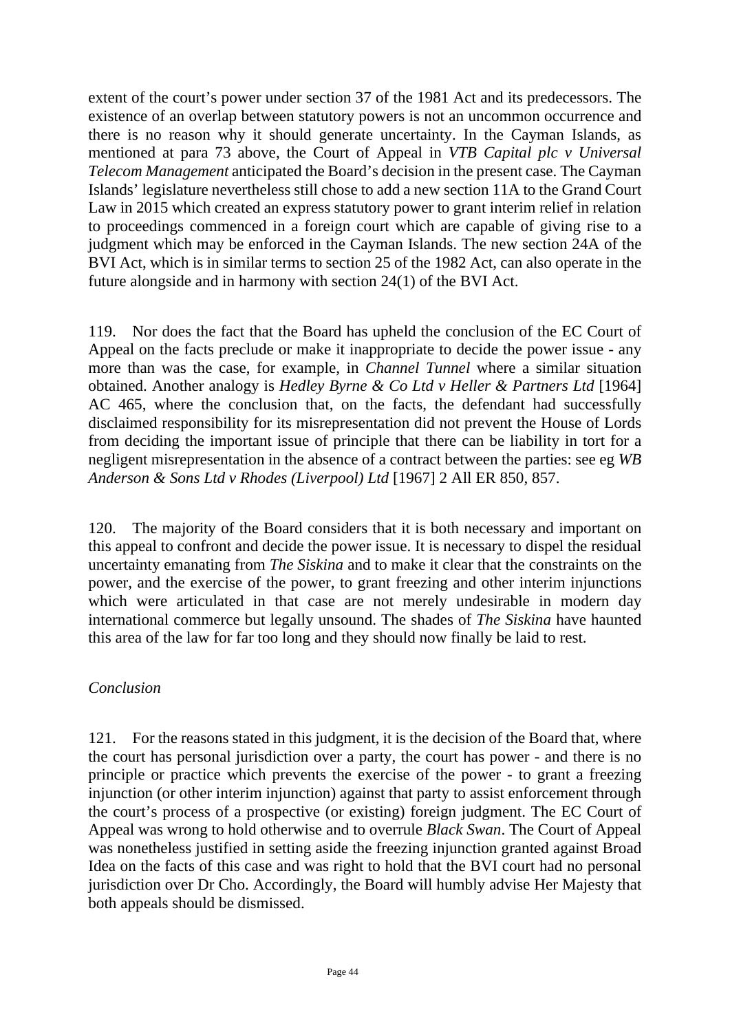extent of the court's power under section 37 of the 1981 Act and its predecessors. The existence of an overlap between statutory powers is not an uncommon occurrence and there is no reason why it should generate uncertainty. In the Cayman Islands, as mentioned at para 73 above, the Court of Appeal in *VTB Capital plc v Universal Telecom Management* anticipated the Board's decision in the present case. The Cayman Islands' legislature nevertheless still chose to add a new section 11A to the Grand Court Law in 2015 which created an express statutory power to grant interim relief in relation to proceedings commenced in a foreign court which are capable of giving rise to a judgment which may be enforced in the Cayman Islands. The new section 24A of the BVI Act, which is in similar terms to section 25 of the 1982 Act, can also operate in the future alongside and in harmony with section 24(1) of the BVI Act.

119. Nor does the fact that the Board has upheld the conclusion of the EC Court of Appeal on the facts preclude or make it inappropriate to decide the power issue - any more than was the case, for example, in *Channel Tunnel* where a similar situation obtained. Another analogy is *Hedley Byrne & Co Ltd v Heller & Partners Ltd* [1964] AC 465, where the conclusion that, on the facts, the defendant had successfully disclaimed responsibility for its misrepresentation did not prevent the House of Lords from deciding the important issue of principle that there can be liability in tort for a negligent misrepresentation in the absence of a contract between the parties: see eg *WB Anderson & Sons Ltd v Rhodes (Liverpool) Ltd* [1967] 2 All ER 850, 857.

120. The majority of the Board considers that it is both necessary and important on this appeal to confront and decide the power issue. It is necessary to dispel the residual uncertainty emanating from *The Siskina* and to make it clear that the constraints on the power, and the exercise of the power, to grant freezing and other interim injunctions which were articulated in that case are not merely undesirable in modern day international commerce but legally unsound. The shades of *The Siskina* have haunted this area of the law for far too long and they should now finally be laid to rest.

*Conclusion*

121. For the reasons stated in this judgment, it is the decision of the Board that, where the court has personal jurisdiction over a party, the court has power - and there is no principle or practice which prevents the exercise of the power - to grant a freezing injunction (or other interim injunction) against that party to assist enforcement through the court's process of a prospective (or existing) foreign judgment. The EC Court of Appeal was wrong to hold otherwise and to overrule *Black Swan*. The Court of Appeal was nonetheless justified in setting aside the freezing injunction granted against Broad Idea on the facts of this case and was right to hold that the BVI court had no personal jurisdiction over Dr Cho. Accordingly, the Board will humbly advise Her Majesty that both appeals should be dismissed.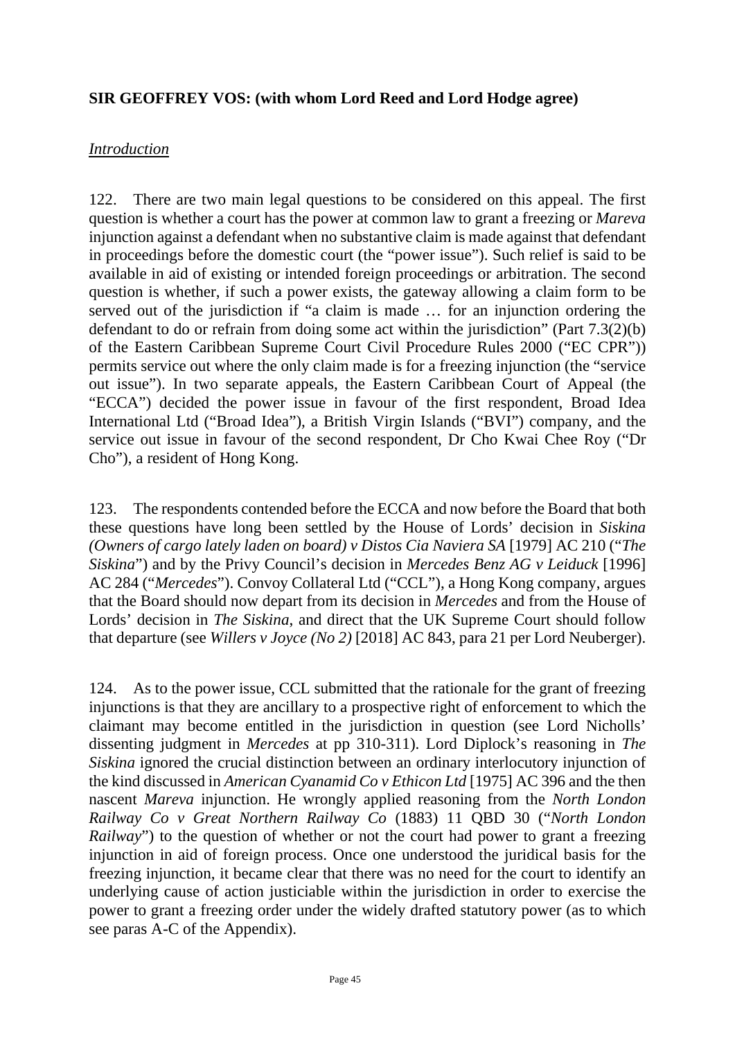**SIR GEOFFREY VOS: (with whom Lord Reed and Lord Hodge agree)**

*Introduction*

122. There are two main legal questions to be considered on this appeal. The first question is whether a court has the power at common law to grant a freezing or *Mareva* injunction against a defendant when no substantive claim is made against that defendant in proceedings before the domestic court (the "power issue"). Such relief is said to be available in aid of existing or intended foreign proceedings or arbitration. The second question is whether, if such a power exists, the gateway allowing a claim form to be served out of the jurisdiction if "a claim is made … for an injunction ordering the defendant to do or refrain from doing some act within the jurisdiction" (Part 7.3(2)(b) of the Eastern Caribbean Supreme Court Civil Procedure Rules 2000 ("EC CPR")) permits service out where the only claim made is for a freezing injunction (the "service out issue"). In two separate appeals, the Eastern Caribbean Court of Appeal (the "ECCA") decided the power issue in favour of the first respondent, Broad Idea International Ltd ("Broad Idea"), a British Virgin Islands ("BVI") company, and the service out issue in favour of the second respondent, Dr Cho Kwai Chee Roy ("Dr Cho"), a resident of Hong Kong.

123. The respondents contended before the ECCA and now before the Board that both these questions have long been settled by the House of Lords' decision in *Siskina (Owners of cargo lately laden on board) v Distos Cia Naviera SA* [1979] AC 210 ("*The Siskina*") and by the Privy Council's decision in *Mercedes Benz AG v Leiduck* [1996] AC 284 ("*Mercedes*"). Convoy Collateral Ltd ("CCL"), a Hong Kong company, argues that the Board should now depart from its decision in *Mercedes* and from the House of Lords' decision in *The Siskina*, and direct that the UK Supreme Court should follow that departure (see *Willers v Joyce (No 2)* [2018] AC 843, para 21 per Lord Neuberger).

124. As to the power issue, CCL submitted that the rationale for the grant of freezing injunctions is that they are ancillary to a prospective right of enforcement to which the claimant may become entitled in the jurisdiction in question (see Lord Nicholls' dissenting judgment in *Mercedes* at pp 310-311). Lord Diplock's reasoning in *The Siskina* ignored the crucial distinction between an ordinary interlocutory injunction of the kind discussed in *American Cyanamid Co v Ethicon Ltd* [1975] AC 396 and the then nascent *Mareva* injunction. He wrongly applied reasoning from the *North London Railway Co v Great Northern Railway Co* (1883) 11 QBD 30 ("*North London Railway*") to the question of whether or not the court had power to grant a freezing injunction in aid of foreign process. Once one understood the juridical basis for the freezing injunction, it became clear that there was no need for the court to identify an underlying cause of action justiciable within the jurisdiction in order to exercise the power to grant a freezing order under the widely drafted statutory power (as to which see paras A-C of the Appendix).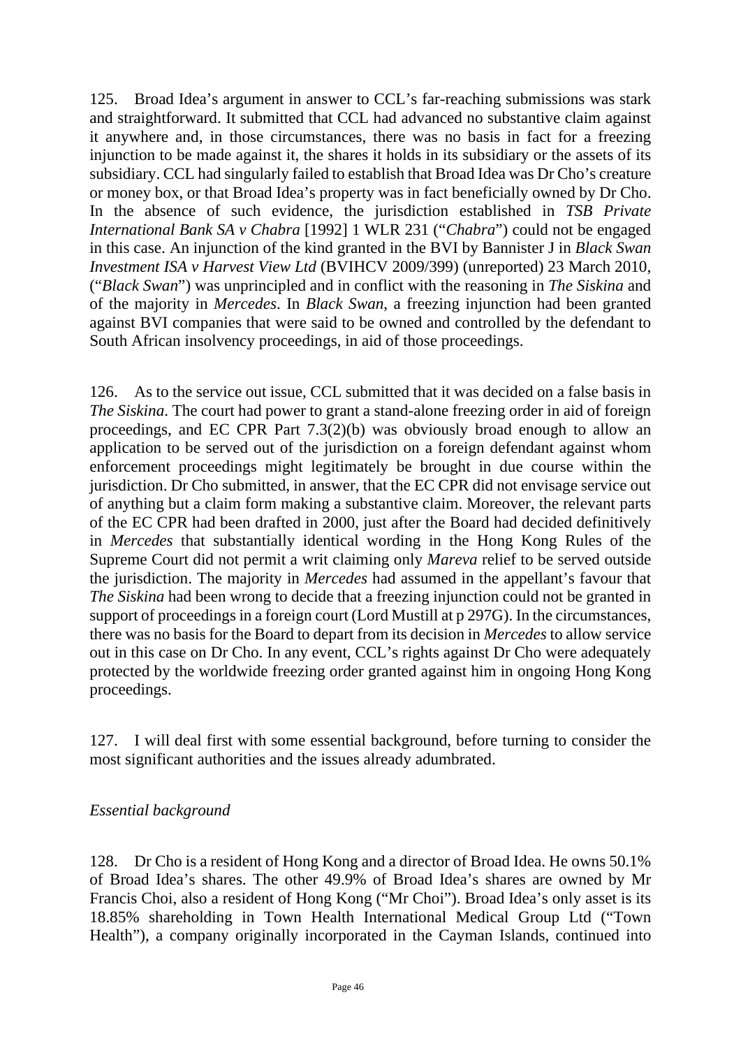125. Broad Idea's argument in answer to CCL's far-reaching submissions was stark and straightforward. It submitted that CCL had advanced no substantive claim against it anywhere and, in those circumstances, there was no basis in fact for a freezing injunction to be made against it, the shares it holds in its subsidiary or the assets of its subsidiary. CCL had singularly failed to establish that Broad Idea was Dr Cho's creature or money box, or that Broad Idea's property was in fact beneficially owned by Dr Cho. In the absence of such evidence, the jurisdiction established in *TSB Private International Bank SA v Chabra* [1992] 1 WLR 231 ("*Chabra*") could not be engaged in this case. An injunction of the kind granted in the BVI by Bannister J in *Black Swan Investment ISA v Harvest View Ltd* (BVIHCV 2009/399) (unreported) 23 March 2010, ("*Black Swan*") was unprincipled and in conflict with the reasoning in *The Siskina* and of the majority in *Mercedes*. In *Black Swan*, a freezing injunction had been granted against BVI companies that were said to be owned and controlled by the defendant to South African insolvency proceedings, in aid of those proceedings.

126. As to the service out issue, CCL submitted that it was decided on a false basis in *The Siskina*. The court had power to grant a stand-alone freezing order in aid of foreign proceedings, and EC CPR Part 7.3(2)(b) was obviously broad enough to allow an application to be served out of the jurisdiction on a foreign defendant against whom enforcement proceedings might legitimately be brought in due course within the jurisdiction. Dr Cho submitted, in answer, that the EC CPR did not envisage service out of anything but a claim form making a substantive claim. Moreover, the relevant parts of the EC CPR had been drafted in 2000, just after the Board had decided definitively in *Mercedes* that substantially identical wording in the Hong Kong Rules of the Supreme Court did not permit a writ claiming only *Mareva* relief to be served outside the jurisdiction. The majority in *Mercedes* had assumed in the appellant's favour that *The Siskina* had been wrong to decide that a freezing injunction could not be granted in support of proceedings in a foreign court (Lord Mustill at p 297G). In the circumstances, there was no basis for the Board to depart from its decision in *Mercedes* to allow service out in this case on Dr Cho. In any event, CCL's rights against Dr Cho were adequately protected by the worldwide freezing order granted against him in ongoing Hong Kong proceedings.

127. I will deal first with some essential background, before turning to consider the most significant authorities and the issues already adumbrated.

*Essential background*

128. Dr Cho is a resident of Hong Kong and a director of Broad Idea. He owns 50.1% of Broad Idea's shares. The other 49.9% of Broad Idea's shares are owned by Mr Francis Choi, also a resident of Hong Kong ("Mr Choi"). Broad Idea's only asset is its 18.85% shareholding in Town Health International Medical Group Ltd ("Town Health"), a company originally incorporated in the Cayman Islands, continued into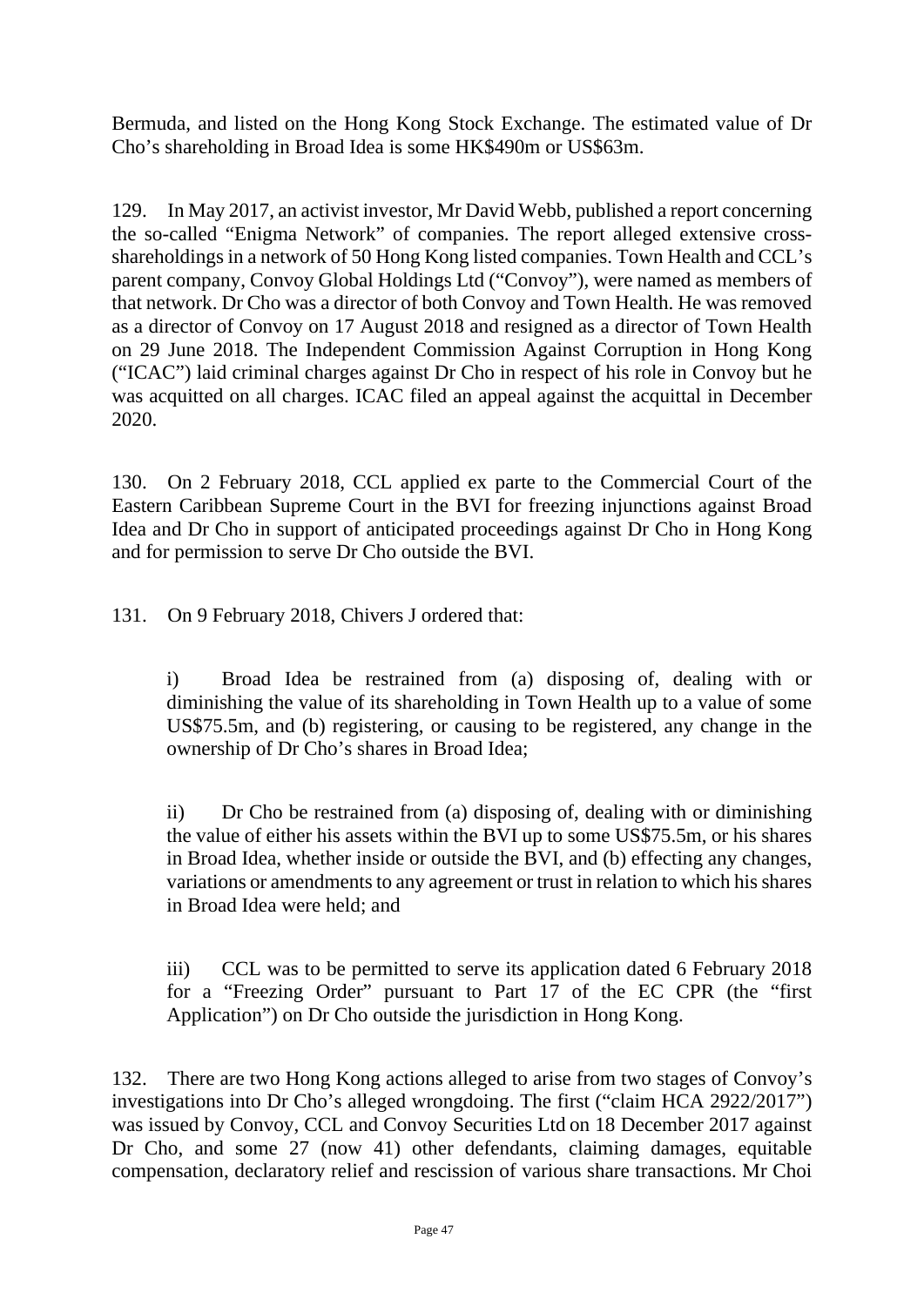Bermuda, and listed on the Hong Kong Stock Exchange. The estimated value of Dr Cho's shareholding in Broad Idea is some HK$490m or US$63m.

129. In May 2017, an activist investor, Mr David Webb, published a report concerning the so-called "Enigma Network" of companies. The report alleged extensive cross-shareholdings in a network of 50 Hong Kong listed companies. Town Health and CCL's parent company, Convoy Global Holdings Ltd ("Convoy"), were named as members of that network. Dr Cho was a director of both Convoy and Town Health. He was removed as a director of Convoy on 17 August 2018 and resigned as a director of Town Health on 29 June 2018. The Independent Commission Against Corruption in Hong Kong ("ICAC") laid criminal charges against Dr Cho in respect of his role in Convoy but he was acquitted on all charges. ICAC filed an appeal against the acquittal in December 2020.

130. On 2 February 2018, CCL applied ex parte to the Commercial Court of the Eastern Caribbean Supreme Court in the BVI for freezing injunctions against Broad Idea and Dr Cho in support of anticipated proceedings against Dr Cho in Hong Kong and for permission to serve Dr Cho outside the BVI.

131. On 9 February 2018, Chivers J ordered that:

i) Broad Idea be restrained from (a) disposing of, dealing with or diminishing the value of its shareholding in Town Health up to a value of some US$75.5m, and (b) registering, or causing to be registered, any change in the ownership of Dr Cho's shares in Broad Idea;

ii) Dr Cho be restrained from (a) disposing of, dealing with or diminishing the value of either his assets within the BVI up to some US$75.5m, or his shares in Broad Idea, whether inside or outside the BVI, and (b) effecting any changes, variations or amendments to any agreement or trust in relation to which his shares in Broad Idea were held; and

iii) CCL was to be permitted to serve its application dated 6 February 2018 for a "Freezing Order" pursuant to Part 17 of the EC CPR (the "first Application") on Dr Cho outside the jurisdiction in Hong Kong.

132. There are two Hong Kong actions alleged to arise from two stages of Convoy's investigations into Dr Cho's alleged wrongdoing. The first ("claim HCA 2922/2017") was issued by Convoy, CCL and Convoy Securities Ltd on 18 December 2017 against Dr Cho, and some 27 (now 41) other defendants, claiming damages, equitable compensation, declaratory relief and rescission of various share transactions. Mr Choi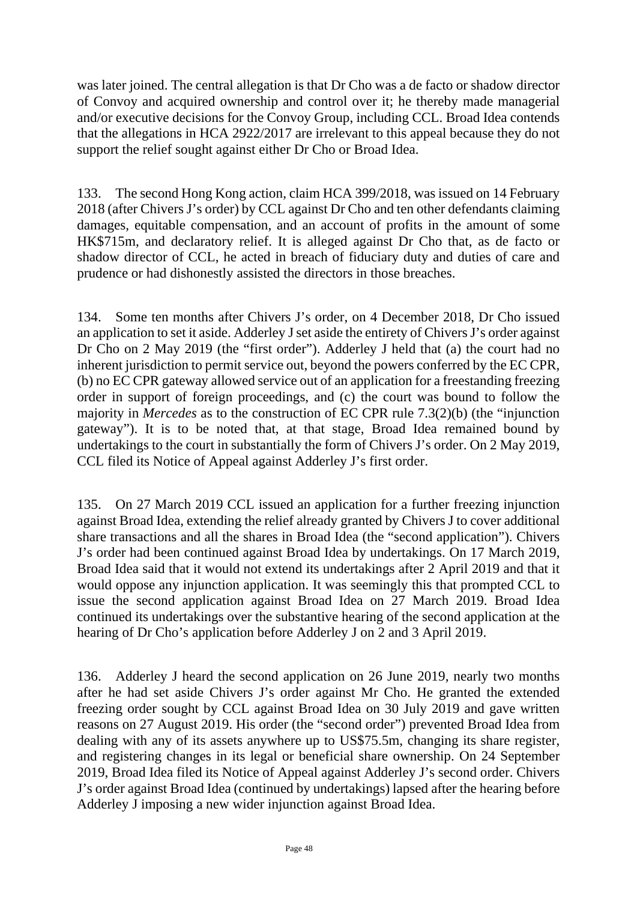was later joined. The central allegation is that Dr Cho was a de facto or shadow director of Convoy and acquired ownership and control over it; he thereby made managerial and/or executive decisions for the Convoy Group, including CCL. Broad Idea contends that the allegations in HCA 2922/2017 are irrelevant to this appeal because they do not support the relief sought against either Dr Cho or Broad Idea.

133. The second Hong Kong action, claim HCA 399/2018, was issued on 14 February 2018 (after Chivers J's order) by CCL against Dr Cho and ten other defendants claiming damages, equitable compensation, and an account of profits in the amount of some HK$715m, and declaratory relief. It is alleged against Dr Cho that, as de facto or shadow director of CCL, he acted in breach of fiduciary duty and duties of care and prudence or had dishonestly assisted the directors in those breaches.

134. Some ten months after Chivers J's order, on 4 December 2018, Dr Cho issued an application to set it aside. Adderley J set aside the entirety of Chivers J's order against Dr Cho on 2 May 2019 (the "first order"). Adderley J held that (a) the court had no inherent jurisdiction to permit service out, beyond the powers conferred by the EC CPR, (b) no EC CPR gateway allowed service out of an application for a freestanding freezing order in support of foreign proceedings, and (c) the court was bound to follow the majority in *Mercedes* as to the construction of EC CPR rule 7.3(2)(b) (the "injunction gateway"). It is to be noted that, at that stage, Broad Idea remained bound by undertakings to the court in substantially the form of Chivers J's order. On 2 May 2019, CCL filed its Notice of Appeal against Adderley J's first order.

135. On 27 March 2019 CCL issued an application for a further freezing injunction against Broad Idea, extending the relief already granted by Chivers J to cover additional share transactions and all the shares in Broad Idea (the "second application"). Chivers J's order had been continued against Broad Idea by undertakings. On 17 March 2019, Broad Idea said that it would not extend its undertakings after 2 April 2019 and that it would oppose any injunction application. It was seemingly this that prompted CCL to issue the second application against Broad Idea on 27 March 2019. Broad Idea continued its undertakings over the substantive hearing of the second application at the hearing of Dr Cho's application before Adderley J on 2 and 3 April 2019.

136. Adderley J heard the second application on 26 June 2019, nearly two months after he had set aside Chivers J's order against Mr Cho. He granted the extended freezing order sought by CCL against Broad Idea on 30 July 2019 and gave written reasons on 27 August 2019. His order (the "second order") prevented Broad Idea from dealing with any of its assets anywhere up to US$75.5m, changing its share register, and registering changes in its legal or beneficial share ownership. On 24 September 2019, Broad Idea filed its Notice of Appeal against Adderley J's second order. Chivers J's order against Broad Idea (continued by undertakings) lapsed after the hearing before Adderley J imposing a new wider injunction against Broad Idea.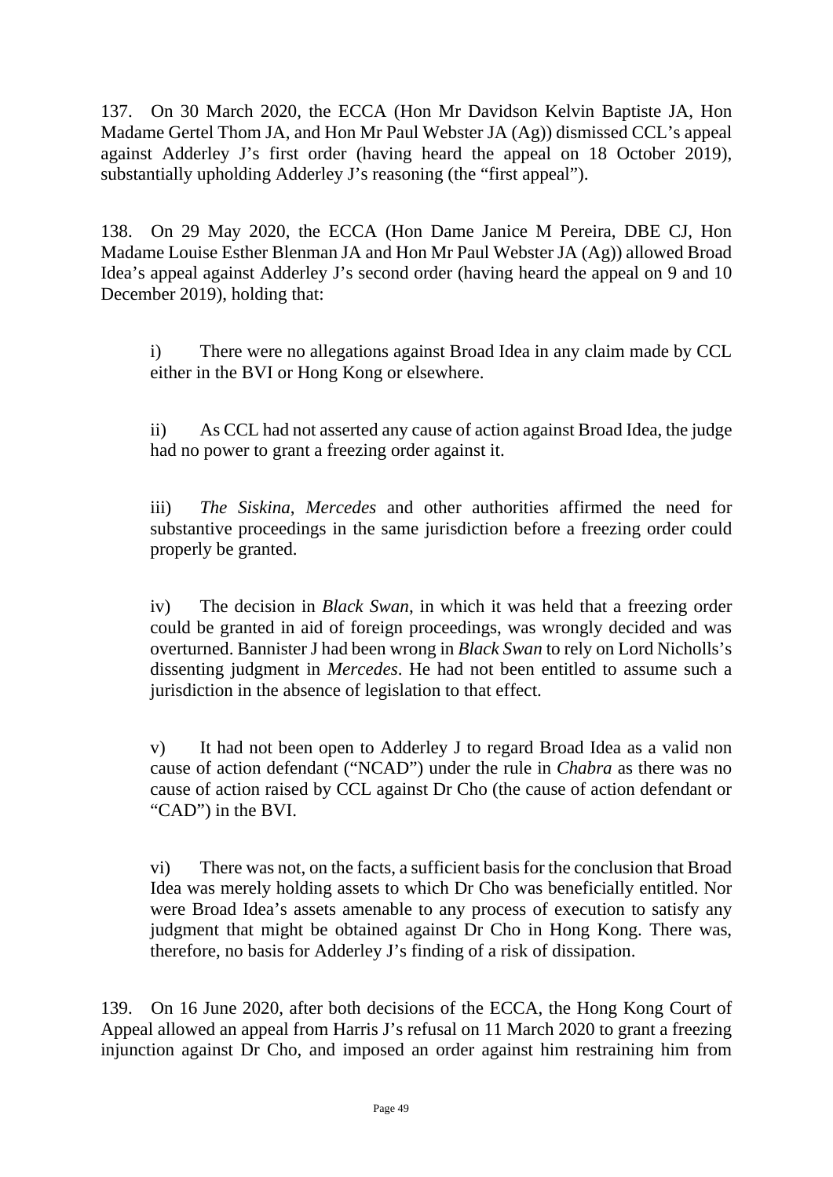137. On 30 March 2020, the ECCA (Hon Mr Davidson Kelvin Baptiste JA, Hon Madame Gertel Thom JA, and Hon Mr Paul Webster JA (Ag)) dismissed CCL's appeal against Adderley J's first order (having heard the appeal on 18 October 2019), substantially upholding Adderley J's reasoning (the "first appeal").

138. On 29 May 2020, the ECCA (Hon Dame Janice M Pereira, DBE CJ, Hon Madame Louise Esther Blenman JA and Hon Mr Paul Webster JA (Ag)) allowed Broad Idea's appeal against Adderley J's second order (having heard the appeal on 9 and 10 December 2019), holding that:

i) There were no allegations against Broad Idea in any claim made by CCL either in the BVI or Hong Kong or elsewhere.

ii) As CCL had not asserted any cause of action against Broad Idea, the judge had no power to grant a freezing order against it.

iii) *The Siskina*, *Mercedes* and other authorities affirmed the need for substantive proceedings in the same jurisdiction before a freezing order could properly be granted.

iv) The decision in *Black Swan*, in which it was held that a freezing order could be granted in aid of foreign proceedings, was wrongly decided and was overturned. Bannister J had been wrong in *Black Swan* to rely on Lord Nicholls's dissenting judgment in *Mercedes*. He had not been entitled to assume such a jurisdiction in the absence of legislation to that effect.

v) It had not been open to Adderley J to regard Broad Idea as a valid non cause of action defendant ("NCAD") under the rule in *Chabra* as there was no cause of action raised by CCL against Dr Cho (the cause of action defendant or "CAD") in the BVI.

vi) There was not, on the facts, a sufficient basis for the conclusion that Broad Idea was merely holding assets to which Dr Cho was beneficially entitled. Nor were Broad Idea's assets amenable to any process of execution to satisfy any judgment that might be obtained against Dr Cho in Hong Kong. There was, therefore, no basis for Adderley J's finding of a risk of dissipation.

139. On 16 June 2020, after both decisions of the ECCA, the Hong Kong Court of Appeal allowed an appeal from Harris J's refusal on 11 March 2020 to grant a freezing injunction against Dr Cho, and imposed an order against him restraining him from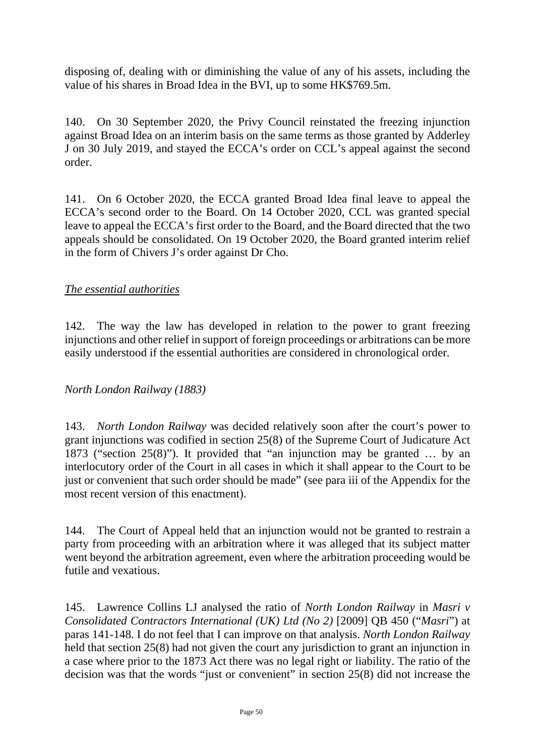disposing of, dealing with or diminishing the value of any of his assets, including the value of his shares in Broad Idea in the BVI, up to some HK$769.5m.

140. On 30 September 2020, the Privy Council reinstated the freezing injunction against Broad Idea on an interim basis on the same terms as those granted by Adderley J on 30 July 2019, and stayed the ECCA's order on CCL's appeal against the second order.

141. On 6 October 2020, the ECCA granted Broad Idea final leave to appeal the ECCA's second order to the Board. On 14 October 2020, CCL was granted special leave to appeal the ECCA's first order to the Board, and the Board directed that the two appeals should be consolidated. On 19 October 2020, the Board granted interim relief in the form of Chivers J's order against Dr Cho.

*The essential authorities*

142. The way the law has developed in relation to the power to grant freezing injunctions and other relief in support of foreign proceedings or arbitrations can be more easily understood if the essential authorities are considered in chronological order.

*North London Railway (1883)*

143. *North London Railway* was decided relatively soon after the court's power to grant injunctions was codified in section 25(8) of the Supreme Court of Judicature Act 1873 ("section 25(8)"). It provided that "an injunction may be granted … by an interlocutory order of the Court in all cases in which it shall appear to the Court to be just or convenient that such order should be made" (see para iii of the Appendix for the most recent version of this enactment).

144. The Court of Appeal held that an injunction would not be granted to restrain a party from proceeding with an arbitration where it was alleged that its subject matter went beyond the arbitration agreement, even where the arbitration proceeding would be futile and vexatious.

145. Lawrence Collins LJ analysed the ratio of *North London Railway* in *Masri v Consolidated Contractors International (UK) Ltd (No 2)* [2009] QB 450 ("*Masri*") at paras 141-148. I do not feel that I can improve on that analysis. *North London Railway* held that section 25(8) had not given the court any jurisdiction to grant an injunction in a case where prior to the 1873 Act there was no legal right or liability. The ratio of the decision was that the words "just or convenient" in section 25(8) did not increase the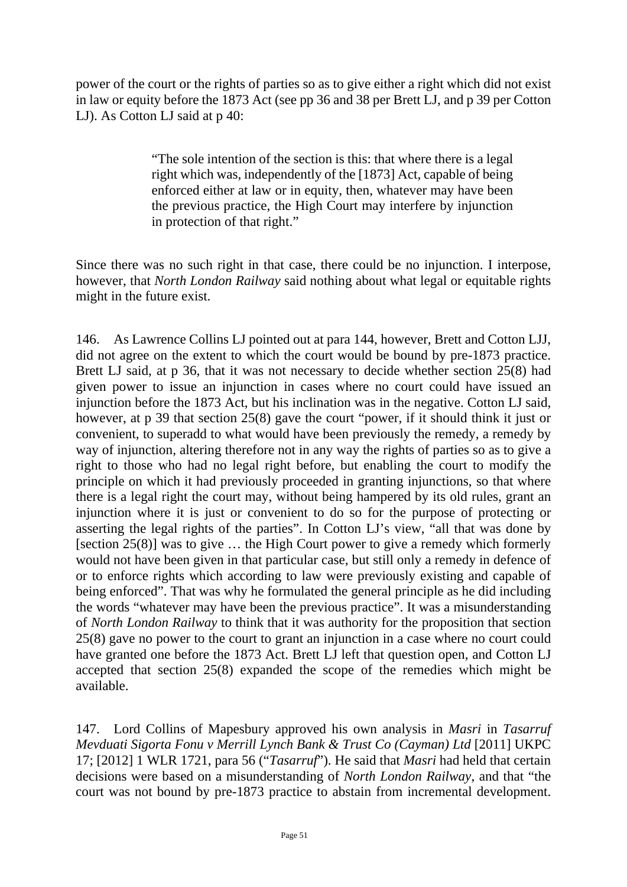power of the court or the rights of parties so as to give either a right which did not exist in law or equity before the 1873 Act (see pp 36 and 38 per Brett LJ, and p 39 per Cotton LJ). As Cotton LJ said at p 40:

> "The sole intention of the section is this: that where there is a legal right which was, independently of the [1873] Act, capable of being enforced either at law or in equity, then, whatever may have been the previous practice, the High Court may interfere by injunction in protection of that right."

Since there was no such right in that case, there could be no injunction. I interpose, however, that *North London Railway* said nothing about what legal or equitable rights might in the future exist.

146. As Lawrence Collins LJ pointed out at para 144, however, Brett and Cotton LJJ, did not agree on the extent to which the court would be bound by pre-1873 practice. Brett LJ said, at p 36, that it was not necessary to decide whether section 25(8) had given power to issue an injunction in cases where no court could have issued an injunction before the 1873 Act, but his inclination was in the negative. Cotton LJ said, however, at p 39 that section 25(8) gave the court "power, if it should think it just or convenient, to superadd to what would have been previously the remedy, a remedy by way of injunction, altering therefore not in any way the rights of parties so as to give a right to those who had no legal right before, but enabling the court to modify the principle on which it had previously proceeded in granting injunctions, so that where there is a legal right the court may, without being hampered by its old rules, grant an injunction where it is just or convenient to do so for the purpose of protecting or asserting the legal rights of the parties". In Cotton LJ's view, "all that was done by [section 25(8)] was to give … the High Court power to give a remedy which formerly would not have been given in that particular case, but still only a remedy in defence of or to enforce rights which according to law were previously existing and capable of being enforced". That was why he formulated the general principle as he did including the words "whatever may have been the previous practice". It was a misunderstanding of *North London Railway* to think that it was authority for the proposition that section 25(8) gave no power to the court to grant an injunction in a case where no court could have granted one before the 1873 Act. Brett LJ left that question open, and Cotton LJ accepted that section 25(8) expanded the scope of the remedies which might be available.

147. Lord Collins of Mapesbury approved his own analysis in *Masri* in *Tasarruf Mevduati Sigorta Fonu v Merrill Lynch Bank & Trust Co (Cayman) Ltd* [2011] UKPC 17; [2012] 1 WLR 1721, para 56 ("*Tasarruf*"). He said that *Masri* had held that certain decisions were based on a misunderstanding of *North London Railway*, and that "the court was not bound by pre-1873 practice to abstain from incremental development.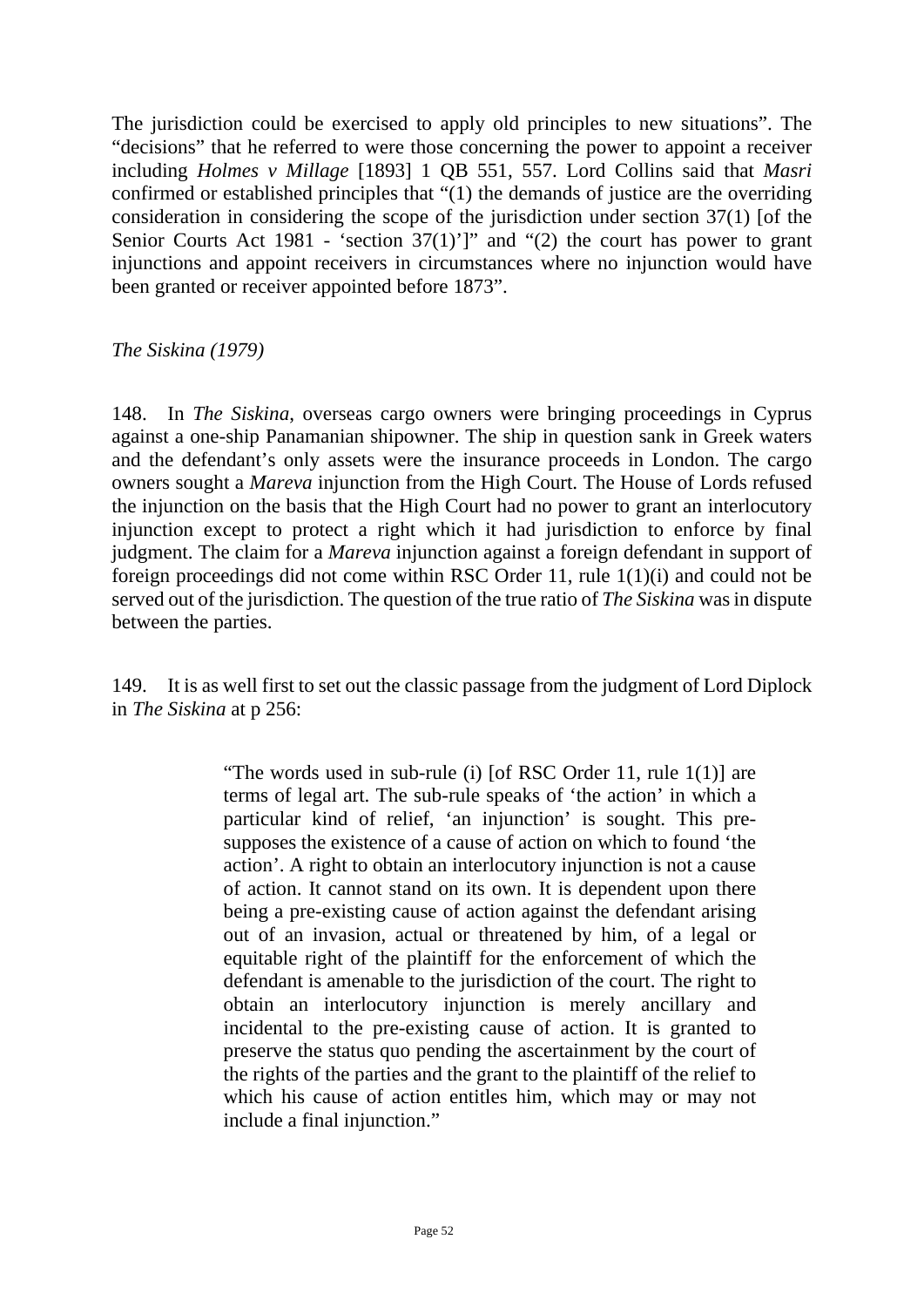The jurisdiction could be exercised to apply old principles to new situations". The "decisions" that he referred to were those concerning the power to appoint a receiver including *Holmes v Millage* [1893] 1 QB 551, 557. Lord Collins said that *Masri* confirmed or established principles that "(1) the demands of justice are the overriding consideration in considering the scope of the jurisdiction under section 37(1) [of the Senior Courts Act 1981 - 'section 37(1)']" and "(2) the court has power to grant injunctions and appoint receivers in circumstances where no injunction would have been granted or receiver appointed before 1873".

*The Siskina (1979)*

148. In *The Siskina*, overseas cargo owners were bringing proceedings in Cyprus against a one-ship Panamanian shipowner. The ship in question sank in Greek waters and the defendant's only assets were the insurance proceeds in London. The cargo owners sought a *Mareva* injunction from the High Court. The House of Lords refused the injunction on the basis that the High Court had no power to grant an interlocutory injunction except to protect a right which it had jurisdiction to enforce by final judgment. The claim for a *Mareva* injunction against a foreign defendant in support of foreign proceedings did not come within RSC Order 11, rule 1(1)(i) and could not be served out of the jurisdiction. The question of the true ratio of *The Siskina* was in dispute between the parties.

149. It is as well first to set out the classic passage from the judgment of Lord Diplock in *The Siskina* at p 256:

> "The words used in sub-rule (i) [of RSC Order 11, rule 1(1)] are terms of legal art. The sub-rule speaks of 'the action' in which a particular kind of relief, 'an injunction' is sought. This pre-supposes the existence of a cause of action on which to found 'the action'. A right to obtain an interlocutory injunction is not a cause of action. It cannot stand on its own. It is dependent upon there being a pre-existing cause of action against the defendant arising out of an invasion, actual or threatened by him, of a legal or equitable right of the plaintiff for the enforcement of which the defendant is amenable to the jurisdiction of the court. The right to obtain an interlocutory injunction is merely ancillary and incidental to the pre-existing cause of action. It is granted to preserve the status quo pending the ascertainment by the court of the rights of the parties and the grant to the plaintiff of the relief to which his cause of action entitles him, which may or may not include a final injunction."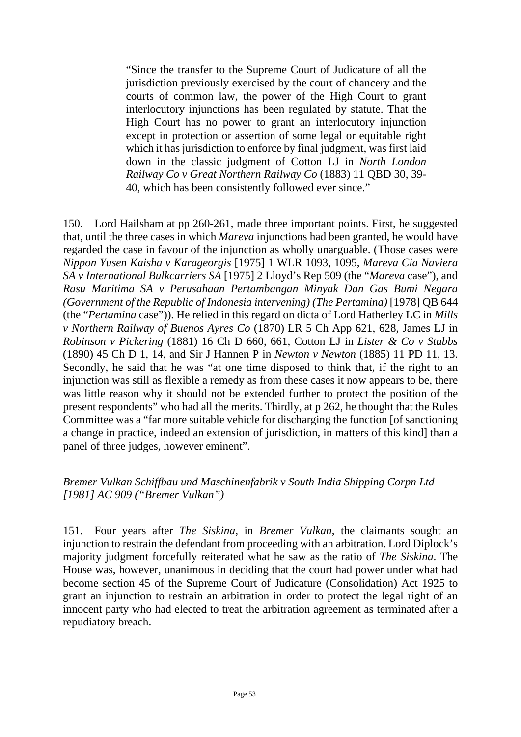> "Since the transfer to the Supreme Court of Judicature of all the jurisdiction previously exercised by the court of chancery and the courts of common law, the power of the High Court to grant interlocutory injunctions has been regulated by statute. That the High Court has no power to grant an interlocutory injunction except in protection or assertion of some legal or equitable right which it has jurisdiction to enforce by final judgment, was first laid down in the classic judgment of Cotton LJ in *North London Railway Co v Great Northern Railway Co* (1883) 11 QBD 30, 39-40, which has been consistently followed ever since."

150. Lord Hailsham at pp 260-261, made three important points. First, he suggested that, until the three cases in which *Mareva* injunctions had been granted, he would have regarded the case in favour of the injunction as wholly unarguable. (Those cases were *Nippon Yusen Kaisha v Karageorgis* [1975] 1 WLR 1093, 1095, *Mareva Cia Naviera SA v International Bulkcarriers SA* [1975] 2 Lloyd's Rep 509 (the "*Mareva* case"), and *Rasu Maritima SA v Perusahaan Pertambangan Minyak Dan Gas Bumi Negara (Government of the Republic of Indonesia intervening) (The Pertamina)* [1978] QB 644 (the "*Pertamina* case")). He relied in this regard on dicta of Lord Hatherley LC in *Mills v Northern Railway of Buenos Ayres Co* (1870) LR 5 Ch App 621, 628, James LJ in *Robinson v Pickering* (1881) 16 Ch D 660, 661, Cotton LJ in *Lister & Co v Stubbs* (1890) 45 Ch D 1, 14, and Sir J Hannen P in *Newton v Newton* (1885) 11 PD 11, 13. Secondly, he said that he was "at one time disposed to think that, if the right to an injunction was still as flexible a remedy as from these cases it now appears to be, there was little reason why it should not be extended further to protect the position of the present respondents" who had all the merits. Thirdly, at p 262, he thought that the Rules Committee was a "far more suitable vehicle for discharging the function [of sanctioning a change in practice, indeed an extension of jurisdiction, in matters of this kind] than a panel of three judges, however eminent".

*Bremer Vulkan Schiffbau und Maschinenfabrik v South India Shipping Corpn Ltd [1981] AC 909 ("Bremer Vulkan")*

151. Four years after *The Siskina*, in *Bremer Vulkan*, the claimants sought an injunction to restrain the defendant from proceeding with an arbitration. Lord Diplock's majority judgment forcefully reiterated what he saw as the ratio of *The Siskina*. The House was, however, unanimous in deciding that the court had power under what had become section 45 of the Supreme Court of Judicature (Consolidation) Act 1925 to grant an injunction to restrain an arbitration in order to protect the legal right of an innocent party who had elected to treat the arbitration agreement as terminated after a repudiatory breach.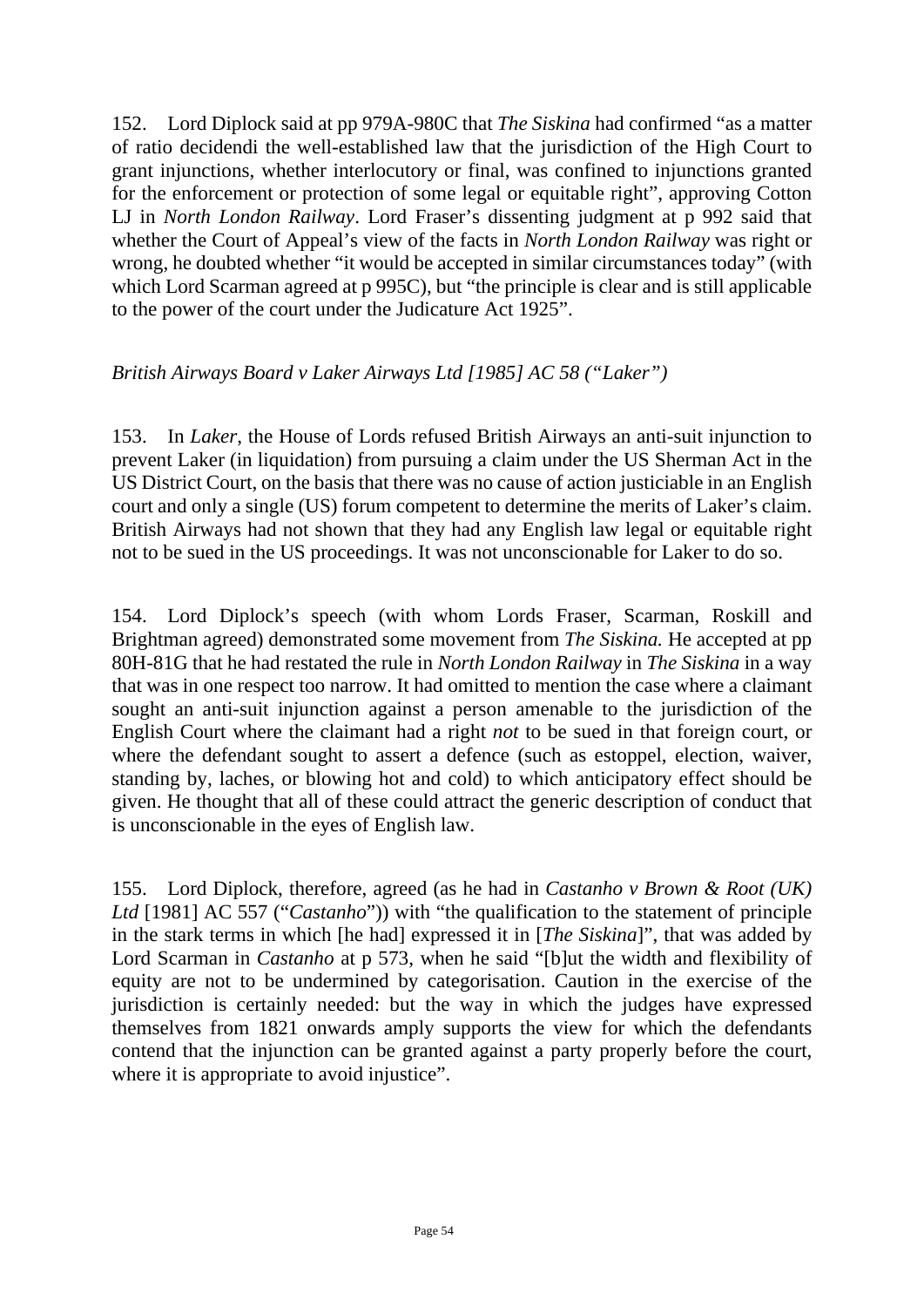152. Lord Diplock said at pp 979A-980C that *The Siskina* had confirmed "as a matter of ratio decidendi the well-established law that the jurisdiction of the High Court to grant injunctions, whether interlocutory or final, was confined to injunctions granted for the enforcement or protection of some legal or equitable right", approving Cotton LJ in *North London Railway*. Lord Fraser's dissenting judgment at p 992 said that whether the Court of Appeal's view of the facts in *North London Railway* was right or wrong, he doubted whether "it would be accepted in similar circumstances today" (with which Lord Scarman agreed at p 995C), but "the principle is clear and is still applicable to the power of the court under the Judicature Act 1925".

*British Airways Board v Laker Airways Ltd [1985] AC 58 ("Laker")*

153. In *Laker*, the House of Lords refused British Airways an anti-suit injunction to prevent Laker (in liquidation) from pursuing a claim under the US Sherman Act in the US District Court, on the basis that there was no cause of action justiciable in an English court and only a single (US) forum competent to determine the merits of Laker's claim. British Airways had not shown that they had any English law legal or equitable right not to be sued in the US proceedings. It was not unconscionable for Laker to do so.

154. Lord Diplock's speech (with whom Lords Fraser, Scarman, Roskill and Brightman agreed) demonstrated some movement from *The Siskina.* He accepted at pp 80H-81G that he had restated the rule in *North London Railway* in *The Siskina* in a way that was in one respect too narrow. It had omitted to mention the case where a claimant sought an anti-suit injunction against a person amenable to the jurisdiction of the English Court where the claimant had a right *not* to be sued in that foreign court, or where the defendant sought to assert a defence (such as estoppel, election, waiver, standing by, laches, or blowing hot and cold) to which anticipatory effect should be given. He thought that all of these could attract the generic description of conduct that is unconscionable in the eyes of English law.

155. Lord Diplock, therefore, agreed (as he had in *Castanho v Brown & Root (UK) Ltd* [1981] AC 557 ("*Castanho*")) with "the qualification to the statement of principle in the stark terms in which [he had] expressed it in [*The Siskina*]", that was added by Lord Scarman in *Castanho* at p 573, when he said "[b]ut the width and flexibility of equity are not to be undermined by categorisation. Caution in the exercise of the jurisdiction is certainly needed: but the way in which the judges have expressed themselves from 1821 onwards amply supports the view for which the defendants contend that the injunction can be granted against a party properly before the court, where it is appropriate to avoid injustice".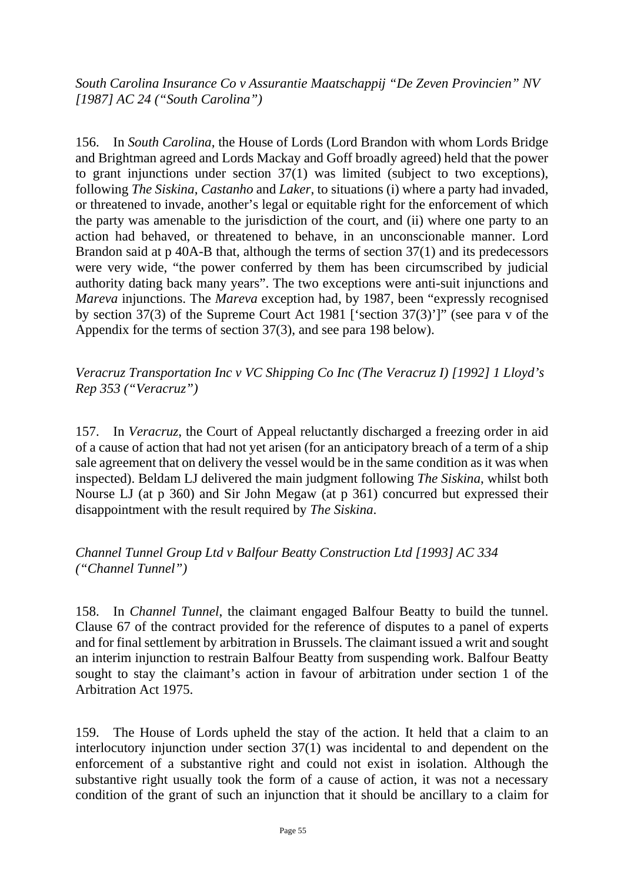*South Carolina Insurance Co v Assurantie Maatschappij "De Zeven Provincien" NV [1987] AC 24 ("South Carolina")*

156. In *South Carolina*, the House of Lords (Lord Brandon with whom Lords Bridge and Brightman agreed and Lords Mackay and Goff broadly agreed) held that the power to grant injunctions under section 37(1) was limited (subject to two exceptions), following *The Siskina*, *Castanho* and *Laker*, to situations (i) where a party had invaded, or threatened to invade, another's legal or equitable right for the enforcement of which the party was amenable to the jurisdiction of the court, and (ii) where one party to an action had behaved, or threatened to behave, in an unconscionable manner. Lord Brandon said at p 40A-B that, although the terms of section 37(1) and its predecessors were very wide, "the power conferred by them has been circumscribed by judicial authority dating back many years". The two exceptions were anti-suit injunctions and *Mareva* injunctions. The *Mareva* exception had, by 1987, been "expressly recognised by section 37(3) of the Supreme Court Act 1981 ['section 37(3)']" (see para v of the Appendix for the terms of section 37(3), and see para 198 below).

*Veracruz Transportation Inc v VC Shipping Co Inc (The Veracruz I) [1992] 1 Lloyd's Rep 353 ("Veracruz")*

157. In *Veracruz*, the Court of Appeal reluctantly discharged a freezing order in aid of a cause of action that had not yet arisen (for an anticipatory breach of a term of a ship sale agreement that on delivery the vessel would be in the same condition as it was when inspected). Beldam LJ delivered the main judgment following *The Siskina*, whilst both Nourse LJ (at p 360) and Sir John Megaw (at p 361) concurred but expressed their disappointment with the result required by *The Siskina*.

*Channel Tunnel Group Ltd v Balfour Beatty Construction Ltd [1993] AC 334 ("Channel Tunnel")*

158. In *Channel Tunnel*, the claimant engaged Balfour Beatty to build the tunnel. Clause 67 of the contract provided for the reference of disputes to a panel of experts and for final settlement by arbitration in Brussels. The claimant issued a writ and sought an interim injunction to restrain Balfour Beatty from suspending work. Balfour Beatty sought to stay the claimant's action in favour of arbitration under section 1 of the Arbitration Act 1975.

159. The House of Lords upheld the stay of the action. It held that a claim to an interlocutory injunction under section 37(1) was incidental to and dependent on the enforcement of a substantive right and could not exist in isolation. Although the substantive right usually took the form of a cause of action, it was not a necessary condition of the grant of such an injunction that it should be ancillary to a claim for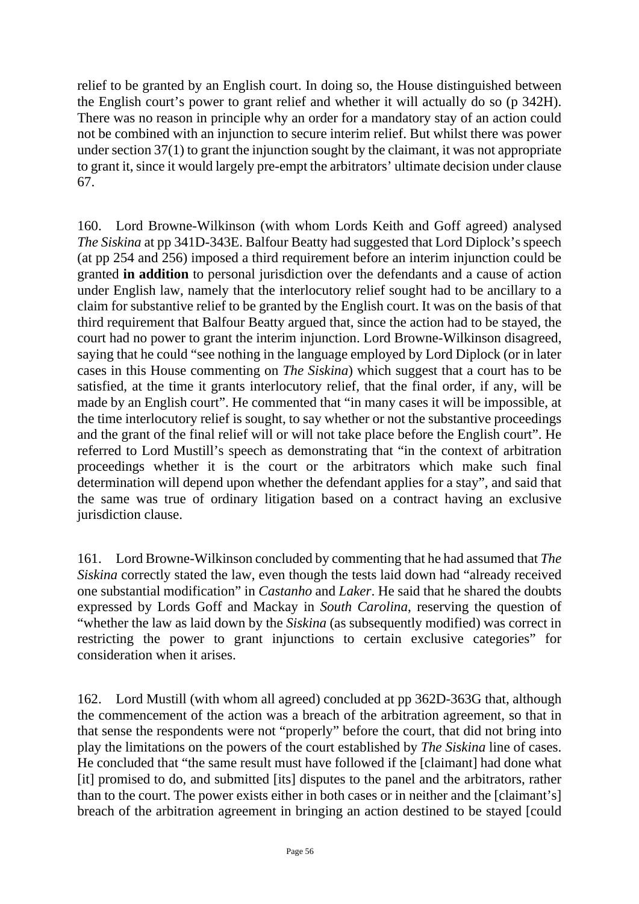relief to be granted by an English court. In doing so, the House distinguished between the English court's power to grant relief and whether it will actually do so (p 342H). There was no reason in principle why an order for a mandatory stay of an action could not be combined with an injunction to secure interim relief. But whilst there was power under section 37(1) to grant the injunction sought by the claimant, it was not appropriate to grant it, since it would largely pre-empt the arbitrators' ultimate decision under clause 67.

160. Lord Browne-Wilkinson (with whom Lords Keith and Goff agreed) analysed *The Siskina* at pp 341D-343E. Balfour Beatty had suggested that Lord Diplock's speech (at pp 254 and 256) imposed a third requirement before an interim injunction could be granted **in addition** to personal jurisdiction over the defendants and a cause of action under English law, namely that the interlocutory relief sought had to be ancillary to a claim for substantive relief to be granted by the English court. It was on the basis of that third requirement that Balfour Beatty argued that, since the action had to be stayed, the court had no power to grant the interim injunction. Lord Browne-Wilkinson disagreed, saying that he could "see nothing in the language employed by Lord Diplock (or in later cases in this House commenting on *The Siskina*) which suggest that a court has to be satisfied, at the time it grants interlocutory relief, that the final order, if any, will be made by an English court". He commented that "in many cases it will be impossible, at the time interlocutory relief is sought, to say whether or not the substantive proceedings and the grant of the final relief will or will not take place before the English court". He referred to Lord Mustill's speech as demonstrating that "in the context of arbitration proceedings whether it is the court or the arbitrators which make such final determination will depend upon whether the defendant applies for a stay", and said that the same was true of ordinary litigation based on a contract having an exclusive jurisdiction clause.

161. Lord Browne-Wilkinson concluded by commenting that he had assumed that *The Siskina* correctly stated the law, even though the tests laid down had "already received one substantial modification" in *Castanho* and *Laker*. He said that he shared the doubts expressed by Lords Goff and Mackay in *South Carolina*, reserving the question of "whether the law as laid down by the *Siskina* (as subsequently modified) was correct in restricting the power to grant injunctions to certain exclusive categories" for consideration when it arises.

162. Lord Mustill (with whom all agreed) concluded at pp 362D-363G that, although the commencement of the action was a breach of the arbitration agreement, so that in that sense the respondents were not "properly" before the court, that did not bring into play the limitations on the powers of the court established by *The Siskina* line of cases. He concluded that "the same result must have followed if the [claimant] had done what [it] promised to do, and submitted [its] disputes to the panel and the arbitrators, rather than to the court. The power exists either in both cases or in neither and the [claimant's] breach of the arbitration agreement in bringing an action destined to be stayed [could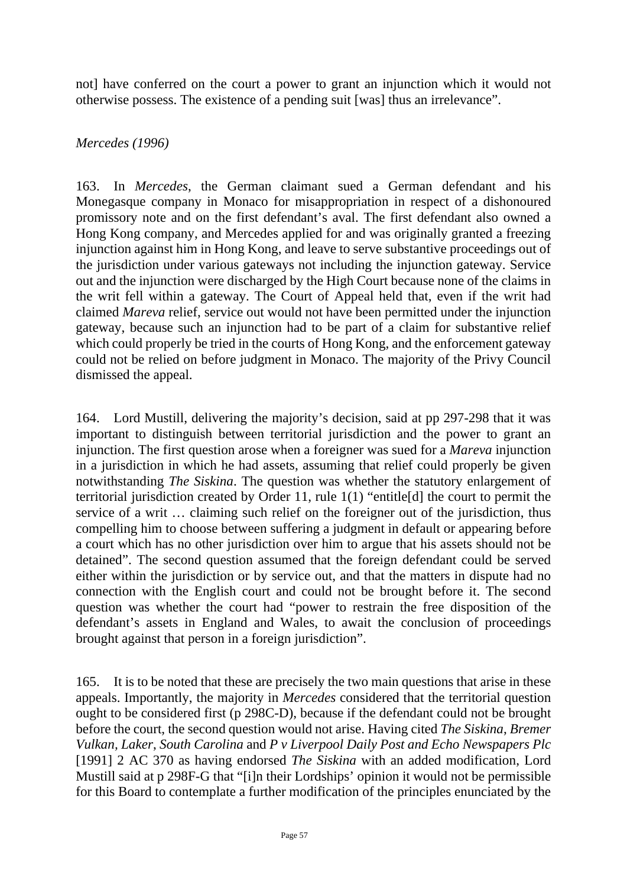not] have conferred on the court a power to grant an injunction which it would not otherwise possess. The existence of a pending suit [was] thus an irrelevance".

*Mercedes (1996)*

163. In *Mercedes*, the German claimant sued a German defendant and his Monegasque company in Monaco for misappropriation in respect of a dishonoured promissory note and on the first defendant's aval. The first defendant also owned a Hong Kong company, and Mercedes applied for and was originally granted a freezing injunction against him in Hong Kong, and leave to serve substantive proceedings out of the jurisdiction under various gateways not including the injunction gateway. Service out and the injunction were discharged by the High Court because none of the claims in the writ fell within a gateway. The Court of Appeal held that, even if the writ had claimed *Mareva* relief, service out would not have been permitted under the injunction gateway, because such an injunction had to be part of a claim for substantive relief which could properly be tried in the courts of Hong Kong, and the enforcement gateway could not be relied on before judgment in Monaco. The majority of the Privy Council dismissed the appeal.

164. Lord Mustill, delivering the majority's decision, said at pp 297-298 that it was important to distinguish between territorial jurisdiction and the power to grant an injunction. The first question arose when a foreigner was sued for a *Mareva* injunction in a jurisdiction in which he had assets, assuming that relief could properly be given notwithstanding *The Siskina*. The question was whether the statutory enlargement of territorial jurisdiction created by Order 11, rule 1(1) "entitle[d] the court to permit the service of a writ … claiming such relief on the foreigner out of the jurisdiction, thus compelling him to choose between suffering a judgment in default or appearing before a court which has no other jurisdiction over him to argue that his assets should not be detained". The second question assumed that the foreign defendant could be served either within the jurisdiction or by service out, and that the matters in dispute had no connection with the English court and could not be brought before it. The second question was whether the court had "power to restrain the free disposition of the defendant's assets in England and Wales, to await the conclusion of proceedings brought against that person in a foreign jurisdiction".

165. It is to be noted that these are precisely the two main questions that arise in these appeals. Importantly, the majority in *Mercedes* considered that the territorial question ought to be considered first (p 298C-D), because if the defendant could not be brought before the court, the second question would not arise. Having cited *The Siskina*, *Bremer Vulkan*, *Laker*, *South Carolina* and *P v Liverpool Daily Post and Echo Newspapers Plc* [1991] 2 AC 370 as having endorsed *The Siskina* with an added modification, Lord Mustill said at p 298F-G that "[i]n their Lordships' opinion it would not be permissible for this Board to contemplate a further modification of the principles enunciated by the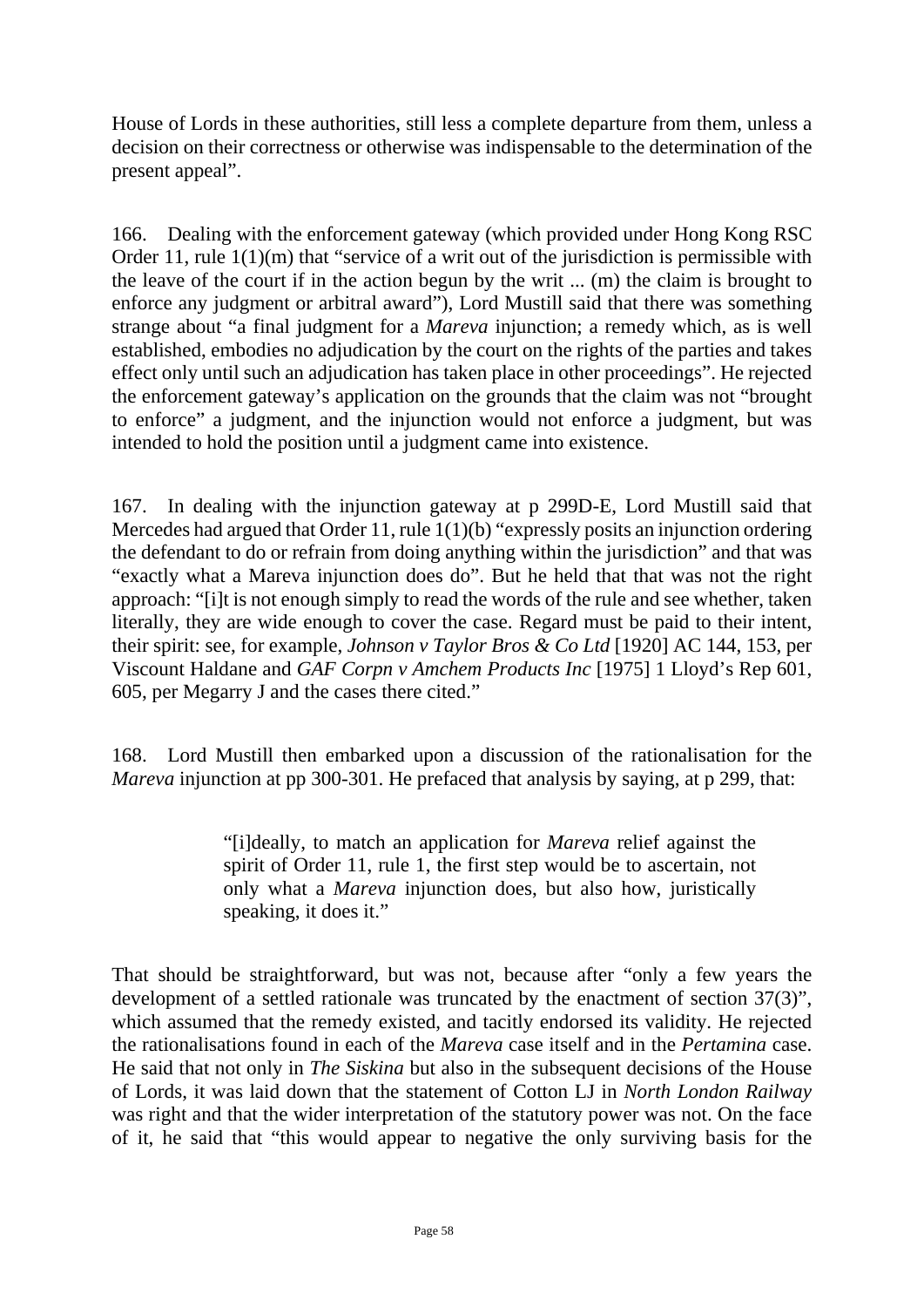House of Lords in these authorities, still less a complete departure from them, unless a decision on their correctness or otherwise was indispensable to the determination of the present appeal".

166. Dealing with the enforcement gateway (which provided under Hong Kong RSC Order 11, rule 1(1)(m) that "service of a writ out of the jurisdiction is permissible with the leave of the court if in the action begun by the writ ... (m) the claim is brought to enforce any judgment or arbitral award"), Lord Mustill said that there was something strange about "a final judgment for a *Mareva* injunction; a remedy which, as is well established, embodies no adjudication by the court on the rights of the parties and takes effect only until such an adjudication has taken place in other proceedings". He rejected the enforcement gateway's application on the grounds that the claim was not "brought to enforce" a judgment, and the injunction would not enforce a judgment, but was intended to hold the position until a judgment came into existence.

167. In dealing with the injunction gateway at p 299D-E, Lord Mustill said that Mercedes had argued that Order 11, rule 1(1)(b) "expressly posits an injunction ordering the defendant to do or refrain from doing anything within the jurisdiction" and that was "exactly what a Mareva injunction does do". But he held that that was not the right approach: "[i]t is not enough simply to read the words of the rule and see whether, taken literally, they are wide enough to cover the case. Regard must be paid to their intent, their spirit: see, for example, *Johnson v Taylor Bros & Co Ltd* [1920] AC 144, 153, per Viscount Haldane and *GAF Corpn v Amchem Products Inc* [1975] 1 Lloyd's Rep 601, 605, per Megarry J and the cases there cited."

168. Lord Mustill then embarked upon a discussion of the rationalisation for the *Mareva* injunction at pp 300-301. He prefaced that analysis by saying, at p 299, that:

> "[i]deally, to match an application for *Mareva* relief against the spirit of Order 11, rule 1, the first step would be to ascertain, not only what a *Mareva* injunction does, but also how, juristically speaking, it does it."

That should be straightforward, but was not, because after "only a few years the development of a settled rationale was truncated by the enactment of section 37(3)", which assumed that the remedy existed, and tacitly endorsed its validity. He rejected the rationalisations found in each of the *Mareva* case itself and in the *Pertamina* case. He said that not only in *The Siskina* but also in the subsequent decisions of the House of Lords, it was laid down that the statement of Cotton LJ in *North London Railway* was right and that the wider interpretation of the statutory power was not. On the face of it, he said that "this would appear to negative the only surviving basis for the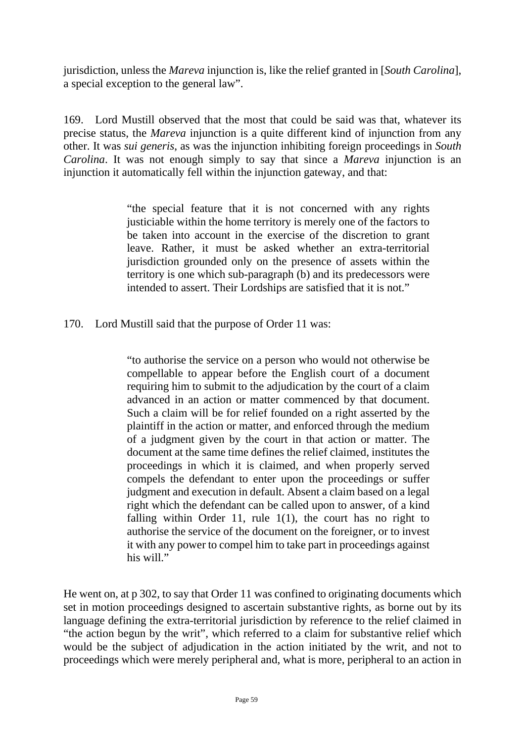jurisdiction, unless the *Mareva* injunction is, like the relief granted in [*South Carolina*], a special exception to the general law".

169. Lord Mustill observed that the most that could be said was that, whatever its precise status, the *Mareva* injunction is a quite different kind of injunction from any other. It was *sui generis*, as was the injunction inhibiting foreign proceedings in *South Carolina*. It was not enough simply to say that since a *Mareva* injunction is an injunction it automatically fell within the injunction gateway, and that:

> "the special feature that it is not concerned with any rights justiciable within the home territory is merely one of the factors to be taken into account in the exercise of the discretion to grant leave. Rather, it must be asked whether an extra-territorial jurisdiction grounded only on the presence of assets within the territory is one which sub-paragraph (b) and its predecessors were intended to assert. Their Lordships are satisfied that it is not."

170. Lord Mustill said that the purpose of Order 11 was:

> "to authorise the service on a person who would not otherwise be compellable to appear before the English court of a document requiring him to submit to the adjudication by the court of a claim advanced in an action or matter commenced by that document. Such a claim will be for relief founded on a right asserted by the plaintiff in the action or matter, and enforced through the medium of a judgment given by the court in that action or matter. The document at the same time defines the relief claimed, institutes the proceedings in which it is claimed, and when properly served compels the defendant to enter upon the proceedings or suffer judgment and execution in default. Absent a claim based on a legal right which the defendant can be called upon to answer, of a kind falling within Order 11, rule 1(1), the court has no right to authorise the service of the document on the foreigner, or to invest it with any power to compel him to take part in proceedings against his will."

He went on, at p 302, to say that Order 11 was confined to originating documents which set in motion proceedings designed to ascertain substantive rights, as borne out by its language defining the extra-territorial jurisdiction by reference to the relief claimed in "the action begun by the writ", which referred to a claim for substantive relief which would be the subject of adjudication in the action initiated by the writ, and not to proceedings which were merely peripheral and, what is more, peripheral to an action in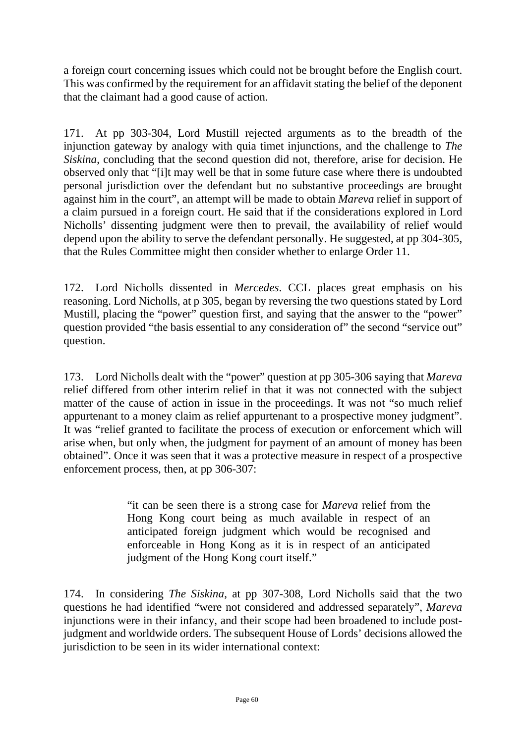a foreign court concerning issues which could not be brought before the English court. This was confirmed by the requirement for an affidavit stating the belief of the deponent that the claimant had a good cause of action.

171. At pp 303-304, Lord Mustill rejected arguments as to the breadth of the injunction gateway by analogy with quia timet injunctions, and the challenge to *The Siskina*, concluding that the second question did not, therefore, arise for decision. He observed only that "[i]t may well be that in some future case where there is undoubted personal jurisdiction over the defendant but no substantive proceedings are brought against him in the court", an attempt will be made to obtain *Mareva* relief in support of a claim pursued in a foreign court. He said that if the considerations explored in Lord Nicholls' dissenting judgment were then to prevail, the availability of relief would depend upon the ability to serve the defendant personally. He suggested, at pp 304-305, that the Rules Committee might then consider whether to enlarge Order 11.

172. Lord Nicholls dissented in *Mercedes*. CCL places great emphasis on his reasoning. Lord Nicholls, at p 305, began by reversing the two questions stated by Lord Mustill, placing the "power" question first, and saying that the answer to the "power" question provided "the basis essential to any consideration of" the second "service out" question.

173. Lord Nicholls dealt with the "power" question at pp 305-306 saying that *Mareva* relief differed from other interim relief in that it was not connected with the subject matter of the cause of action in issue in the proceedings. It was not "so much relief appurtenant to a money claim as relief appurtenant to a prospective money judgment". It was "relief granted to facilitate the process of execution or enforcement which will arise when, but only when, the judgment for payment of an amount of money has been obtained". Once it was seen that it was a protective measure in respect of a prospective enforcement process, then, at pp 306-307:

> "it can be seen there is a strong case for *Mareva* relief from the Hong Kong court being as much available in respect of an anticipated foreign judgment which would be recognised and enforceable in Hong Kong as it is in respect of an anticipated judgment of the Hong Kong court itself."

174. In considering *The Siskina*, at pp 307-308, Lord Nicholls said that the two questions he had identified "were not considered and addressed separately", *Mareva* injunctions were in their infancy, and their scope had been broadened to include post-judgment and worldwide orders. The subsequent House of Lords' decisions allowed the jurisdiction to be seen in its wider international context: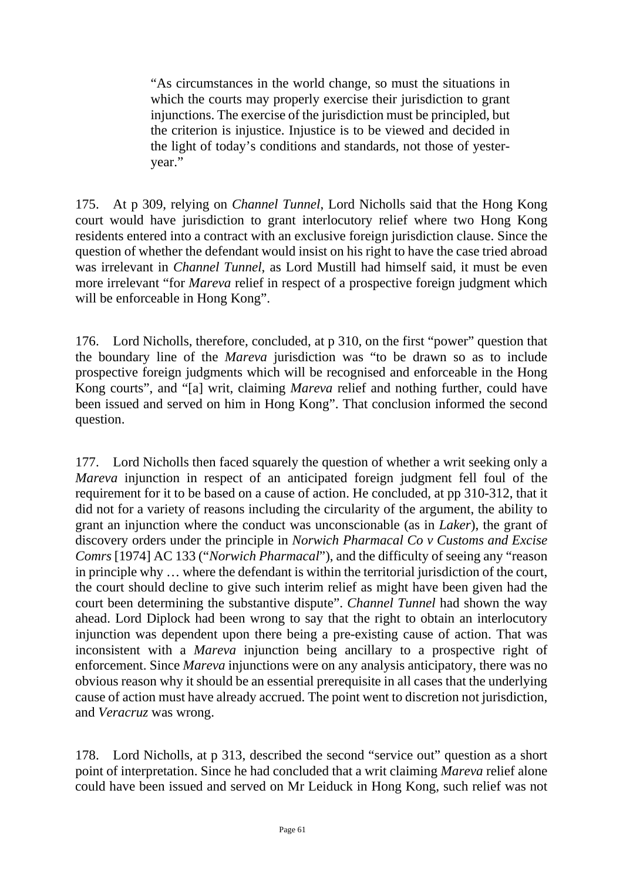> "As circumstances in the world change, so must the situations in which the courts may properly exercise their jurisdiction to grant injunctions. The exercise of the jurisdiction must be principled, but the criterion is injustice. Injustice is to be viewed and decided in the light of today's conditions and standards, not those of yester-year."

175. At p 309, relying on *Channel Tunnel*, Lord Nicholls said that the Hong Kong court would have jurisdiction to grant interlocutory relief where two Hong Kong residents entered into a contract with an exclusive foreign jurisdiction clause. Since the question of whether the defendant would insist on his right to have the case tried abroad was irrelevant in *Channel Tunnel*, as Lord Mustill had himself said, it must be even more irrelevant "for *Mareva* relief in respect of a prospective foreign judgment which will be enforceable in Hong Kong".

176. Lord Nicholls, therefore, concluded, at p 310, on the first "power" question that the boundary line of the *Mareva* jurisdiction was "to be drawn so as to include prospective foreign judgments which will be recognised and enforceable in the Hong Kong courts", and "[a] writ, claiming *Mareva* relief and nothing further, could have been issued and served on him in Hong Kong". That conclusion informed the second question.

177. Lord Nicholls then faced squarely the question of whether a writ seeking only a *Mareva* injunction in respect of an anticipated foreign judgment fell foul of the requirement for it to be based on a cause of action. He concluded, at pp 310-312, that it did not for a variety of reasons including the circularity of the argument, the ability to grant an injunction where the conduct was unconscionable (as in *Laker*), the grant of discovery orders under the principle in *Norwich Pharmacal Co v Customs and Excise Comrs* [1974] AC 133 ("*Norwich Pharmacal*"), and the difficulty of seeing any "reason in principle why … where the defendant is within the territorial jurisdiction of the court, the court should decline to give such interim relief as might have been given had the court been determining the substantive dispute". *Channel Tunnel* had shown the way ahead. Lord Diplock had been wrong to say that the right to obtain an interlocutory injunction was dependent upon there being a pre-existing cause of action. That was inconsistent with a *Mareva* injunction being ancillary to a prospective right of enforcement. Since *Mareva* injunctions were on any analysis anticipatory, there was no obvious reason why it should be an essential prerequisite in all cases that the underlying cause of action must have already accrued. The point went to discretion not jurisdiction, and *Veracruz* was wrong.

178. Lord Nicholls, at p 313, described the second "service out" question as a short point of interpretation. Since he had concluded that a writ claiming *Mareva* relief alone could have been issued and served on Mr Leiduck in Hong Kong, such relief was not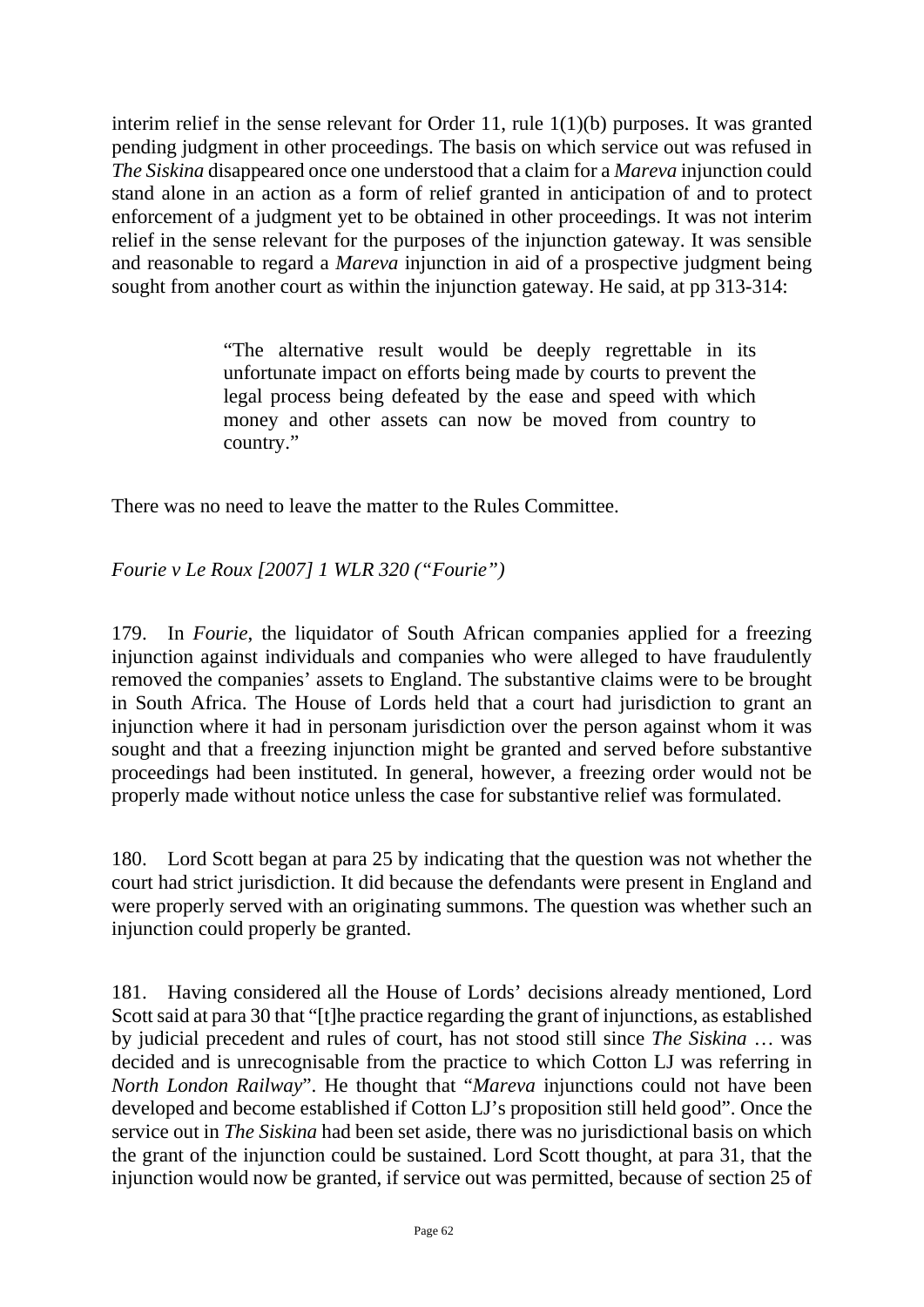interim relief in the sense relevant for Order 11, rule 1(1)(b) purposes. It was granted pending judgment in other proceedings. The basis on which service out was refused in *The Siskina* disappeared once one understood that a claim for a *Mareva* injunction could stand alone in an action as a form of relief granted in anticipation of and to protect enforcement of a judgment yet to be obtained in other proceedings. It was not interim relief in the sense relevant for the purposes of the injunction gateway. It was sensible and reasonable to regard a *Mareva* injunction in aid of a prospective judgment being sought from another court as within the injunction gateway. He said, at pp 313-314:

> "The alternative result would be deeply regrettable in its unfortunate impact on efforts being made by courts to prevent the legal process being defeated by the ease and speed with which money and other assets can now be moved from country to country."

There was no need to leave the matter to the Rules Committee.

*Fourie v Le Roux [2007] 1 WLR 320 ("Fourie")*

179. In *Fourie*, the liquidator of South African companies applied for a freezing injunction against individuals and companies who were alleged to have fraudulently removed the companies' assets to England. The substantive claims were to be brought in South Africa. The House of Lords held that a court had jurisdiction to grant an injunction where it had in personam jurisdiction over the person against whom it was sought and that a freezing injunction might be granted and served before substantive proceedings had been instituted. In general, however, a freezing order would not be properly made without notice unless the case for substantive relief was formulated.

180. Lord Scott began at para 25 by indicating that the question was not whether the court had strict jurisdiction. It did because the defendants were present in England and were properly served with an originating summons. The question was whether such an injunction could properly be granted.

181. Having considered all the House of Lords' decisions already mentioned, Lord Scott said at para 30 that "[t]he practice regarding the grant of injunctions, as established by judicial precedent and rules of court, has not stood still since *The Siskina* … was decided and is unrecognisable from the practice to which Cotton LJ was referring in *North London Railway*". He thought that "*Mareva* injunctions could not have been developed and become established if Cotton LJ's proposition still held good". Once the service out in *The Siskina* had been set aside, there was no jurisdictional basis on which the grant of the injunction could be sustained. Lord Scott thought, at para 31, that the injunction would now be granted, if service out was permitted, because of section 25 of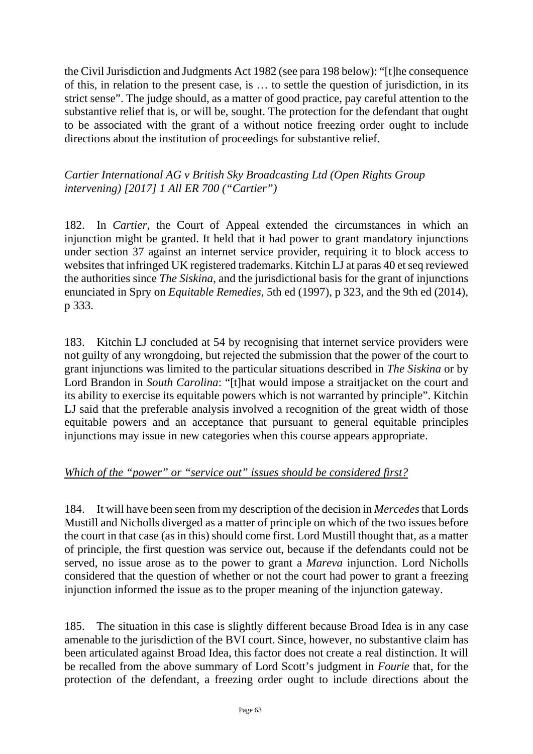the Civil Jurisdiction and Judgments Act 1982 (see para 198 below): "[t]he consequence of this, in relation to the present case, is … to settle the question of jurisdiction, in its strict sense". The judge should, as a matter of good practice, pay careful attention to the substantive relief that is, or will be, sought. The protection for the defendant that ought to be associated with the grant of a without notice freezing order ought to include directions about the institution of proceedings for substantive relief.

*Cartier International AG v British Sky Broadcasting Ltd (Open Rights Group intervening) [2017] 1 All ER 700 ("Cartier")*

182. In *Cartier*, the Court of Appeal extended the circumstances in which an injunction might be granted. It held that it had power to grant mandatory injunctions under section 37 against an internet service provider, requiring it to block access to websites that infringed UK registered trademarks. Kitchin LJ at paras 40 et seq reviewed the authorities since *The Siskina*, and the jurisdictional basis for the grant of injunctions enunciated in Spry on *Equitable Remedies*, 5th ed (1997), p 323, and the 9th ed (2014), p 333.

183. Kitchin LJ concluded at 54 by recognising that internet service providers were not guilty of any wrongdoing, but rejected the submission that the power of the court to grant injunctions was limited to the particular situations described in *The Siskina* or by Lord Brandon in *South Carolina*: "[t]hat would impose a straitjacket on the court and its ability to exercise its equitable powers which is not warranted by principle". Kitchin LJ said that the preferable analysis involved a recognition of the great width of those equitable powers and an acceptance that pursuant to general equitable principles injunctions may issue in new categories when this course appears appropriate.

*Which of the "power" or "service out" issues should be considered first?*

184. It will have been seen from my description of the decision in *Mercedes* that Lords Mustill and Nicholls diverged as a matter of principle on which of the two issues before the court in that case (as in this) should come first. Lord Mustill thought that, as a matter of principle, the first question was service out, because if the defendants could not be served, no issue arose as to the power to grant a *Mareva* injunction. Lord Nicholls considered that the question of whether or not the court had power to grant a freezing injunction informed the issue as to the proper meaning of the injunction gateway.

185. The situation in this case is slightly different because Broad Idea is in any case amenable to the jurisdiction of the BVI court. Since, however, no substantive claim has been articulated against Broad Idea, this factor does not create a real distinction. It will be recalled from the above summary of Lord Scott's judgment in *Fourie* that, for the protection of the defendant, a freezing order ought to include directions about the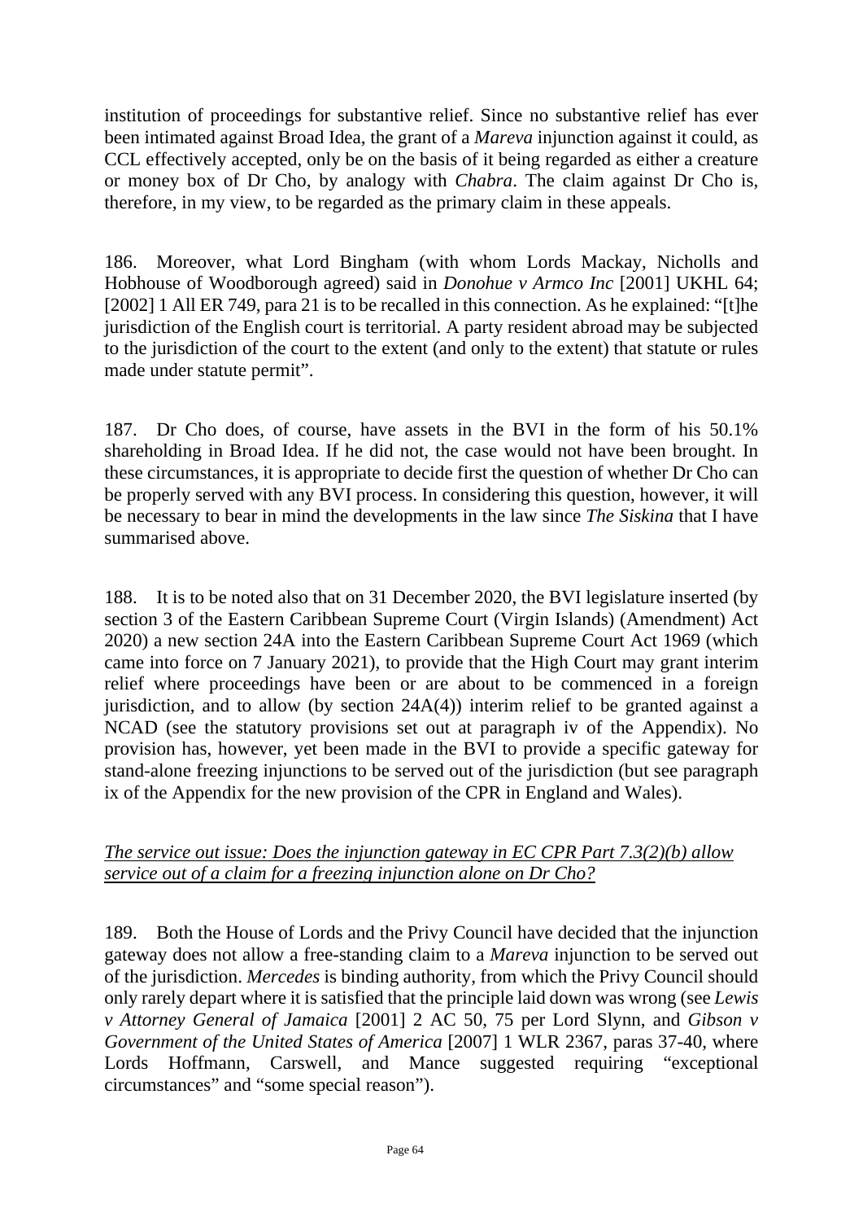institution of proceedings for substantive relief. Since no substantive relief has ever been intimated against Broad Idea, the grant of a *Mareva* injunction against it could, as CCL effectively accepted, only be on the basis of it being regarded as either a creature or money box of Dr Cho, by analogy with *Chabra*. The claim against Dr Cho is, therefore, in my view, to be regarded as the primary claim in these appeals.

186. Moreover, what Lord Bingham (with whom Lords Mackay, Nicholls and Hobhouse of Woodborough agreed) said in *Donohue v Armco Inc* [2001] UKHL 64; [2002] 1 All ER 749, para 21 is to be recalled in this connection. As he explained: "[t]he jurisdiction of the English court is territorial. A party resident abroad may be subjected to the jurisdiction of the court to the extent (and only to the extent) that statute or rules made under statute permit".

187. Dr Cho does, of course, have assets in the BVI in the form of his 50.1% shareholding in Broad Idea. If he did not, the case would not have been brought. In these circumstances, it is appropriate to decide first the question of whether Dr Cho can be properly served with any BVI process. In considering this question, however, it will be necessary to bear in mind the developments in the law since *The Siskina* that I have summarised above.

188. It is to be noted also that on 31 December 2020, the BVI legislature inserted (by section 3 of the Eastern Caribbean Supreme Court (Virgin Islands) (Amendment) Act 2020) a new section 24A into the Eastern Caribbean Supreme Court Act 1969 (which came into force on 7 January 2021), to provide that the High Court may grant interim relief where proceedings have been or are about to be commenced in a foreign jurisdiction, and to allow (by section 24A(4)) interim relief to be granted against a NCAD (see the statutory provisions set out at paragraph iv of the Appendix). No provision has, however, yet been made in the BVI to provide a specific gateway for stand-alone freezing injunctions to be served out of the jurisdiction (but see paragraph ix of the Appendix for the new provision of the CPR in England and Wales).

*The service out issue: Does the injunction gateway in EC CPR Part 7.3(2)(b) allow service out of a claim for a freezing injunction alone on Dr Cho?*

189. Both the House of Lords and the Privy Council have decided that the injunction gateway does not allow a free-standing claim to a *Mareva* injunction to be served out of the jurisdiction. *Mercedes* is binding authority, from which the Privy Council should only rarely depart where it is satisfied that the principle laid down was wrong (see *Lewis v Attorney General of Jamaica* [2001] 2 AC 50, 75 per Lord Slynn, and *Gibson v Government of the United States of America* [2007] 1 WLR 2367, paras 37-40, where Lords Hoffmann, Carswell, and Mance suggested requiring "exceptional circumstances" and "some special reason").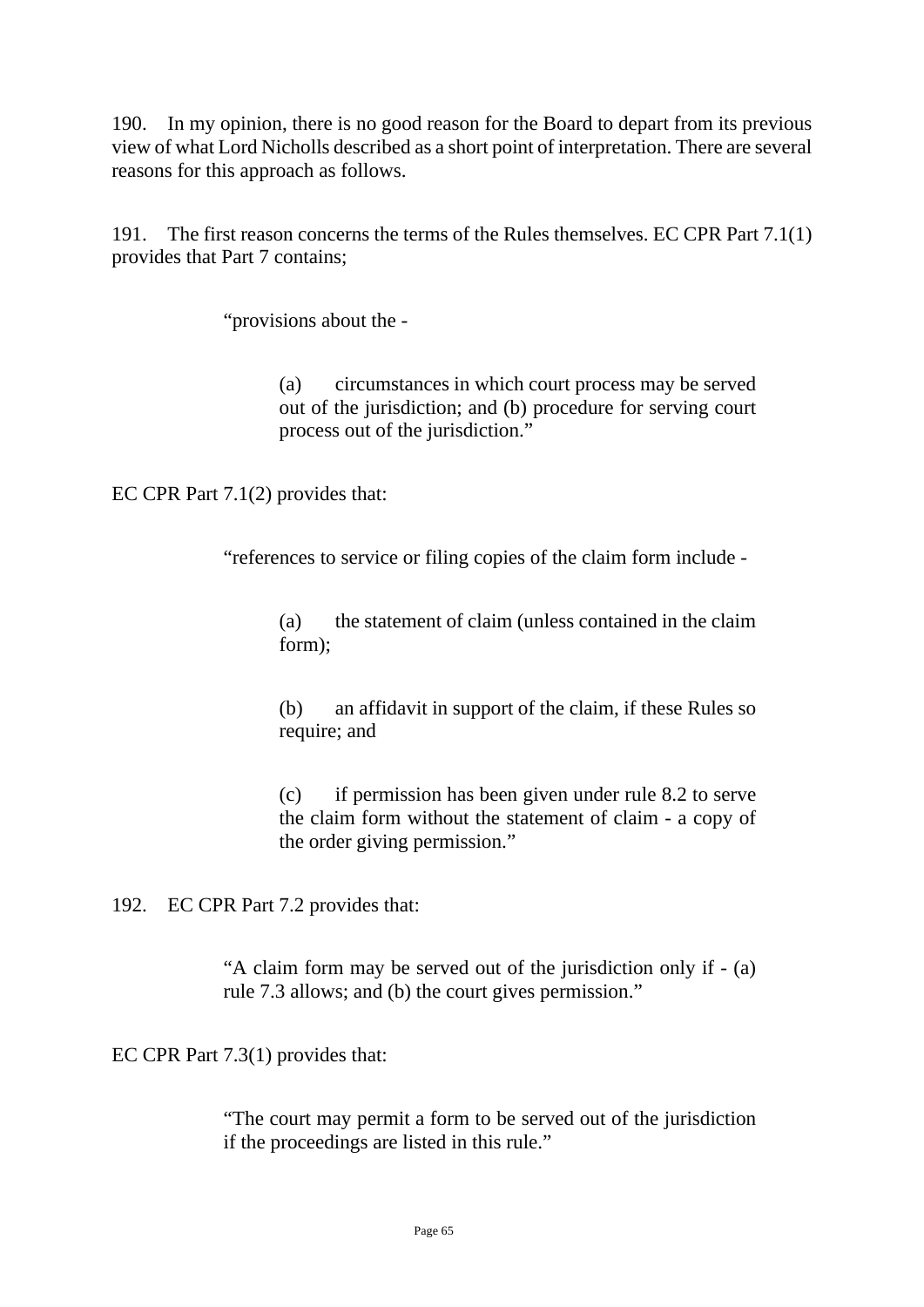190. In my opinion, there is no good reason for the Board to depart from its previous view of what Lord Nicholls described as a short point of interpretation. There are several reasons for this approach as follows.

191. The first reason concerns the terms of the Rules themselves. EC CPR Part 7.1(1) provides that Part 7 contains;

> "provisions about the -
>
> > (a) circumstances in which court process may be served out of the jurisdiction; and (b) procedure for serving court process out of the jurisdiction."

EC CPR Part 7.1(2) provides that:

> "references to service or filing copies of the claim form include -
>
> > (a) the statement of claim (unless contained in the claim form);
> >
> > (b) an affidavit in support of the claim, if these Rules so require; and
> >
> > (c) if permission has been given under rule 8.2 to serve the claim form without the statement of claim - a copy of the order giving permission."

192. EC CPR Part 7.2 provides that:

> "A claim form may be served out of the jurisdiction only if - (a) rule 7.3 allows; and (b) the court gives permission."

EC CPR Part 7.3(1) provides that:

> "The court may permit a form to be served out of the jurisdiction if the proceedings are listed in this rule."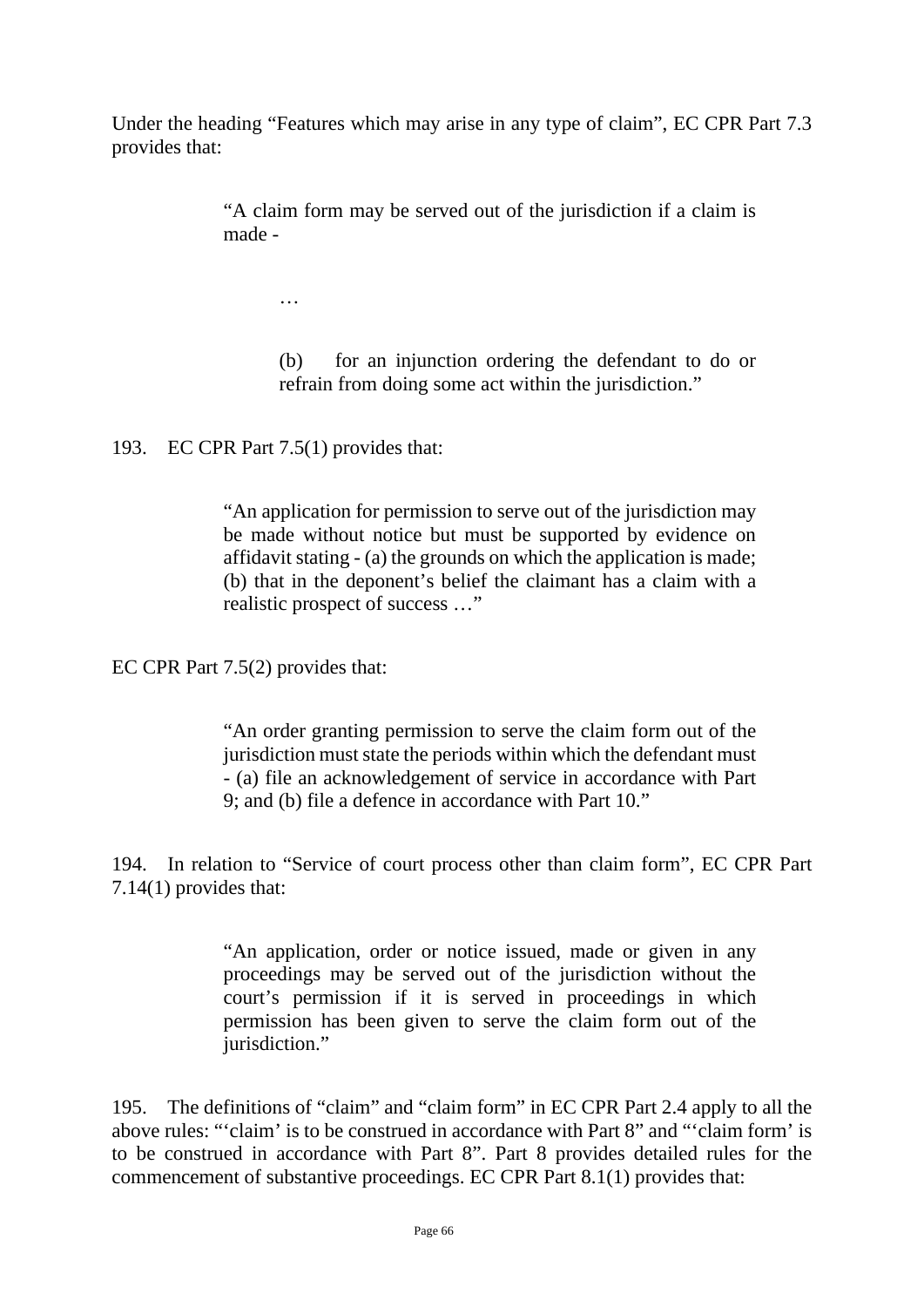Under the heading "Features which may arise in any type of claim", EC CPR Part 7.3 provides that:

> "A claim form may be served out of the jurisdiction if a claim is made -
>
> …
>
> (b) for an injunction ordering the defendant to do or refrain from doing some act within the jurisdiction."

193. EC CPR Part 7.5(1) provides that:

> "An application for permission to serve out of the jurisdiction may be made without notice but must be supported by evidence on affidavit stating - (a) the grounds on which the application is made; (b) that in the deponent's belief the claimant has a claim with a realistic prospect of success …"

EC CPR Part 7.5(2) provides that:

> "An order granting permission to serve the claim form out of the jurisdiction must state the periods within which the defendant must - (a) file an acknowledgement of service in accordance with Part 9; and (b) file a defence in accordance with Part 10."

194. In relation to "Service of court process other than claim form", EC CPR Part 7.14(1) provides that:

> "An application, order or notice issued, made or given in any proceedings may be served out of the jurisdiction without the court's permission if it is served in proceedings in which permission has been given to serve the claim form out of the jurisdiction."

195. The definitions of "claim" and "claim form" in EC CPR Part 2.4 apply to all the above rules: "'claim' is to be construed in accordance with Part 8" and "'claim form' is to be construed in accordance with Part 8". Part 8 provides detailed rules for the commencement of substantive proceedings. EC CPR Part 8.1(1) provides that: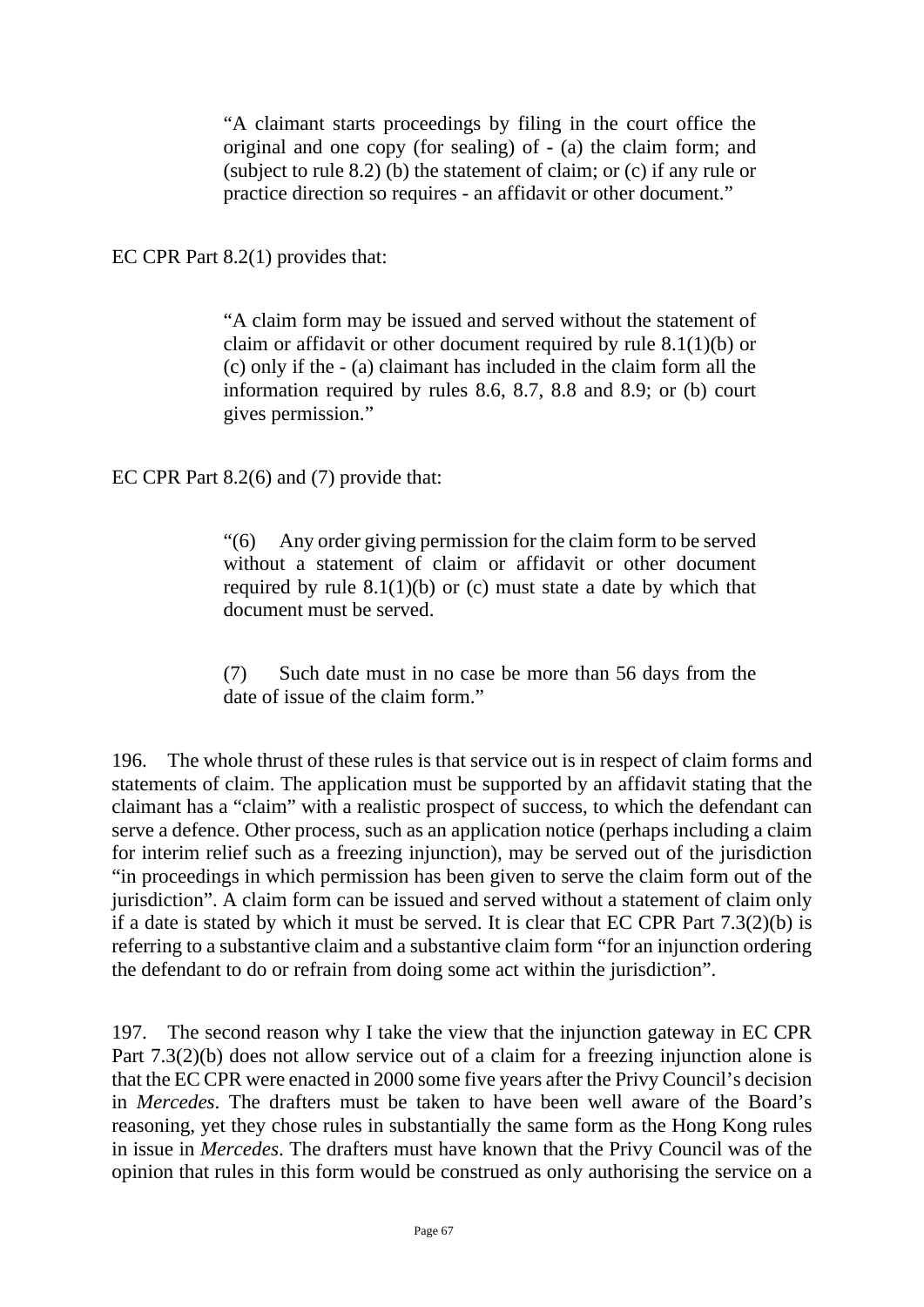> "A claimant starts proceedings by filing in the court office the original and one copy (for sealing) of - (a) the claim form; and (subject to rule 8.2) (b) the statement of claim; or (c) if any rule or practice direction so requires - an affidavit or other document."

EC CPR Part 8.2(1) provides that:

> "A claim form may be issued and served without the statement of claim or affidavit or other document required by rule 8.1(1)(b) or (c) only if the - (a) claimant has included in the claim form all the information required by rules 8.6, 8.7, 8.8 and 8.9; or (b) court gives permission."

EC CPR Part 8.2(6) and (7) provide that:

> "(6) Any order giving permission for the claim form to be served without a statement of claim or affidavit or other document required by rule 8.1(1)(b) or (c) must state a date by which that document must be served.
>
> (7) Such date must in no case be more than 56 days from the date of issue of the claim form."

196. The whole thrust of these rules is that service out is in respect of claim forms and statements of claim. The application must be supported by an affidavit stating that the claimant has a "claim" with a realistic prospect of success, to which the defendant can serve a defence. Other process, such as an application notice (perhaps including a claim for interim relief such as a freezing injunction), may be served out of the jurisdiction "in proceedings in which permission has been given to serve the claim form out of the jurisdiction". A claim form can be issued and served without a statement of claim only if a date is stated by which it must be served. It is clear that EC CPR Part 7.3(2)(b) is referring to a substantive claim and a substantive claim form "for an injunction ordering the defendant to do or refrain from doing some act within the jurisdiction".

197. The second reason why I take the view that the injunction gateway in EC CPR Part 7.3(2)(b) does not allow service out of a claim for a freezing injunction alone is that the EC CPR were enacted in 2000 some five years after the Privy Council's decision in *Mercedes*. The drafters must be taken to have been well aware of the Board's reasoning, yet they chose rules in substantially the same form as the Hong Kong rules in issue in *Mercedes*. The drafters must have known that the Privy Council was of the opinion that rules in this form would be construed as only authorising the service on a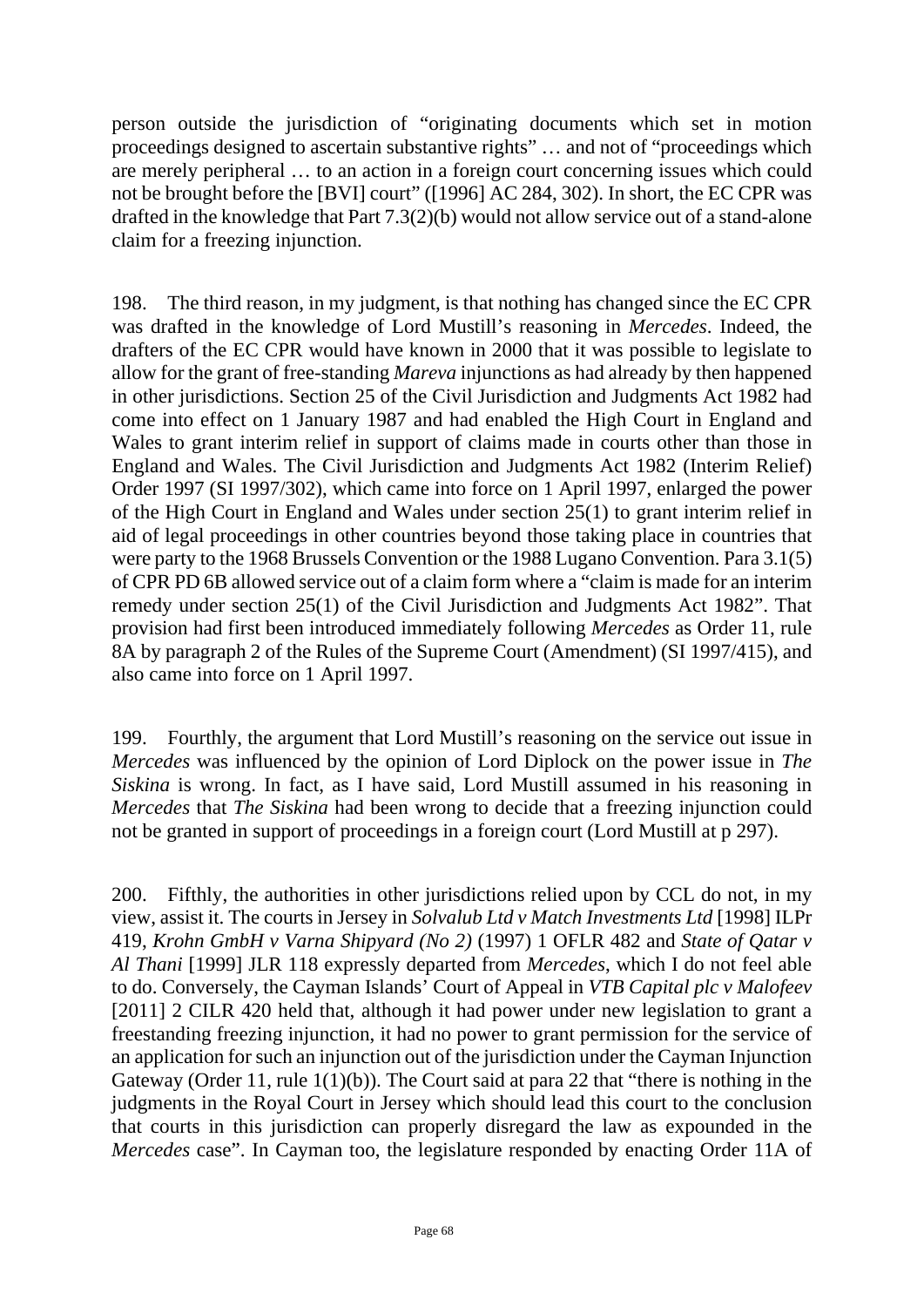person outside the jurisdiction of "originating documents which set in motion proceedings designed to ascertain substantive rights" … and not of "proceedings which are merely peripheral … to an action in a foreign court concerning issues which could not be brought before the [BVI] court" ([1996] AC 284, 302). In short, the EC CPR was drafted in the knowledge that Part 7.3(2)(b) would not allow service out of a stand-alone claim for a freezing injunction.

198. The third reason, in my judgment, is that nothing has changed since the EC CPR was drafted in the knowledge of Lord Mustill's reasoning in *Mercedes*. Indeed, the drafters of the EC CPR would have known in 2000 that it was possible to legislate to allow for the grant of free-standing *Mareva* injunctions as had already by then happened in other jurisdictions. Section 25 of the Civil Jurisdiction and Judgments Act 1982 had come into effect on 1 January 1987 and had enabled the High Court in England and Wales to grant interim relief in support of claims made in courts other than those in England and Wales. The Civil Jurisdiction and Judgments Act 1982 (Interim Relief) Order 1997 (SI 1997/302), which came into force on 1 April 1997, enlarged the power of the High Court in England and Wales under section 25(1) to grant interim relief in aid of legal proceedings in other countries beyond those taking place in countries that were party to the 1968 Brussels Convention or the 1988 Lugano Convention. Para 3.1(5) of CPR PD 6B allowed service out of a claim form where a "claim is made for an interim remedy under section 25(1) of the Civil Jurisdiction and Judgments Act 1982". That provision had first been introduced immediately following *Mercedes* as Order 11, rule 8A by paragraph 2 of the Rules of the Supreme Court (Amendment) (SI 1997/415), and also came into force on 1 April 1997.

199. Fourthly, the argument that Lord Mustill's reasoning on the service out issue in *Mercedes* was influenced by the opinion of Lord Diplock on the power issue in *The Siskina* is wrong. In fact, as I have said, Lord Mustill assumed in his reasoning in *Mercedes* that *The Siskina* had been wrong to decide that a freezing injunction could not be granted in support of proceedings in a foreign court (Lord Mustill at p 297).

200. Fifthly, the authorities in other jurisdictions relied upon by CCL do not, in my view, assist it. The courts in Jersey in *Solvalub Ltd v Match Investments Ltd* [1998] ILPr 419, *Krohn GmbH v Varna Shipyard (No 2)* (1997) 1 OFLR 482 and *State of Qatar v Al Thani* [1999] JLR 118 expressly departed from *Mercedes*, which I do not feel able to do. Conversely, the Cayman Islands' Court of Appeal in *VTB Capital plc v Malofeev* [2011] 2 CILR 420 held that, although it had power under new legislation to grant a freestanding freezing injunction, it had no power to grant permission for the service of an application for such an injunction out of the jurisdiction under the Cayman Injunction Gateway (Order 11, rule 1(1)(b)). The Court said at para 22 that "there is nothing in the judgments in the Royal Court in Jersey which should lead this court to the conclusion that courts in this jurisdiction can properly disregard the law as expounded in the *Mercedes* case". In Cayman too, the legislature responded by enacting Order 11A of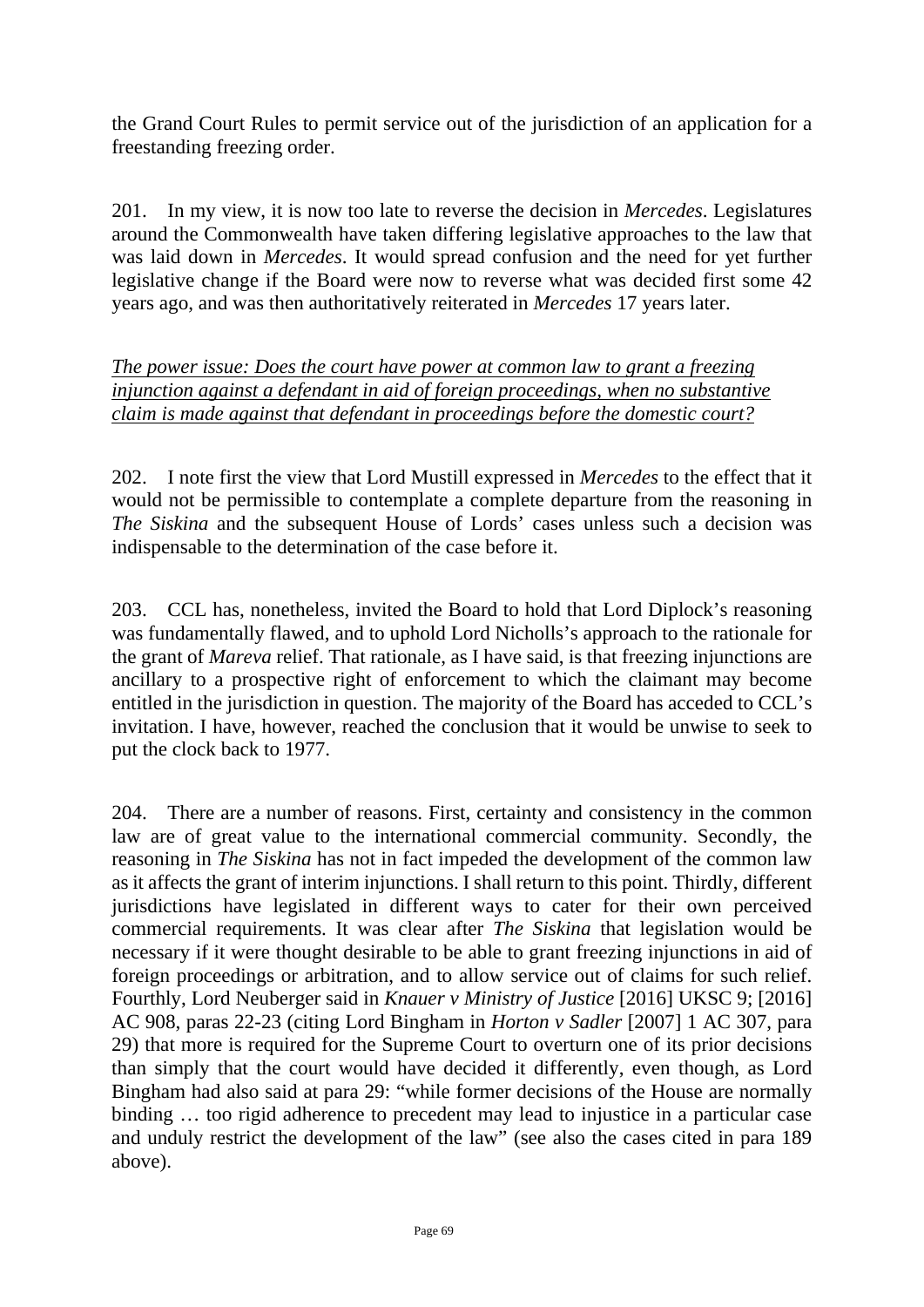the Grand Court Rules to permit service out of the jurisdiction of an application for a freestanding freezing order.

201. In my view, it is now too late to reverse the decision in *Mercedes*. Legislatures around the Commonwealth have taken differing legislative approaches to the law that was laid down in *Mercedes*. It would spread confusion and the need for yet further legislative change if the Board were now to reverse what was decided first some 42 years ago, and was then authoritatively reiterated in *Mercedes* 17 years later.

*The power issue: Does the court have power at common law to grant a freezing injunction against a defendant in aid of foreign proceedings, when no substantive claim is made against that defendant in proceedings before the domestic court?*

202. I note first the view that Lord Mustill expressed in *Mercedes* to the effect that it would not be permissible to contemplate a complete departure from the reasoning in *The Siskina* and the subsequent House of Lords' cases unless such a decision was indispensable to the determination of the case before it.

203. CCL has, nonetheless, invited the Board to hold that Lord Diplock's reasoning was fundamentally flawed, and to uphold Lord Nicholls's approach to the rationale for the grant of *Mareva* relief. That rationale, as I have said, is that freezing injunctions are ancillary to a prospective right of enforcement to which the claimant may become entitled in the jurisdiction in question. The majority of the Board has acceded to CCL's invitation. I have, however, reached the conclusion that it would be unwise to seek to put the clock back to 1977.

204. There are a number of reasons. First, certainty and consistency in the common law are of great value to the international commercial community. Secondly, the reasoning in *The Siskina* has not in fact impeded the development of the common law as it affects the grant of interim injunctions. I shall return to this point. Thirdly, different jurisdictions have legislated in different ways to cater for their own perceived commercial requirements. It was clear after *The Siskina* that legislation would be necessary if it were thought desirable to be able to grant freezing injunctions in aid of foreign proceedings or arbitration, and to allow service out of claims for such relief. Fourthly, Lord Neuberger said in *Knauer v Ministry of Justice* [2016] UKSC 9; [2016] AC 908, paras 22-23 (citing Lord Bingham in *Horton v Sadler* [2007] 1 AC 307, para 29) that more is required for the Supreme Court to overturn one of its prior decisions than simply that the court would have decided it differently, even though, as Lord Bingham had also said at para 29: "while former decisions of the House are normally binding … too rigid adherence to precedent may lead to injustice in a particular case and unduly restrict the development of the law" (see also the cases cited in para 189 above).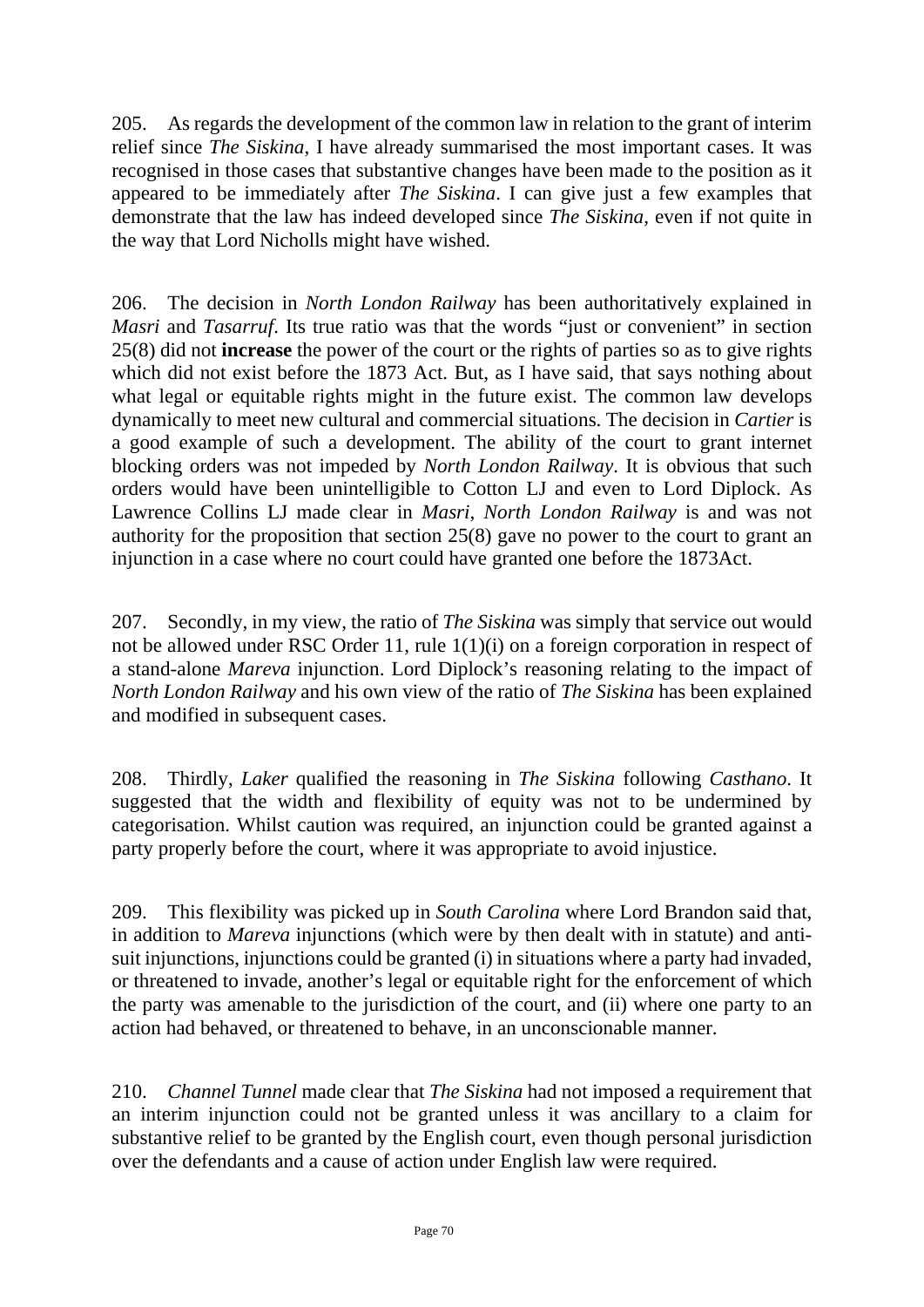205. As regards the development of the common law in relation to the grant of interim relief since *The Siskina*, I have already summarised the most important cases. It was recognised in those cases that substantive changes have been made to the position as it appeared to be immediately after *The Siskina*. I can give just a few examples that demonstrate that the law has indeed developed since *The Siskina*, even if not quite in the way that Lord Nicholls might have wished.

206. The decision in *North London Railway* has been authoritatively explained in *Masri* and *Tasarruf*. Its true ratio was that the words "just or convenient" in section 25(8) did not **increase** the power of the court or the rights of parties so as to give rights which did not exist before the 1873 Act. But, as I have said, that says nothing about what legal or equitable rights might in the future exist. The common law develops dynamically to meet new cultural and commercial situations. The decision in *Cartier* is a good example of such a development. The ability of the court to grant internet blocking orders was not impeded by *North London Railway*. It is obvious that such orders would have been unintelligible to Cotton LJ and even to Lord Diplock. As Lawrence Collins LJ made clear in *Masri*, *North London Railway* is and was not authority for the proposition that section 25(8) gave no power to the court to grant an injunction in a case where no court could have granted one before the 1873Act.

207. Secondly, in my view, the ratio of *The Siskina* was simply that service out would not be allowed under RSC Order 11, rule 1(1)(i) on a foreign corporation in respect of a stand-alone *Mareva* injunction. Lord Diplock's reasoning relating to the impact of *North London Railway* and his own view of the ratio of *The Siskina* has been explained and modified in subsequent cases.

208. Thirdly, *Laker* qualified the reasoning in *The Siskina* following *Casthano*. It suggested that the width and flexibility of equity was not to be undermined by categorisation. Whilst caution was required, an injunction could be granted against a party properly before the court, where it was appropriate to avoid injustice.

209. This flexibility was picked up in *South Carolina* where Lord Brandon said that, in addition to *Mareva* injunctions (which were by then dealt with in statute) and anti-suit injunctions, injunctions could be granted (i) in situations where a party had invaded, or threatened to invade, another's legal or equitable right for the enforcement of which the party was amenable to the jurisdiction of the court, and (ii) where one party to an action had behaved, or threatened to behave, in an unconscionable manner.

210. *Channel Tunnel* made clear that *The Siskina* had not imposed a requirement that an interim injunction could not be granted unless it was ancillary to a claim for substantive relief to be granted by the English court, even though personal jurisdiction over the defendants and a cause of action under English law were required.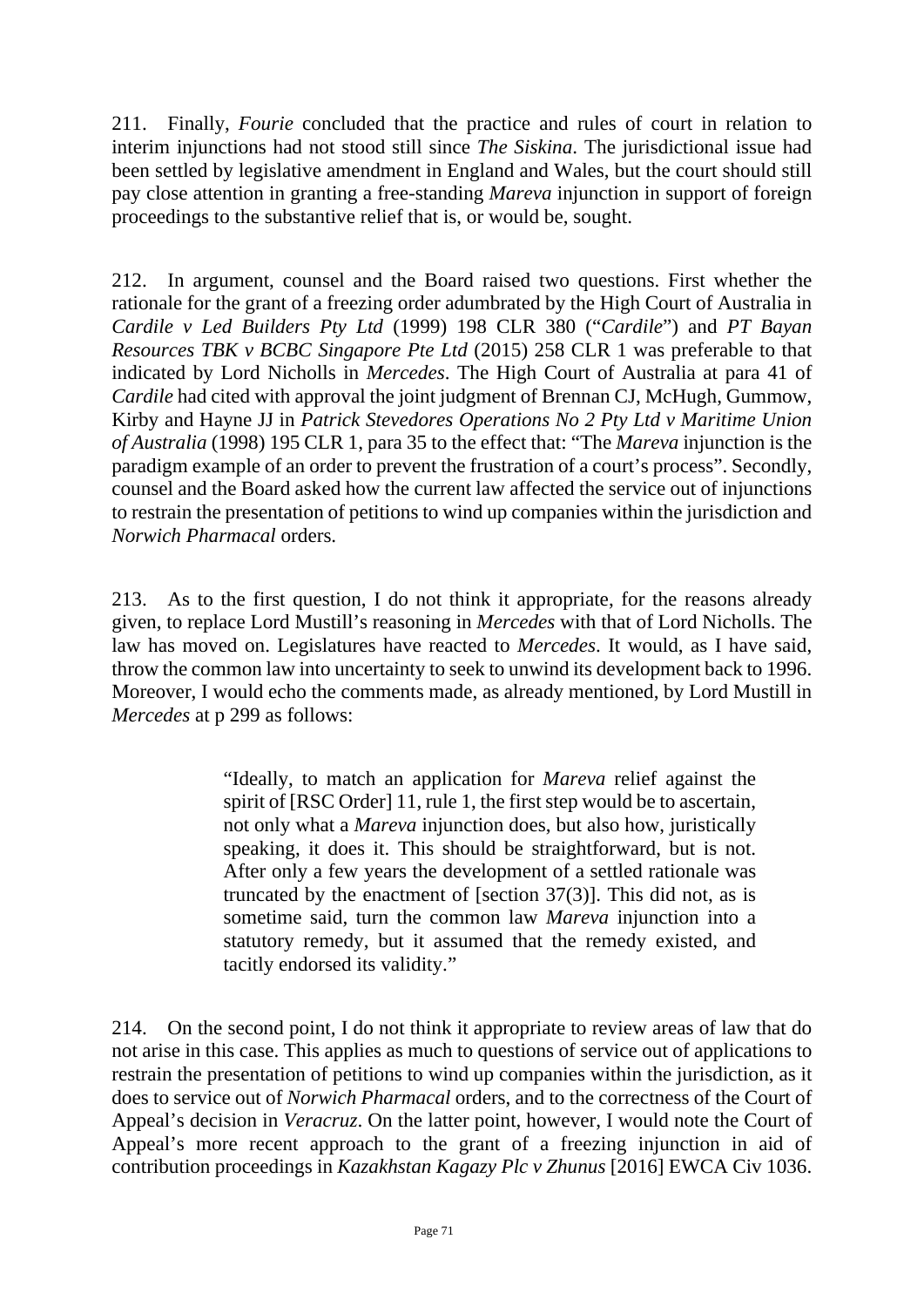211. Finally, *Fourie* concluded that the practice and rules of court in relation to interim injunctions had not stood still since *The Siskina*. The jurisdictional issue had been settled by legislative amendment in England and Wales, but the court should still pay close attention in granting a free-standing *Mareva* injunction in support of foreign proceedings to the substantive relief that is, or would be, sought.

212. In argument, counsel and the Board raised two questions. First whether the rationale for the grant of a freezing order adumbrated by the High Court of Australia in *Cardile v Led Builders Pty Ltd* (1999) 198 CLR 380 ("*Cardile*") and *PT Bayan Resources TBK v BCBC Singapore Pte Ltd* (2015) 258 CLR 1 was preferable to that indicated by Lord Nicholls in *Mercedes*. The High Court of Australia at para 41 of *Cardile* had cited with approval the joint judgment of Brennan CJ, McHugh, Gummow, Kirby and Hayne JJ in *Patrick Stevedores Operations No 2 Pty Ltd v Maritime Union of Australia* (1998) 195 CLR 1, para 35 to the effect that: "The *Mareva* injunction is the paradigm example of an order to prevent the frustration of a court's process". Secondly, counsel and the Board asked how the current law affected the service out of injunctions to restrain the presentation of petitions to wind up companies within the jurisdiction and *Norwich Pharmacal* orders.

213. As to the first question, I do not think it appropriate, for the reasons already given, to replace Lord Mustill's reasoning in *Mercedes* with that of Lord Nicholls. The law has moved on. Legislatures have reacted to *Mercedes*. It would, as I have said, throw the common law into uncertainty to seek to unwind its development back to 1996. Moreover, I would echo the comments made, as already mentioned, by Lord Mustill in *Mercedes* at p 299 as follows:

> "Ideally, to match an application for *Mareva* relief against the spirit of [RSC Order] 11, rule 1, the first step would be to ascertain, not only what a *Mareva* injunction does, but also how, juristically speaking, it does it. This should be straightforward, but is not. After only a few years the development of a settled rationale was truncated by the enactment of [section 37(3)]. This did not, as is sometime said, turn the common law *Mareva* injunction into a statutory remedy, but it assumed that the remedy existed, and tacitly endorsed its validity."

214. On the second point, I do not think it appropriate to review areas of law that do not arise in this case. This applies as much to questions of service out of applications to restrain the presentation of petitions to wind up companies within the jurisdiction, as it does to service out of *Norwich Pharmacal* orders, and to the correctness of the Court of Appeal's decision in *Veracruz*. On the latter point, however, I would note the Court of Appeal's more recent approach to the grant of a freezing injunction in aid of contribution proceedings in *Kazakhstan Kagazy Plc v Zhunus* [2016] EWCA Civ 1036.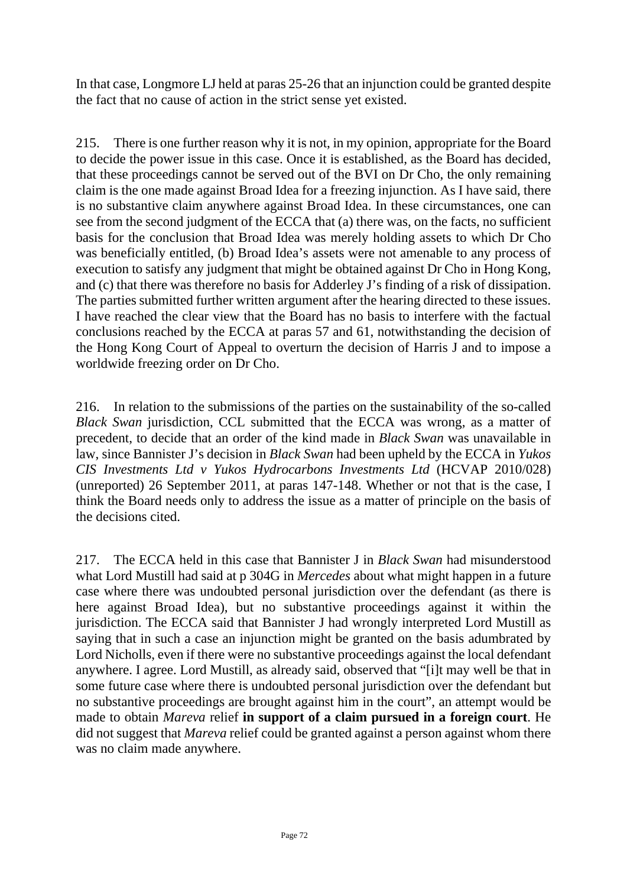In that case, Longmore LJ held at paras 25-26 that an injunction could be granted despite the fact that no cause of action in the strict sense yet existed.

215. There is one further reason why it is not, in my opinion, appropriate for the Board to decide the power issue in this case. Once it is established, as the Board has decided, that these proceedings cannot be served out of the BVI on Dr Cho, the only remaining claim is the one made against Broad Idea for a freezing injunction. As I have said, there is no substantive claim anywhere against Broad Idea. In these circumstances, one can see from the second judgment of the ECCA that (a) there was, on the facts, no sufficient basis for the conclusion that Broad Idea was merely holding assets to which Dr Cho was beneficially entitled, (b) Broad Idea's assets were not amenable to any process of execution to satisfy any judgment that might be obtained against Dr Cho in Hong Kong, and (c) that there was therefore no basis for Adderley J's finding of a risk of dissipation. The parties submitted further written argument after the hearing directed to these issues. I have reached the clear view that the Board has no basis to interfere with the factual conclusions reached by the ECCA at paras 57 and 61, notwithstanding the decision of the Hong Kong Court of Appeal to overturn the decision of Harris J and to impose a worldwide freezing order on Dr Cho.

216. In relation to the submissions of the parties on the sustainability of the so-called *Black Swan* jurisdiction, CCL submitted that the ECCA was wrong, as a matter of precedent, to decide that an order of the kind made in *Black Swan* was unavailable in law, since Bannister J's decision in *Black Swan* had been upheld by the ECCA in *Yukos CIS Investments Ltd v Yukos Hydrocarbons Investments Ltd* (HCVAP 2010/028) (unreported) 26 September 2011, at paras 147-148. Whether or not that is the case, I think the Board needs only to address the issue as a matter of principle on the basis of the decisions cited.

217. The ECCA held in this case that Bannister J in *Black Swan* had misunderstood what Lord Mustill had said at p 304G in *Mercedes* about what might happen in a future case where there was undoubted personal jurisdiction over the defendant (as there is here against Broad Idea), but no substantive proceedings against it within the jurisdiction. The ECCA said that Bannister J had wrongly interpreted Lord Mustill as saying that in such a case an injunction might be granted on the basis adumbrated by Lord Nicholls, even if there were no substantive proceedings against the local defendant anywhere. I agree. Lord Mustill, as already said, observed that "[i]t may well be that in some future case where there is undoubted personal jurisdiction over the defendant but no substantive proceedings are brought against him in the court", an attempt would be made to obtain *Mareva* relief **in support of a claim pursued in a foreign court**. He did not suggest that *Mareva* relief could be granted against a person against whom there was no claim made anywhere.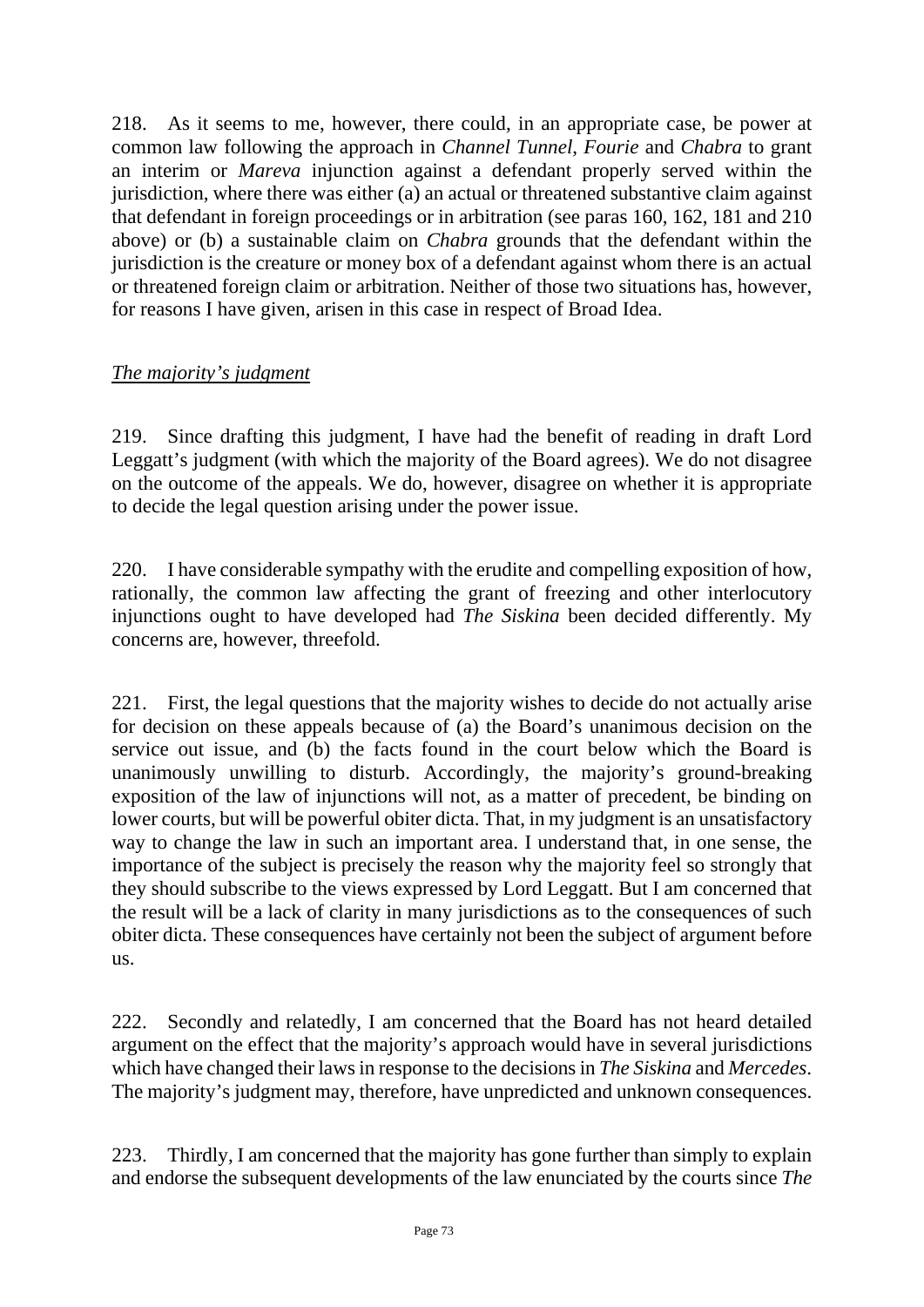218. As it seems to me, however, there could, in an appropriate case, be power at common law following the approach in *Channel Tunnel*, *Fourie* and *Chabra* to grant an interim or *Mareva* injunction against a defendant properly served within the jurisdiction, where there was either (a) an actual or threatened substantive claim against that defendant in foreign proceedings or in arbitration (see paras 160, 162, 181 and 210 above) or (b) a sustainable claim on *Chabra* grounds that the defendant within the jurisdiction is the creature or money box of a defendant against whom there is an actual or threatened foreign claim or arbitration. Neither of those two situations has, however, for reasons I have given, arisen in this case in respect of Broad Idea.

*The majority's judgment*

219. Since drafting this judgment, I have had the benefit of reading in draft Lord Leggatt's judgment (with which the majority of the Board agrees). We do not disagree on the outcome of the appeals. We do, however, disagree on whether it is appropriate to decide the legal question arising under the power issue.

220. I have considerable sympathy with the erudite and compelling exposition of how, rationally, the common law affecting the grant of freezing and other interlocutory injunctions ought to have developed had *The Siskina* been decided differently. My concerns are, however, threefold.

221. First, the legal questions that the majority wishes to decide do not actually arise for decision on these appeals because of (a) the Board's unanimous decision on the service out issue, and (b) the facts found in the court below which the Board is unanimously unwilling to disturb. Accordingly, the majority's ground-breaking exposition of the law of injunctions will not, as a matter of precedent, be binding on lower courts, but will be powerful obiter dicta. That, in my judgment is an unsatisfactory way to change the law in such an important area. I understand that, in one sense, the importance of the subject is precisely the reason why the majority feel so strongly that they should subscribe to the views expressed by Lord Leggatt. But I am concerned that the result will be a lack of clarity in many jurisdictions as to the consequences of such obiter dicta. These consequences have certainly not been the subject of argument before us.

222. Secondly and relatedly, I am concerned that the Board has not heard detailed argument on the effect that the majority's approach would have in several jurisdictions which have changed their laws in response to the decisions in *The Siskina* and *Mercedes*. The majority's judgment may, therefore, have unpredicted and unknown consequences.

223. Thirdly, I am concerned that the majority has gone further than simply to explain and endorse the subsequent developments of the law enunciated by the courts since *The*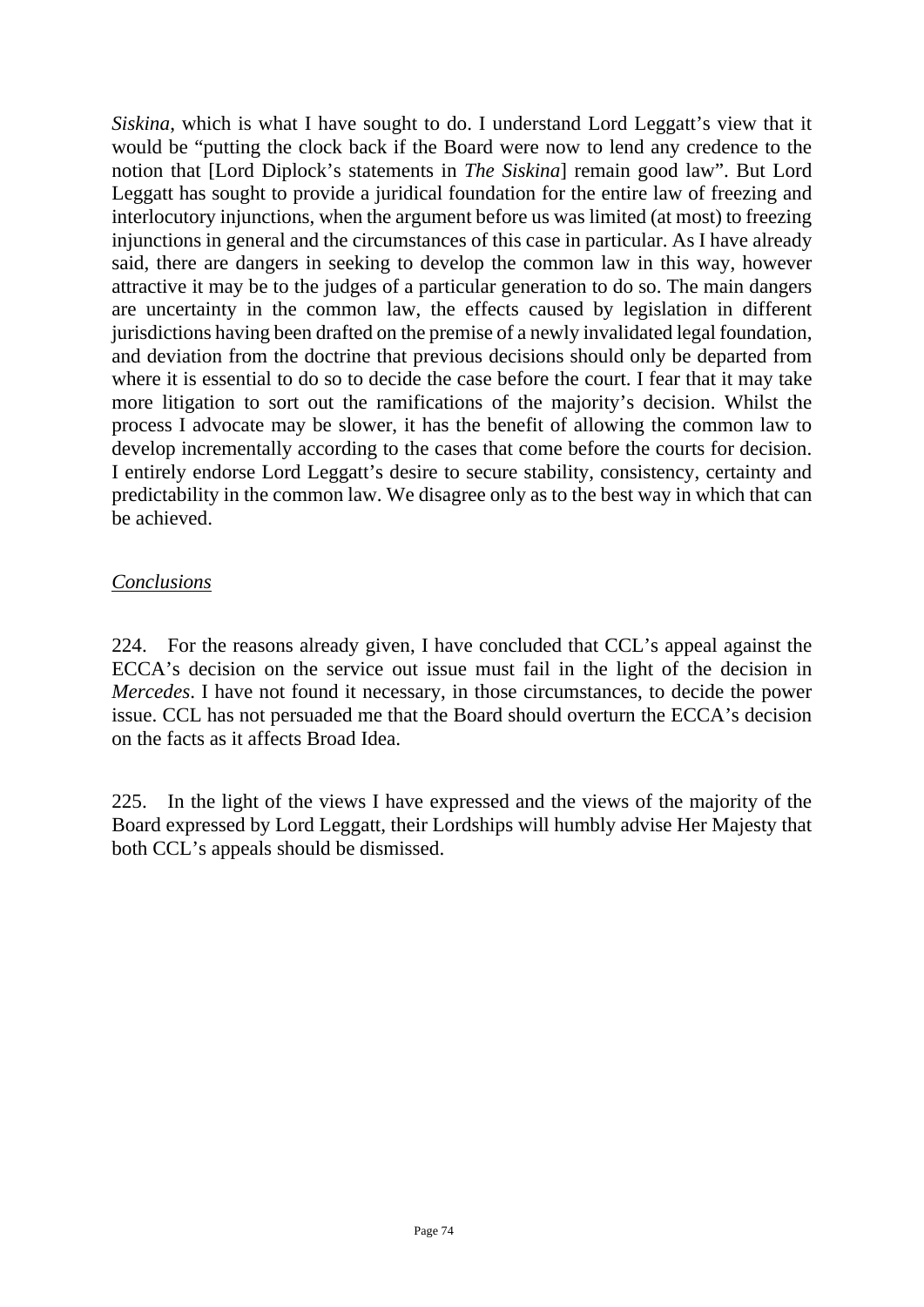*Siskina*, which is what I have sought to do. I understand Lord Leggatt's view that it would be "putting the clock back if the Board were now to lend any credence to the notion that [Lord Diplock's statements in *The Siskina*] remain good law". But Lord Leggatt has sought to provide a juridical foundation for the entire law of freezing and interlocutory injunctions, when the argument before us was limited (at most) to freezing injunctions in general and the circumstances of this case in particular. As I have already said, there are dangers in seeking to develop the common law in this way, however attractive it may be to the judges of a particular generation to do so. The main dangers are uncertainty in the common law, the effects caused by legislation in different jurisdictions having been drafted on the premise of a newly invalidated legal foundation, and deviation from the doctrine that previous decisions should only be departed from where it is essential to do so to decide the case before the court. I fear that it may take more litigation to sort out the ramifications of the majority's decision. Whilst the process I advocate may be slower, it has the benefit of allowing the common law to develop incrementally according to the cases that come before the courts for decision. I entirely endorse Lord Leggatt's desire to secure stability, consistency, certainty and predictability in the common law. We disagree only as to the best way in which that can be achieved.

*Conclusions*

224. For the reasons already given, I have concluded that CCL's appeal against the ECCA's decision on the service out issue must fail in the light of the decision in *Mercedes*. I have not found it necessary, in those circumstances, to decide the power issue. CCL has not persuaded me that the Board should overturn the ECCA's decision on the facts as it affects Broad Idea.

225. In the light of the views I have expressed and the views of the majority of the Board expressed by Lord Leggatt, their Lordships will humbly advise Her Majesty that both CCL's appeals should be dismissed.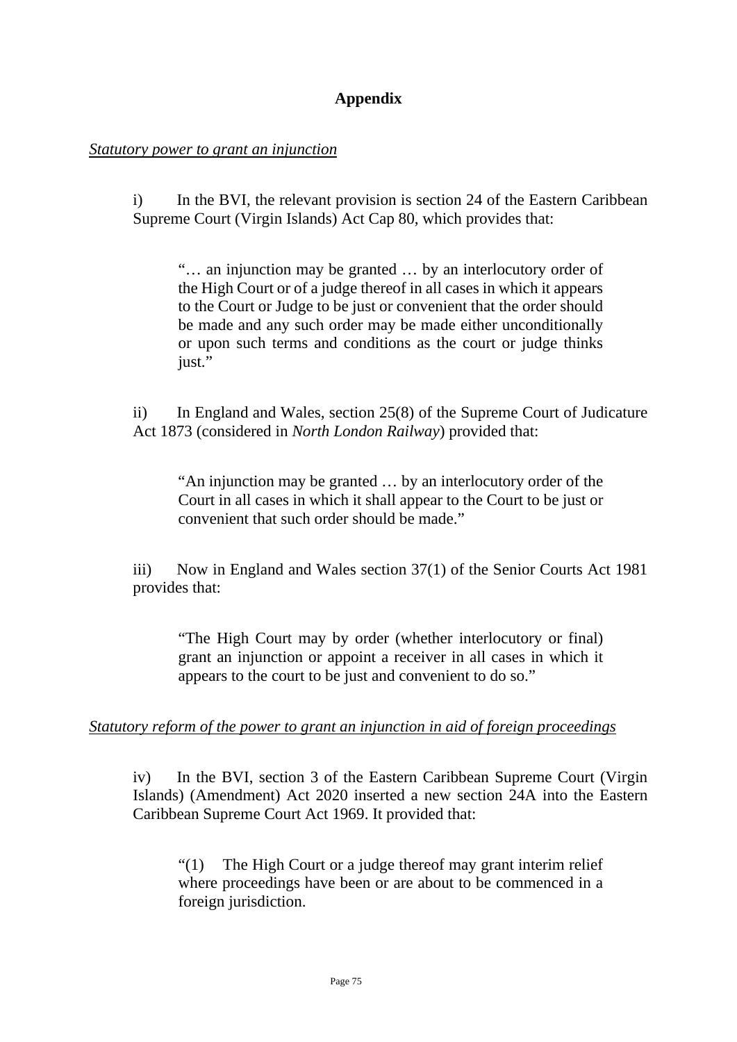## Appendix

*Statutory power to grant an injunction*

i) In the BVI, the relevant provision is section 24 of the Eastern Caribbean Supreme Court (Virgin Islands) Act Cap 80, which provides that:

> "… an injunction may be granted … by an interlocutory order of the High Court or of a judge thereof in all cases in which it appears to the Court or Judge to be just or convenient that the order should be made and any such order may be made either unconditionally or upon such terms and conditions as the court or judge thinks just."

ii) In England and Wales, section 25(8) of the Supreme Court of Judicature Act 1873 (considered in *North London Railway*) provided that:

> "An injunction may be granted … by an interlocutory order of the Court in all cases in which it shall appear to the Court to be just or convenient that such order should be made."

iii) Now in England and Wales section 37(1) of the Senior Courts Act 1981 provides that:

> "The High Court may by order (whether interlocutory or final) grant an injunction or appoint a receiver in all cases in which it appears to the court to be just and convenient to do so."

*Statutory reform of the power to grant an injunction in aid of foreign proceedings*

iv) In the BVI, section 3 of the Eastern Caribbean Supreme Court (Virgin Islands) (Amendment) Act 2020 inserted a new section 24A into the Eastern Caribbean Supreme Court Act 1969. It provided that:

> "(1) The High Court or a judge thereof may grant interim relief where proceedings have been or are about to be commenced in a foreign jurisdiction.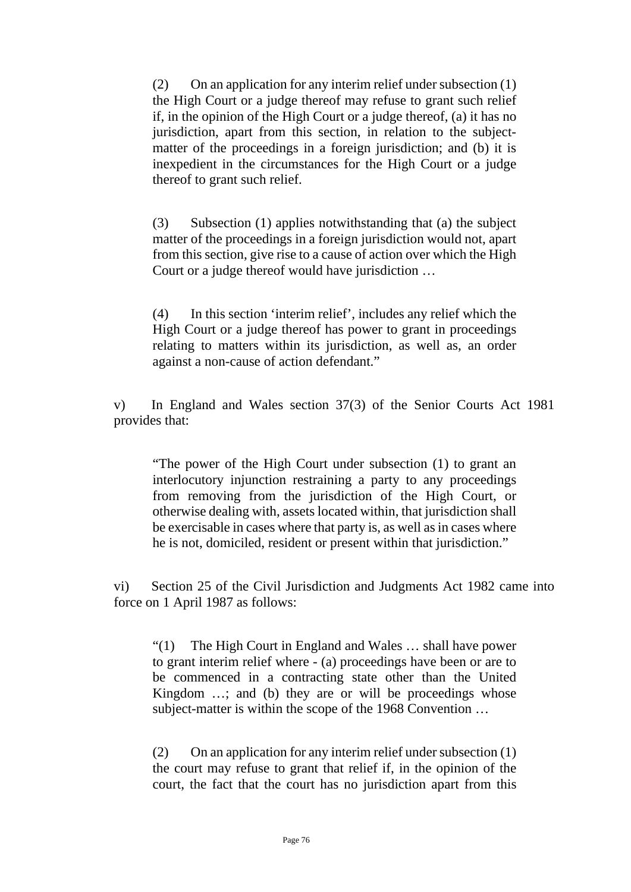> (2) On an application for any interim relief under subsection (1) the High Court or a judge thereof may refuse to grant such relief if, in the opinion of the High Court or a judge thereof, (a) it has no jurisdiction, apart from this section, in relation to the subject-matter of the proceedings in a foreign jurisdiction; and (b) it is inexpedient in the circumstances for the High Court or a judge thereof to grant such relief.
>
> (3) Subsection (1) applies notwithstanding that (a) the subject matter of the proceedings in a foreign jurisdiction would not, apart from this section, give rise to a cause of action over which the High Court or a judge thereof would have jurisdiction …
>
> (4) In this section 'interim relief', includes any relief which the High Court or a judge thereof has power to grant in proceedings relating to matters within its jurisdiction, as well as, an order against a non-cause of action defendant."

v) In England and Wales section 37(3) of the Senior Courts Act 1981 provides that:

> "The power of the High Court under subsection (1) to grant an interlocutory injunction restraining a party to any proceedings from removing from the jurisdiction of the High Court, or otherwise dealing with, assets located within, that jurisdiction shall be exercisable in cases where that party is, as well as in cases where he is not, domiciled, resident or present within that jurisdiction."

vi) Section 25 of the Civil Jurisdiction and Judgments Act 1982 came into force on 1 April 1987 as follows:

> "(1) The High Court in England and Wales … shall have power to grant interim relief where - (a) proceedings have been or are to be commenced in a contracting state other than the United Kingdom …; and (b) they are or will be proceedings whose subject-matter is within the scope of the 1968 Convention …
>
> (2) On an application for any interim relief under subsection (1) the court may refuse to grant that relief if, in the opinion of the court, the fact that the court has no jurisdiction apart from this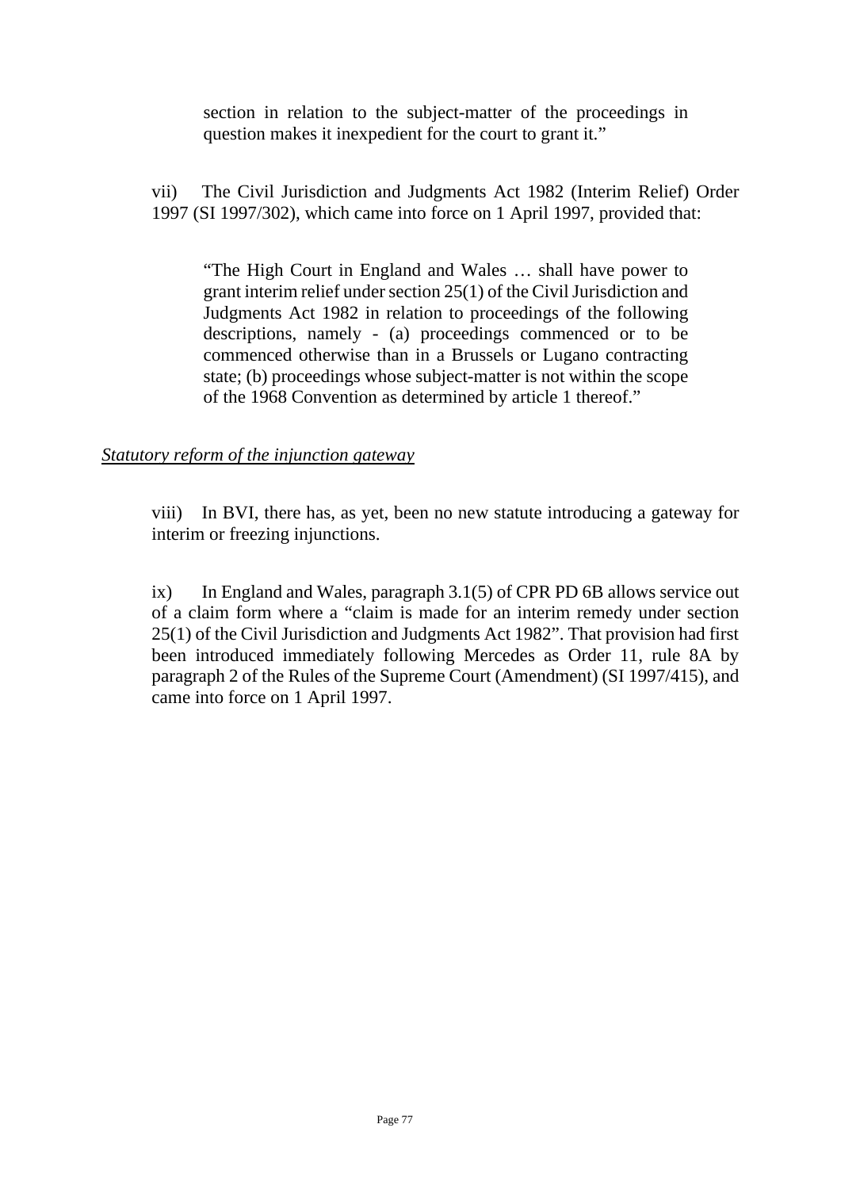> section in relation to the subject-matter of the proceedings in question makes it inexpedient for the court to grant it."

vii) The Civil Jurisdiction and Judgments Act 1982 (Interim Relief) Order 1997 (SI 1997/302), which came into force on 1 April 1997, provided that:

> "The High Court in England and Wales … shall have power to grant interim relief under section 25(1) of the Civil Jurisdiction and Judgments Act 1982 in relation to proceedings of the following descriptions, namely - (a) proceedings commenced or to be commenced otherwise than in a Brussels or Lugano contracting state; (b) proceedings whose subject-matter is not within the scope of the 1968 Convention as determined by article 1 thereof."

*Statutory reform of the injunction gateway*

viii) In BVI, there has, as yet, been no new statute introducing a gateway for interim or freezing injunctions.

ix) In England and Wales, paragraph 3.1(5) of CPR PD 6B allows service out of a claim form where a "claim is made for an interim remedy under section 25(1) of the Civil Jurisdiction and Judgments Act 1982". That provision had first been introduced immediately following Mercedes as Order 11, rule 8A by paragraph 2 of the Rules of the Supreme Court (Amendment) (SI 1997/415), and came into force on 1 April 1997.